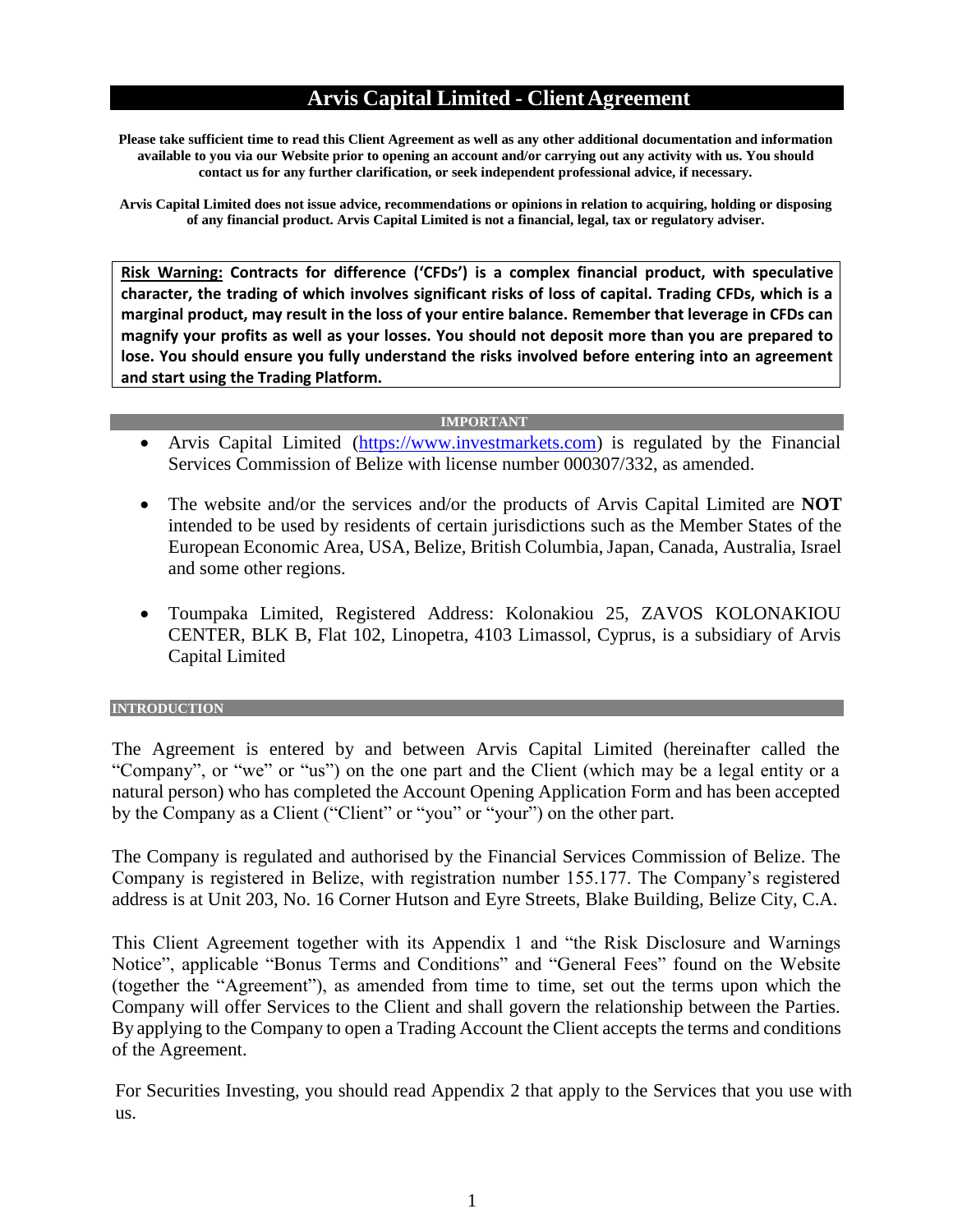# Arvis Capital Limited - Client Agreement

**Please take sufficient time to read this Client Agreement as well as any other additional documentation and information available to you via our Website prior to opening an account and/or carrying out any activity with us. You should contact us for any further clarification, or seek independent professional advice, if necessary.**

**Arvis Capital Limited does not issue advice, recommendations or opinions in relation to acquiring, holding or disposing of any financial product. Arvis Capital Limited is not a financial, legal, tax or regulatory adviser.**

**Risk Warning: Contracts for difference ('CFDs') is a complex financial product, with speculative character, the trading of which involves significant risks of loss of capital. Trading CFDs, which is a marginal product, may result in the loss of your entire balance. Remember that leverage in CFDs can magnify your profits as well as your losses. You should not deposit more than you are prepared to lose. You should ensure you fully understand the risks involved before entering into an agreement and start using the Trading Platform.**

## IMPORTANT

- Arvis Capital Limited (https://www.investmarkets.com) is regulated by the Financial Services Commission of Belize with license number 000307/332, as amended.
- The website and/or the services and/or the products of Arvis Capital Limited are **NOT** intended to be used by residents of certain jurisdictions such as the Member States of the European Economic Area, USA, Belize, British Columbia, Japan, Canada, Australia, Israel and some other regions.
- Toumpaka Limited, Registered Address: Kolonakiou 25, ZAVOS KOLONAKIOU CENTER, BLK B, Flat 102, Linopetra, 4103 Limassol, Cyprus, is a subsidiary of Arvis Capital Limited

## INTRODUCTION

The Agreement is entered by and between Arvis Capital Limited (hereinafter called the "Company", or "we" or "us") on the one part and the Client (which may be a legal entity or a natural person) who has completed the Account Opening Application Form and has been accepted by the Company as a Client ("Client" or "you" or "your") on the other part.

The Company is regulated and authorised by the Financial Services Commission of Belize. The Company is registered in Belize, with registration number 155.177. The Company's registered address is at Unit 203, No. 16 Corner Hutson and Eyre Streets, Blake Building, Belize City, C.A.

This Client Agreement together with its Appendix 1 and "the Risk Disclosure and Warnings Notice", applicable "Bonus Terms and Conditions" and "General Fees" found on the Website (together the "Agreement"), as amended from time to time, set out the terms upon which the Company will offer Services to the Client and shall govern the relationship between the Parties. By applying to the Company to open a Trading Account the Client accepts the terms and conditions of the Agreement.

For Securities Investing, you should read Appendix 2 that apply to the Services that you use with us.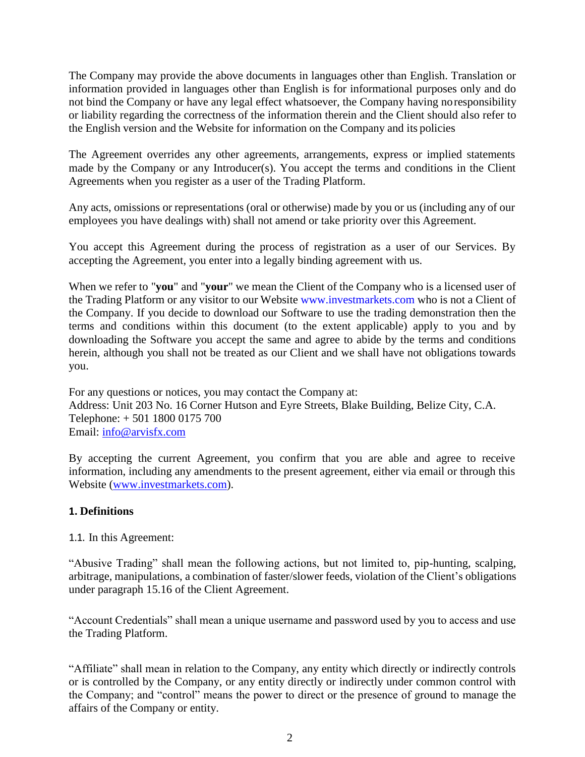The Company may provide the above documents in languages other than English. Translation or information provided in languages other than English is for informational purposes only and do not bind the Company or have any legal effect whatsoever, the Company having no responsibility or liability regarding the correctness of the information therein and the Client should also refer to the English version and the Website for information on the Company and its policies

The Agreement overrides any other agreements, arrangements, express or implied statements made by the Company or any Introducer(s). You accept the terms and conditions in the Client Agreements when you register as a user of the Trading Platform.

Any acts, omissions or representations (oral or otherwise) made by you or us (including any of our employees you have dealings with) shall not amend or take priority over this Agreement.

You accept this Agreement during the process of registration as a user of our Services. By accepting the Agreement, you enter into a legally binding agreement with us.

When we refer to "**you**" and "**your**" we mean the Client of the Company who is a licensed user of the Trading Platform or any visitor to our Website www.investmarkets.com who is not a Client of the Company. If you decide to download our Software to use the trading demonstration then the terms and conditions within this document (to the extent applicable) apply to you and by downloading the Software you accept the same and agree to abide by the terms and conditions herein, although you shall not be treated as our Client and we shall have not obligations towards you.

For any questions or notices, you may contact the Company at:
Address: Unit 203 No. 16 Corner Hutson and Eyre Streets, Blake Building, Belize City, C.A.
Telephone: + 501 1800 0175 700
Email: info@arvisfx.com

By accepting the current Agreement, you confirm that you are able and agree to receive information, including any amendments to the present agreement, either via email or through this Website (www.investmarkets.com).

**1. Definitions**

1.1. In this Agreement:

"Abusive Trading" shall mean the following actions, but not limited to, pip-hunting, scalping, arbitrage, manipulations, a combination of faster/slower feeds, violation of the Client's obligations under paragraph 15.16 of the Client Agreement.

"Account Credentials" shall mean a unique username and password used by you to access and use the Trading Platform.

"Affiliate" shall mean in relation to the Company, any entity which directly or indirectly controls or is controlled by the Company, or any entity directly or indirectly under common control with the Company; and "control" means the power to direct or the presence of ground to manage the affairs of the Company or entity.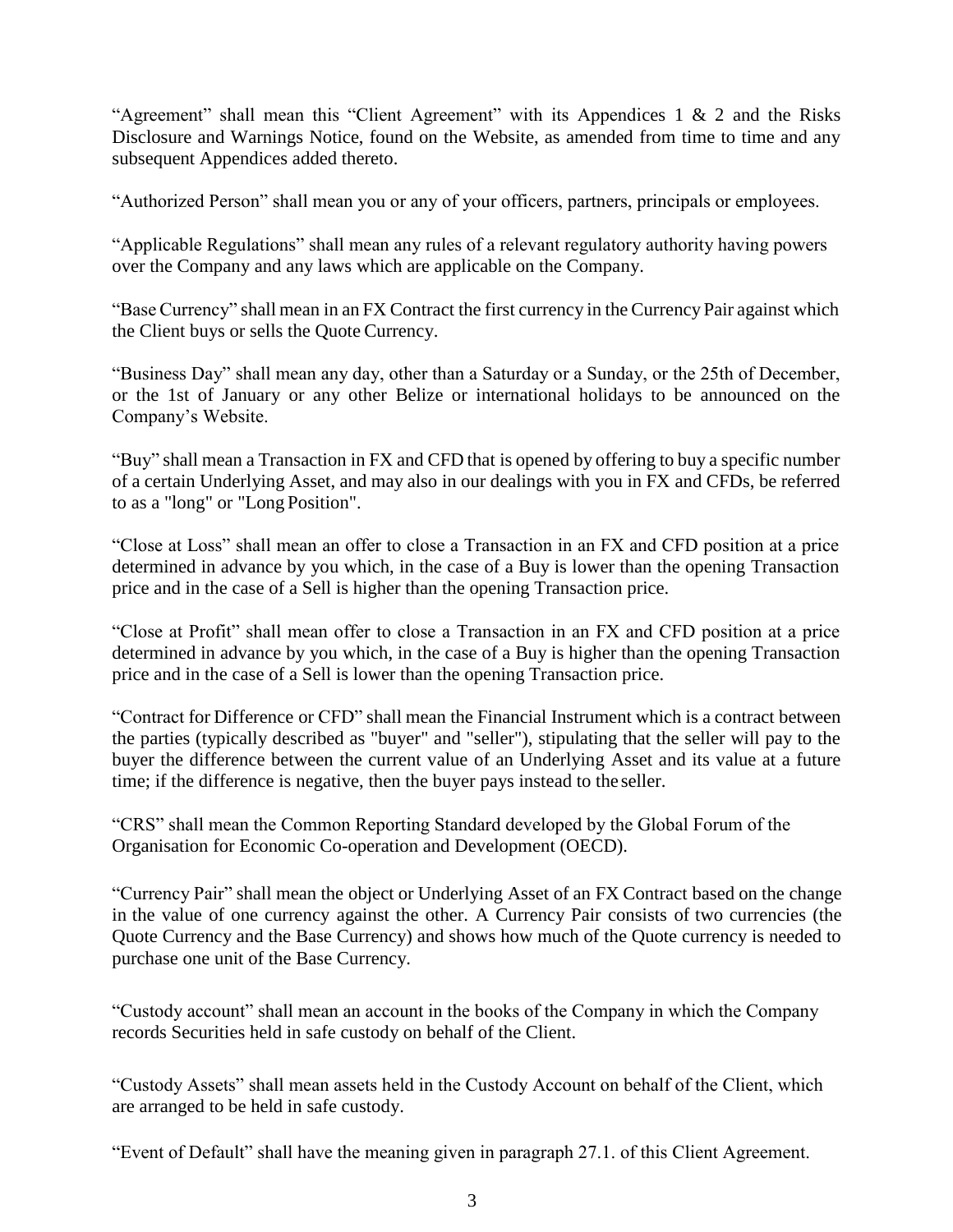"Agreement" shall mean this "Client Agreement" with its Appendices 1 & 2 and the Risks Disclosure and Warnings Notice, found on the Website, as amended from time to time and any subsequent Appendices added thereto.

"Authorized Person" shall mean you or any of your officers, partners, principals or employees.

"Applicable Regulations" shall mean any rules of a relevant regulatory authority having powers over the Company and any laws which are applicable on the Company.

"Base Currency" shall mean in an FX Contract the first currency in the Currency Pair against which the Client buys or sells the Quote Currency.

"Business Day" shall mean any day, other than a Saturday or a Sunday, or the 25th of December, or the 1st of January or any other Belize or international holidays to be announced on the Company's Website.

"Buy" shall mean a Transaction in FX and CFD that is opened by offering to buy a specific number of a certain Underlying Asset, and may also in our dealings with you in FX and CFDs, be referred to as a "long" or "Long Position".

"Close at Loss" shall mean an offer to close a Transaction in an FX and CFD position at a price determined in advance by you which, in the case of a Buy is lower than the opening Transaction price and in the case of a Sell is higher than the opening Transaction price.

"Close at Profit" shall mean offer to close a Transaction in an FX and CFD position at a price determined in advance by you which, in the case of a Buy is higher than the opening Transaction price and in the case of a Sell is lower than the opening Transaction price.

"Contract for Difference or CFD" shall mean the Financial Instrument which is a contract between the parties (typically described as "buyer" and "seller"), stipulating that the seller will pay to the buyer the difference between the current value of an Underlying Asset and its value at a future time; if the difference is negative, then the buyer pays instead to the seller.

"CRS" shall mean the Common Reporting Standard developed by the Global Forum of the Organisation for Economic Co-operation and Development (OECD).

"Currency Pair" shall mean the object or Underlying Asset of an FX Contract based on the change in the value of one currency against the other. A Currency Pair consists of two currencies (the Quote Currency and the Base Currency) and shows how much of the Quote currency is needed to purchase one unit of the Base Currency.

"Custody account" shall mean an account in the books of the Company in which the Company records Securities held in safe custody on behalf of the Client.

"Custody Assets" shall mean assets held in the Custody Account on behalf of the Client, which are arranged to be held in safe custody.

"Event of Default" shall have the meaning given in paragraph 27.1. of this Client Agreement.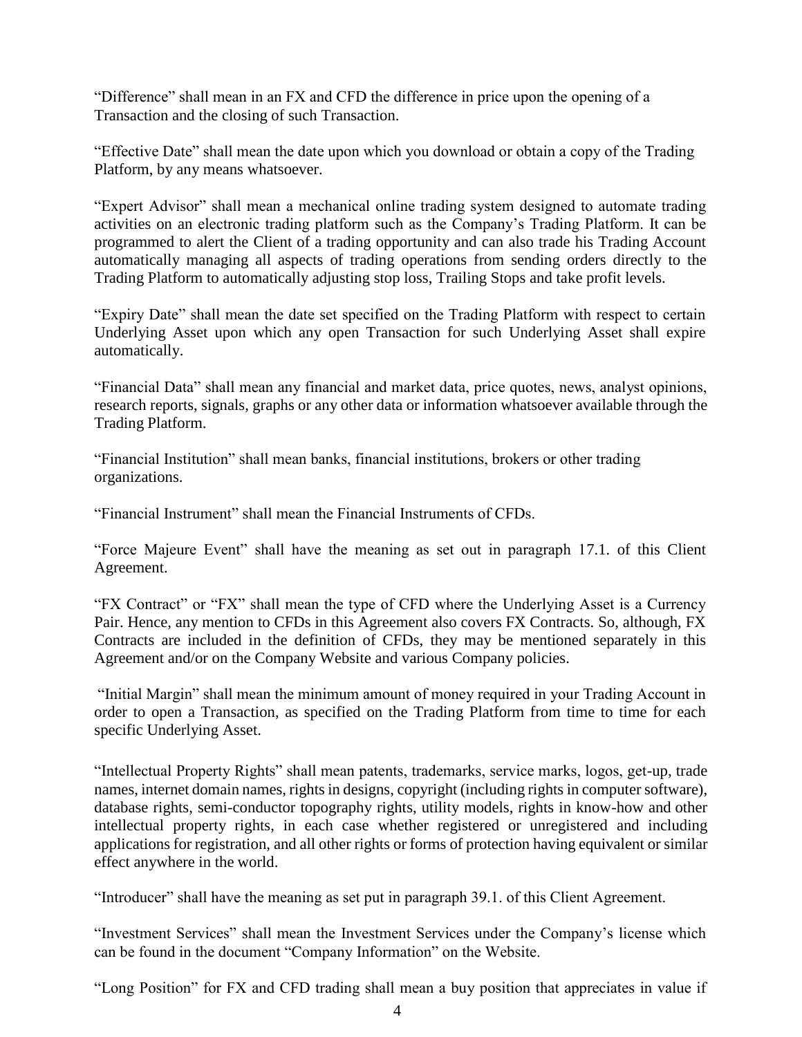"Difference" shall mean in an FX and CFD the difference in price upon the opening of a Transaction and the closing of such Transaction.

"Effective Date" shall mean the date upon which you download or obtain a copy of the Trading Platform, by any means whatsoever.

"Expert Advisor" shall mean a mechanical online trading system designed to automate trading activities on an electronic trading platform such as the Company's Trading Platform. It can be programmed to alert the Client of a trading opportunity and can also trade his Trading Account automatically managing all aspects of trading operations from sending orders directly to the Trading Platform to automatically adjusting stop loss, Trailing Stops and take profit levels.

"Expiry Date" shall mean the date set specified on the Trading Platform with respect to certain Underlying Asset upon which any open Transaction for such Underlying Asset shall expire automatically.

"Financial Data" shall mean any financial and market data, price quotes, news, analyst opinions, research reports, signals, graphs or any other data or information whatsoever available through the Trading Platform.

"Financial Institution" shall mean banks, financial institutions, brokers or other trading organizations.

"Financial Instrument" shall mean the Financial Instruments of CFDs.

"Force Majeure Event" shall have the meaning as set out in paragraph 17.1. of this Client Agreement.

"FX Contract" or "FX" shall mean the type of CFD where the Underlying Asset is a Currency Pair. Hence, any mention to CFDs in this Agreement also covers FX Contracts. So, although, FX Contracts are included in the definition of CFDs, they may be mentioned separately in this Agreement and/or on the Company Website and various Company policies.

"Initial Margin" shall mean the minimum amount of money required in your Trading Account in order to open a Transaction, as specified on the Trading Platform from time to time for each specific Underlying Asset.

"Intellectual Property Rights" shall mean patents, trademarks, service marks, logos, get-up, trade names, internet domain names, rights in designs, copyright (including rights in computer software), database rights, semi-conductor topography rights, utility models, rights in know-how and other intellectual property rights, in each case whether registered or unregistered and including applications for registration, and all other rights or forms of protection having equivalent or similar effect anywhere in the world.

"Introducer" shall have the meaning as set put in paragraph 39.1. of this Client Agreement.

"Investment Services" shall mean the Investment Services under the Company's license which can be found in the document "Company Information" on the Website.

"Long Position" for FX and CFD trading shall mean a buy position that appreciates in value if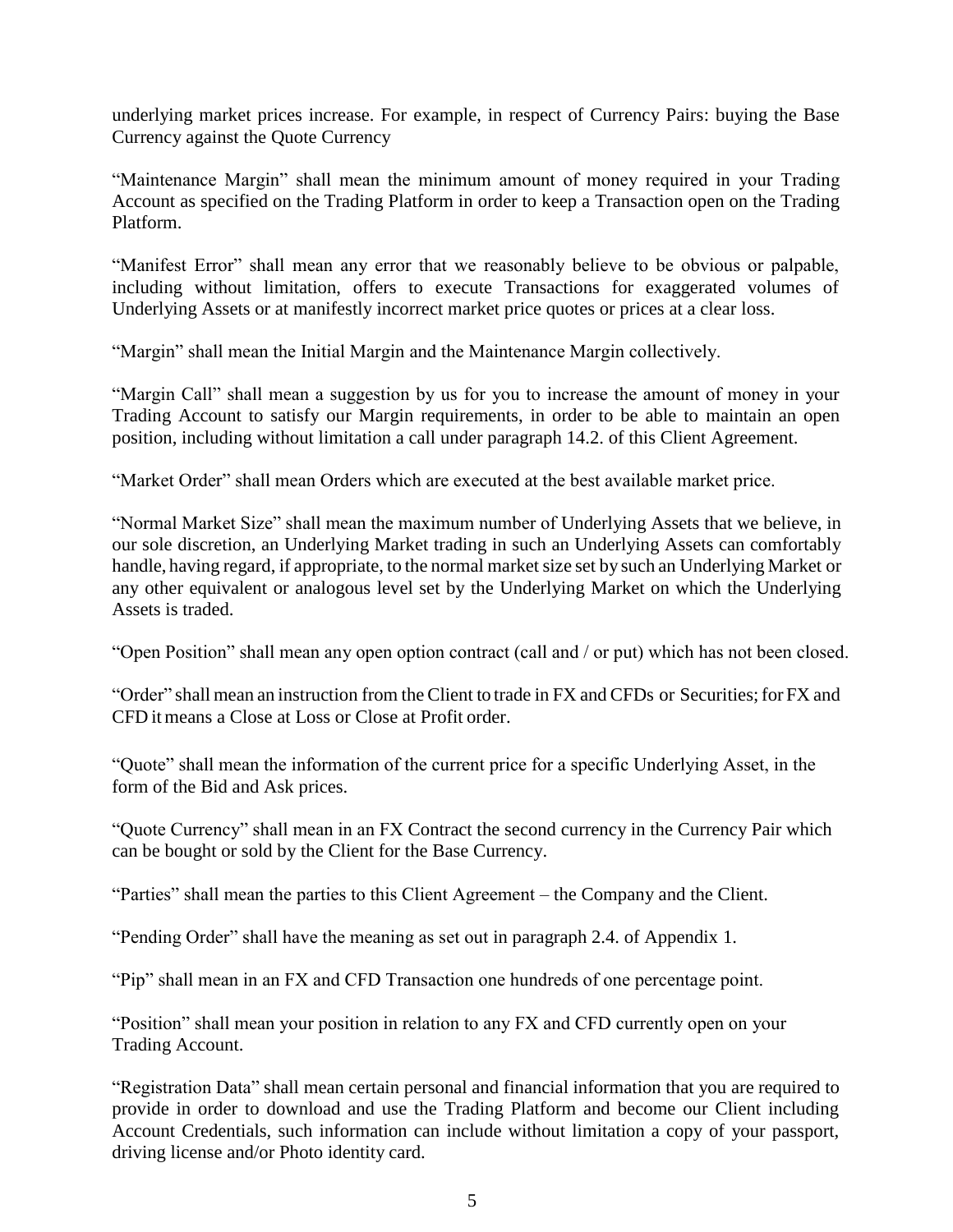underlying market prices increase. For example, in respect of Currency Pairs: buying the Base Currency against the Quote Currency

“Maintenance Margin” shall mean the minimum amount of money required in your Trading Account as specified on the Trading Platform in order to keep a Transaction open on the Trading Platform.

“Manifest Error” shall mean any error that we reasonably believe to be obvious or palpable, including without limitation, offers to execute Transactions for exaggerated volumes of Underlying Assets or at manifestly incorrect market price quotes or prices at a clear loss.

“Margin” shall mean the Initial Margin and the Maintenance Margin collectively.

“Margin Call” shall mean a suggestion by us for you to increase the amount of money in your Trading Account to satisfy our Margin requirements, in order to be able to maintain an open position, including without limitation a call under paragraph 14.2. of this Client Agreement.

“Market Order” shall mean Orders which are executed at the best available market price.

“Normal Market Size” shall mean the maximum number of Underlying Assets that we believe, in our sole discretion, an Underlying Market trading in such an Underlying Assets can comfortably handle, having regard, if appropriate, to the normal market size set by such an Underlying Market or any other equivalent or analogous level set by the Underlying Market on which the Underlying Assets is traded.

“Open Position” shall mean any open option contract (call and / or put) which has not been closed.

“Order” shall mean an instruction from the Client to trade in FX and CFDs or Securities; for FX and CFD it means a Close at Loss or Close at Profit order.

“Quote” shall mean the information of the current price for a specific Underlying Asset, in the form of the Bid and Ask prices.

“Quote Currency” shall mean in an FX Contract the second currency in the Currency Pair which can be bought or sold by the Client for the Base Currency.

“Parties” shall mean the parties to this Client Agreement – the Company and the Client.

“Pending Order” shall have the meaning as set out in paragraph 2.4. of Appendix 1.

“Pip” shall mean in an FX and CFD Transaction one hundreds of one percentage point.

“Position” shall mean your position in relation to any FX and CFD currently open on your Trading Account.

“Registration Data” shall mean certain personal and financial information that you are required to provide in order to download and use the Trading Platform and become our Client including Account Credentials, such information can include without limitation a copy of your passport, driving license and/or Photo identity card.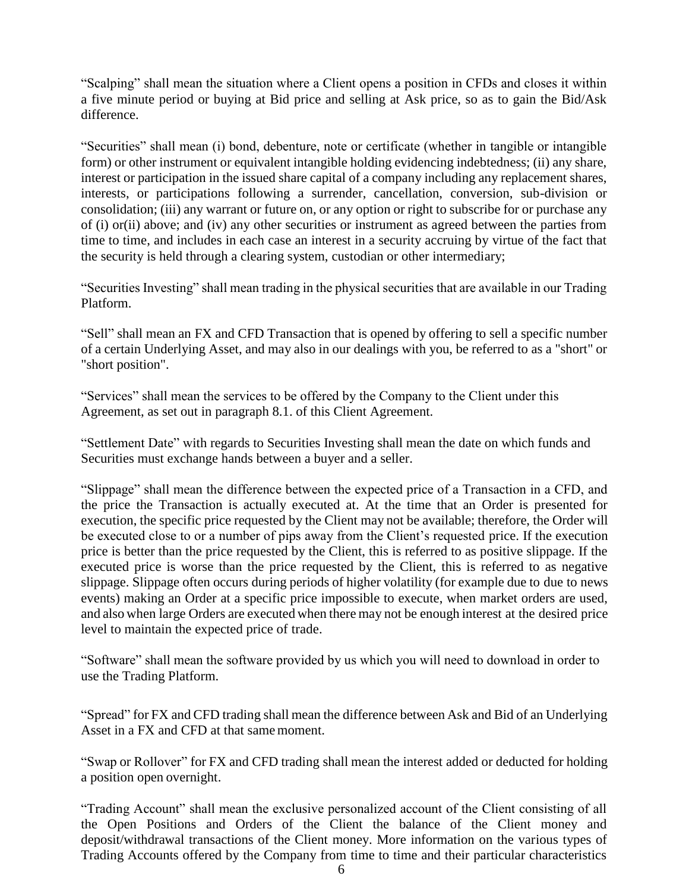"Scalping" shall mean the situation where a Client opens a position in CFDs and closes it within a five minute period or buying at Bid price and selling at Ask price, so as to gain the Bid/Ask difference.

"Securities" shall mean (i) bond, debenture, note or certificate (whether in tangible or intangible form) or other instrument or equivalent intangible holding evidencing indebtedness; (ii) any share, interest or participation in the issued share capital of a company including any replacement shares, interests, or participations following a surrender, cancellation, conversion, sub-division or consolidation; (iii) any warrant or future on, or any option or right to subscribe for or purchase any of (i) or(ii) above; and (iv) any other securities or instrument as agreed between the parties from time to time, and includes in each case an interest in a security accruing by virtue of the fact that the security is held through a clearing system, custodian or other intermediary;

"Securities Investing" shall mean trading in the physical securities that are available in our Trading Platform.

"Sell" shall mean an FX and CFD Transaction that is opened by offering to sell a specific number of a certain Underlying Asset, and may also in our dealings with you, be referred to as a "short" or "short position".

"Services" shall mean the services to be offered by the Company to the Client under this Agreement, as set out in paragraph 8.1. of this Client Agreement.

"Settlement Date" with regards to Securities Investing shall mean the date on which funds and Securities must exchange hands between a buyer and a seller.

"Slippage" shall mean the difference between the expected price of a Transaction in a CFD, and the price the Transaction is actually executed at. At the time that an Order is presented for execution, the specific price requested by the Client may not be available; therefore, the Order will be executed close to or a number of pips away from the Client's requested price. If the execution price is better than the price requested by the Client, this is referred to as positive slippage. If the executed price is worse than the price requested by the Client, this is referred to as negative slippage. Slippage often occurs during periods of higher volatility (for example due to due to news events) making an Order at a specific price impossible to execute, when market orders are used, and also when large Orders are executed when there may not be enough interest at the desired price level to maintain the expected price of trade.

"Software" shall mean the software provided by us which you will need to download in order to use the Trading Platform.

"Spread" for FX and CFD trading shall mean the difference between Ask and Bid of an Underlying Asset in a FX and CFD at that same moment.

"Swap or Rollover" for FX and CFD trading shall mean the interest added or deducted for holding a position open overnight.

"Trading Account" shall mean the exclusive personalized account of the Client consisting of all the Open Positions and Orders of the Client the balance of the Client money and deposit/withdrawal transactions of the Client money. More information on the various types of Trading Accounts offered by the Company from time to time and their particular characteristics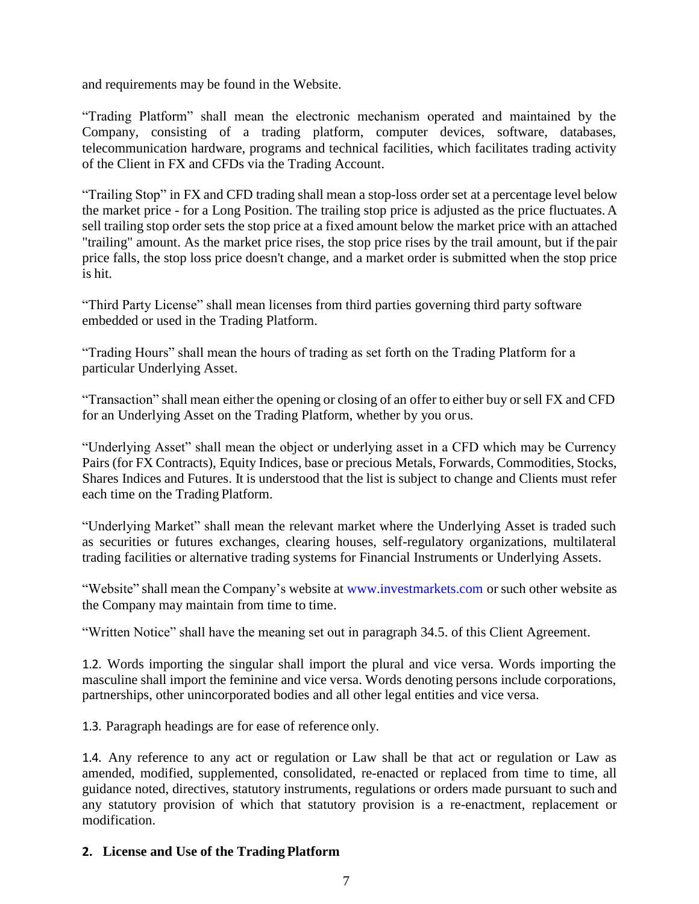and requirements may be found in the Website.

“Trading Platform” shall mean the electronic mechanism operated and maintained by the Company, consisting of a trading platform, computer devices, software, databases, telecommunication hardware, programs and technical facilities, which facilitates trading activity of the Client in FX and CFDs via the Trading Account.

“Trailing Stop” in FX and CFD trading shall mean a stop-loss order set at a percentage level below the market price - for a Long Position. The trailing stop price is adjusted as the price fluctuates. A sell trailing stop order sets the stop price at a fixed amount below the market price with an attached "trailing" amount. As the market price rises, the stop price rises by the trail amount, but if the pair price falls, the stop loss price doesn't change, and a market order is submitted when the stop price is hit.

“Third Party License” shall mean licenses from third parties governing third party software embedded or used in the Trading Platform.

“Trading Hours” shall mean the hours of trading as set forth on the Trading Platform for a particular Underlying Asset.

“Transaction” shall mean either the opening or closing of an offer to either buy or sell FX and CFD for an Underlying Asset on the Trading Platform, whether by you or us.

“Underlying Asset” shall mean the object or underlying asset in a CFD which may be Currency Pairs (for FX Contracts), Equity Indices, base or precious Metals, Forwards, Commodities, Stocks, Shares Indices and Futures. It is understood that the list is subject to change and Clients must refer each time on the Trading Platform.

“Underlying Market” shall mean the relevant market where the Underlying Asset is traded such as securities or futures exchanges, clearing houses, self-regulatory organizations, multilateral trading facilities or alternative trading systems for Financial Instruments or Underlying Assets.

“Website” shall mean the Company’s website at www.investmarkets.com or such other website as the Company may maintain from time to time.

“Written Notice” shall have the meaning set out in paragraph 34.5. of this Client Agreement.

1.2. Words importing the singular shall import the plural and vice versa. Words importing the masculine shall import the feminine and vice versa. Words denoting persons include corporations, partnerships, other unincorporated bodies and all other legal entities and vice versa.

1.3. Paragraph headings are for ease of reference only.

1.4. Any reference to any act or regulation or Law shall be that act or regulation or Law as amended, modified, supplemented, consolidated, re-enacted or replaced from time to time, all guidance noted, directives, statutory instruments, regulations or orders made pursuant to such and any statutory provision of which that statutory provision is a re-enactment, replacement or modification.

## 2. License and Use of the Trading Platform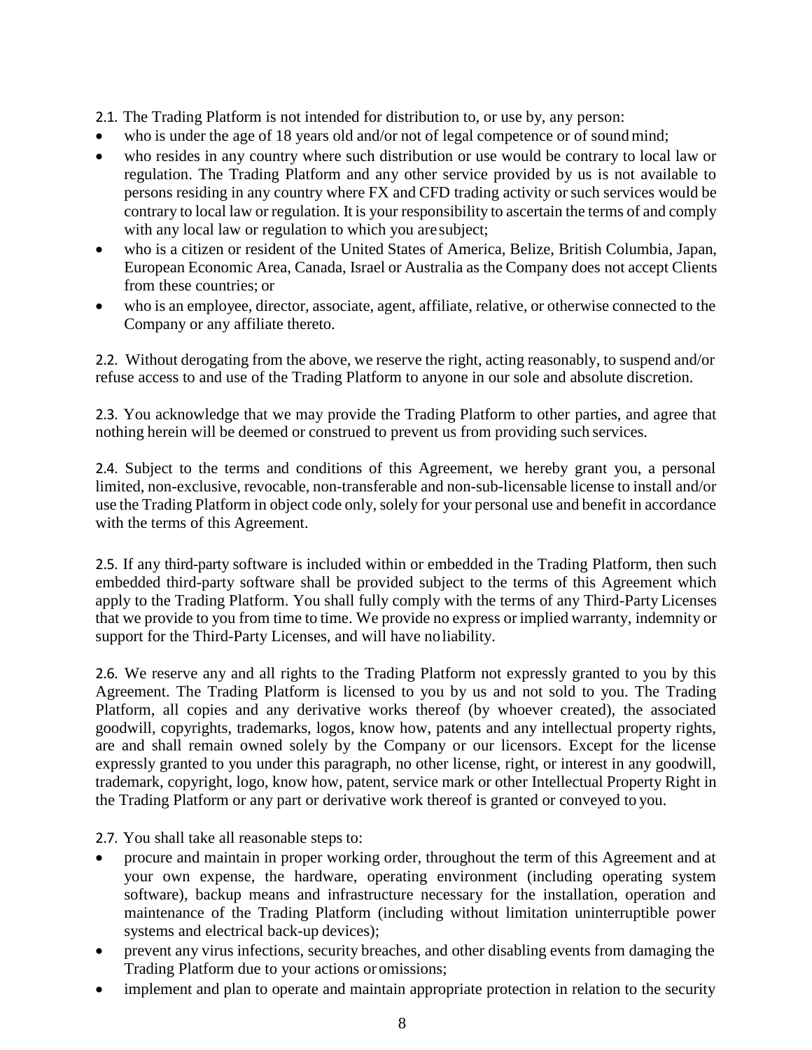2.1. The Trading Platform is not intended for distribution to, or use by, any person:

- who is under the age of 18 years old and/or not of legal competence or of sound mind;
- who resides in any country where such distribution or use would be contrary to local law or regulation. The Trading Platform and any other service provided by us is not available to persons residing in any country where FX and CFD trading activity or such services would be contrary to local law or regulation. It is your responsibility to ascertain the terms of and comply with any local law or regulation to which you are subject;
- who is a citizen or resident of the United States of America, Belize, British Columbia, Japan, European Economic Area, Canada, Israel or Australia as the Company does not accept Clients from these countries; or
- who is an employee, director, associate, agent, affiliate, relative, or otherwise connected to the Company or any affiliate thereto.

2.2. Without derogating from the above, we reserve the right, acting reasonably, to suspend and/or refuse access to and use of the Trading Platform to anyone in our sole and absolute discretion.

2.3. You acknowledge that we may provide the Trading Platform to other parties, and agree that nothing herein will be deemed or construed to prevent us from providing such services.

2.4. Subject to the terms and conditions of this Agreement, we hereby grant you, a personal limited, non-exclusive, revocable, non-transferable and non-sub-licensable license to install and/or use the Trading Platform in object code only, solely for your personal use and benefit in accordance with the terms of this Agreement.

2.5. If any third-party software is included within or embedded in the Trading Platform, then such embedded third-party software shall be provided subject to the terms of this Agreement which apply to the Trading Platform. You shall fully comply with the terms of any Third-Party Licenses that we provide to you from time to time. We provide no express or implied warranty, indemnity or support for the Third-Party Licenses, and will have no liability.

2.6. We reserve any and all rights to the Trading Platform not expressly granted to you by this Agreement. The Trading Platform is licensed to you by us and not sold to you. The Trading Platform, all copies and any derivative works thereof (by whoever created), the associated goodwill, copyrights, trademarks, logos, know how, patents and any intellectual property rights, are and shall remain owned solely by the Company or our licensors. Except for the license expressly granted to you under this paragraph, no other license, right, or interest in any goodwill, trademark, copyright, logo, know how, patent, service mark or other Intellectual Property Right in the Trading Platform or any part or derivative work thereof is granted or conveyed to you.

2.7. You shall take all reasonable steps to:

- procure and maintain in proper working order, throughout the term of this Agreement and at your own expense, the hardware, operating environment (including operating system software), backup means and infrastructure necessary for the installation, operation and maintenance of the Trading Platform (including without limitation uninterruptible power systems and electrical back-up devices);
- prevent any virus infections, security breaches, and other disabling events from damaging the Trading Platform due to your actions or omissions;
- implement and plan to operate and maintain appropriate protection in relation to the security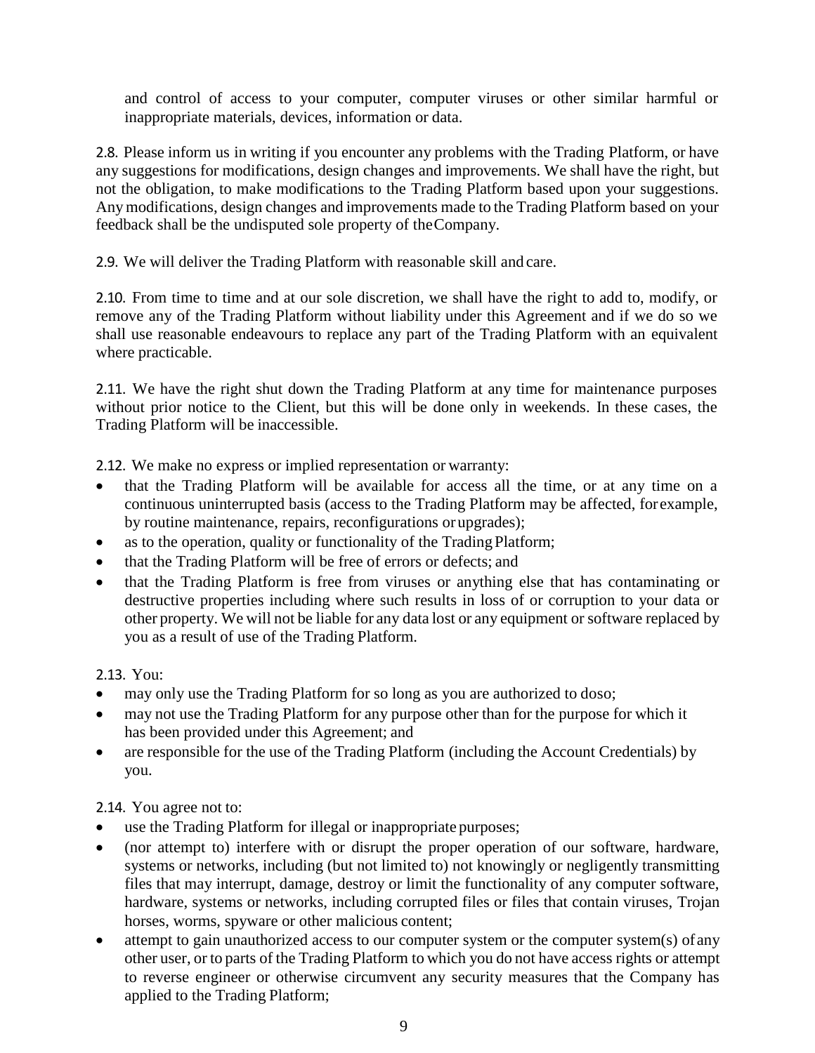and control of access to your computer, computer viruses or other similar harmful or inappropriate materials, devices, information or data.

2.8. Please inform us in writing if you encounter any problems with the Trading Platform, or have any suggestions for modifications, design changes and improvements. We shall have the right, but not the obligation, to make modifications to the Trading Platform based upon your suggestions. Any modifications, design changes and improvements made to the Trading Platform based on your feedback shall be the undisputed sole property of the Company.

2.9. We will deliver the Trading Platform with reasonable skill and care.

2.10. From time to time and at our sole discretion, we shall have the right to add to, modify, or remove any of the Trading Platform without liability under this Agreement and if we do so we shall use reasonable endeavours to replace any part of the Trading Platform with an equivalent where practicable.

2.11. We have the right shut down the Trading Platform at any time for maintenance purposes without prior notice to the Client, but this will be done only in weekends. In these cases, the Trading Platform will be inaccessible.

2.12. We make no express or implied representation or warranty:

- that the Trading Platform will be available for access all the time, or at any time on a continuous uninterrupted basis (access to the Trading Platform may be affected, for example, by routine maintenance, repairs, reconfigurations or upgrades);
- as to the operation, quality or functionality of the Trading Platform;
- that the Trading Platform will be free of errors or defects; and
- that the Trading Platform is free from viruses or anything else that has contaminating or destructive properties including where such results in loss of or corruption to your data or other property. We will not be liable for any data lost or any equipment or software replaced by you as a result of use of the Trading Platform.

2.13. You:

- may only use the Trading Platform for so long as you are authorized to do so;
- may not use the Trading Platform for any purpose other than for the purpose for which it has been provided under this Agreement; and
- are responsible for the use of the Trading Platform (including the Account Credentials) by you.

2.14. You agree not to:

- use the Trading Platform for illegal or inappropriate purposes;
- (nor attempt to) interfere with or disrupt the proper operation of our software, hardware, systems or networks, including (but not limited to) not knowingly or negligently transmitting files that may interrupt, damage, destroy or limit the functionality of any computer software, hardware, systems or networks, including corrupted files or files that contain viruses, Trojan horses, worms, spyware or other malicious content;
- attempt to gain unauthorized access to our computer system or the computer system(s) of any other user, or to parts of the Trading Platform to which you do not have access rights or attempt to reverse engineer or otherwise circumvent any security measures that the Company has applied to the Trading Platform;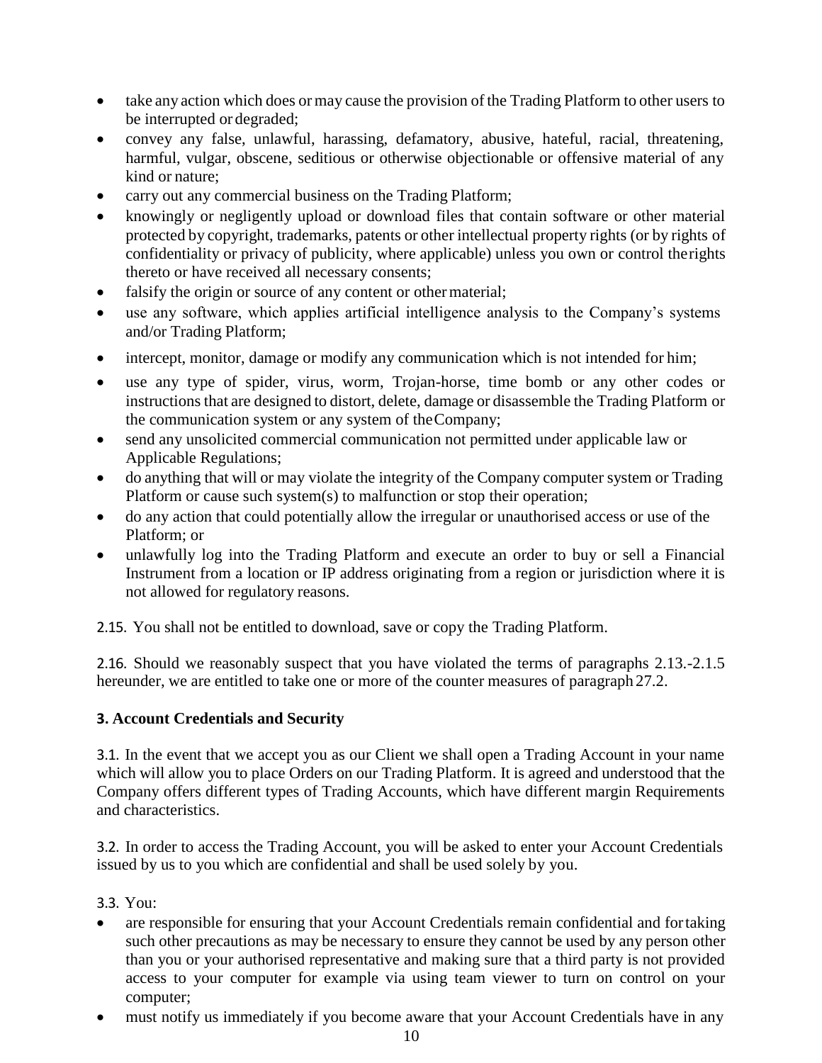- take any action which does or may cause the provision of the Trading Platform to other users to be interrupted or degraded;
- convey any false, unlawful, harassing, defamatory, abusive, hateful, racial, threatening, harmful, vulgar, obscene, seditious or otherwise objectionable or offensive material of any kind or nature;
- carry out any commercial business on the Trading Platform;
- knowingly or negligently upload or download files that contain software or other material protected by copyright, trademarks, patents or other intellectual property rights (or by rights of confidentiality or privacy of publicity, where applicable) unless you own or control therights thereto or have received all necessary consents;
- falsify the origin or source of any content or other material;
- use any software, which applies artificial intelligence analysis to the Company's systems and/or Trading Platform;
- intercept, monitor, damage or modify any communication which is not intended for him;
- use any type of spider, virus, worm, Trojan-horse, time bomb or any other codes or instructions that are designed to distort, delete, damage or disassemble the Trading Platform or the communication system or any system of theCompany;
- send any unsolicited commercial communication not permitted under applicable law or Applicable Regulations;
- do anything that will or may violate the integrity of the Company computer system or Trading Platform or cause such system(s) to malfunction or stop their operation;
- do any action that could potentially allow the irregular or unauthorised access or use of the Platform; or
- unlawfully log into the Trading Platform and execute an order to buy or sell a Financial Instrument from a location or IP address originating from a region or jurisdiction where it is not allowed for regulatory reasons.

2.15. You shall not be entitled to download, save or copy the Trading Platform.

2.16. Should we reasonably suspect that you have violated the terms of paragraphs 2.13.-2.1.5 hereunder, we are entitled to take one or more of the counter measures of paragraph 27.2.

**3. Account Credentials and Security**

3.1. In the event that we accept you as our Client we shall open a Trading Account in your name which will allow you to place Orders on our Trading Platform. It is agreed and understood that the Company offers different types of Trading Accounts, which have different margin Requirements and characteristics.

3.2. In order to access the Trading Account, you will be asked to enter your Account Credentials issued by us to you which are confidential and shall be used solely by you.

3.3. You:

- are responsible for ensuring that your Account Credentials remain confidential and fortaking such other precautions as may be necessary to ensure they cannot be used by any person other than you or your authorised representative and making sure that a third party is not provided access to your computer for example via using team viewer to turn on control on your computer;
- must notify us immediately if you become aware that your Account Credentials have in any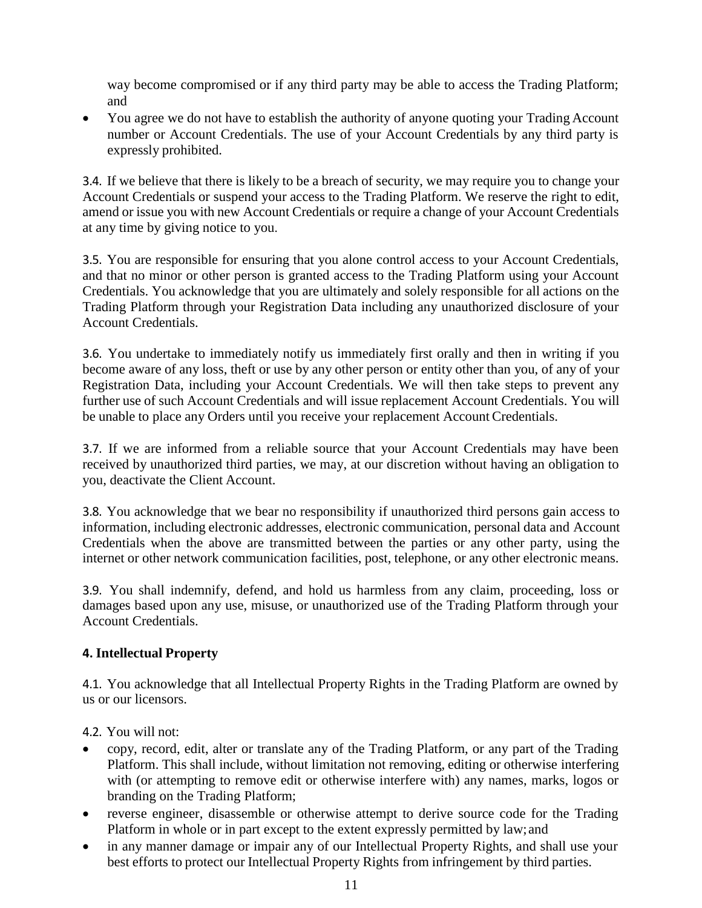way become compromised or if any third party may be able to access the Trading Platform; and

- You agree we do not have to establish the authority of anyone quoting your Trading Account number or Account Credentials. The use of your Account Credentials by any third party is expressly prohibited.

3.4. If we believe that there is likely to be a breach of security, we may require you to change your Account Credentials or suspend your access to the Trading Platform. We reserve the right to edit, amend or issue you with new Account Credentials or require a change of your Account Credentials at any time by giving notice to you.

3.5. You are responsible for ensuring that you alone control access to your Account Credentials, and that no minor or other person is granted access to the Trading Platform using your Account Credentials. You acknowledge that you are ultimately and solely responsible for all actions on the Trading Platform through your Registration Data including any unauthorized disclosure of your Account Credentials.

3.6. You undertake to immediately notify us immediately first orally and then in writing if you become aware of any loss, theft or use by any other person or entity other than you, of any of your Registration Data, including your Account Credentials. We will then take steps to prevent any further use of such Account Credentials and will issue replacement Account Credentials. You will be unable to place any Orders until you receive your replacement Account Credentials.

3.7. If we are informed from a reliable source that your Account Credentials may have been received by unauthorized third parties, we may, at our discretion without having an obligation to you, deactivate the Client Account.

3.8. You acknowledge that we bear no responsibility if unauthorized third persons gain access to information, including electronic addresses, electronic communication, personal data and Account Credentials when the above are transmitted between the parties or any other party, using the internet or other network communication facilities, post, telephone, or any other electronic means.

3.9. You shall indemnify, defend, and hold us harmless from any claim, proceeding, loss or damages based upon any use, misuse, or unauthorized use of the Trading Platform through your Account Credentials.

## 4. Intellectual Property

4.1. You acknowledge that all Intellectual Property Rights in the Trading Platform are owned by us or our licensors.

4.2. You will not:

- copy, record, edit, alter or translate any of the Trading Platform, or any part of the Trading Platform. This shall include, without limitation not removing, editing or otherwise interfering with (or attempting to remove edit or otherwise interfere with) any names, marks, logos or branding on the Trading Platform;
- reverse engineer, disassemble or otherwise attempt to derive source code for the Trading Platform in whole or in part except to the extent expressly permitted by law; and
- in any manner damage or impair any of our Intellectual Property Rights, and shall use your best efforts to protect our Intellectual Property Rights from infringement by third parties.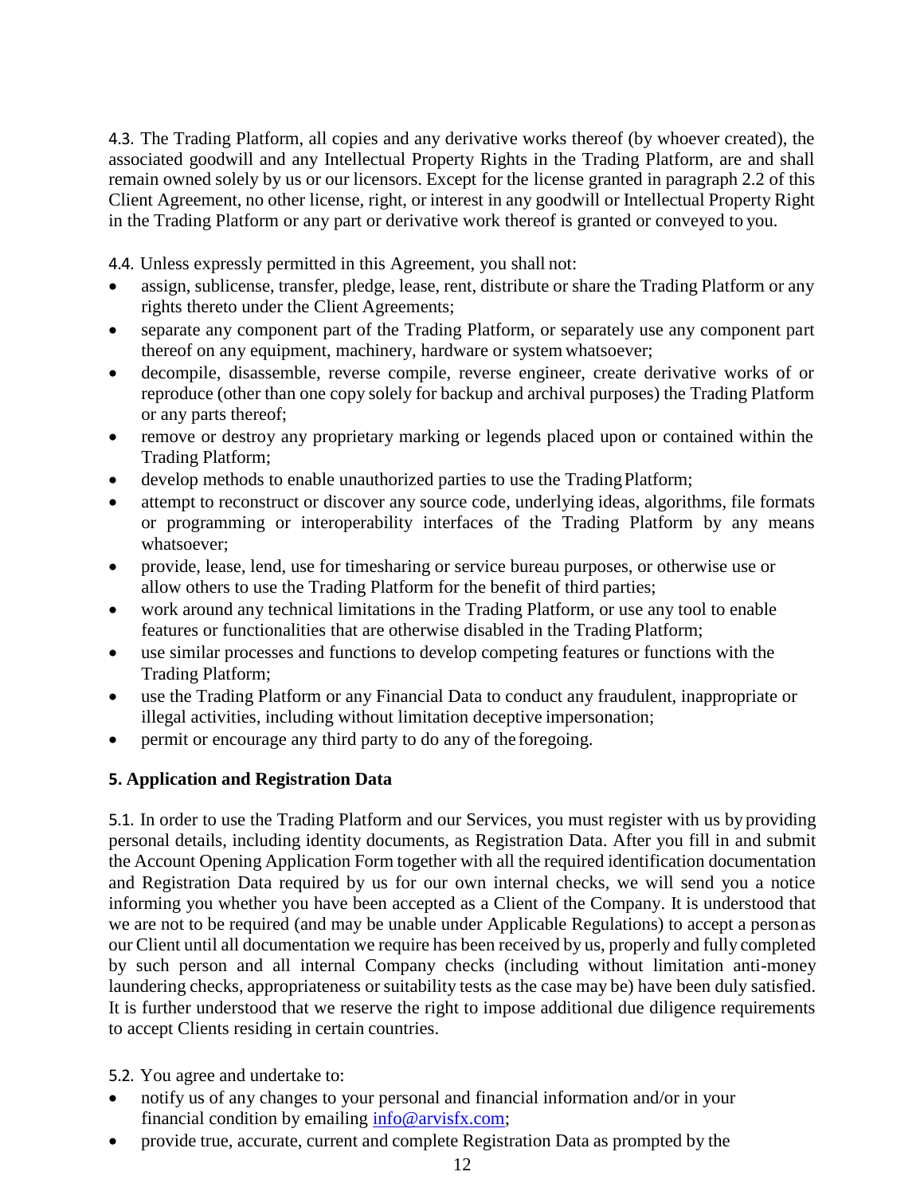4.3. The Trading Platform, all copies and any derivative works thereof (by whoever created), the associated goodwill and any Intellectual Property Rights in the Trading Platform, are and shall remain owned solely by us or our licensors. Except for the license granted in paragraph 2.2 of this Client Agreement, no other license, right, or interest in any goodwill or Intellectual Property Right in the Trading Platform or any part or derivative work thereof is granted or conveyed to you.

4.4. Unless expressly permitted in this Agreement, you shall not:

- assign, sublicense, transfer, pledge, lease, rent, distribute or share the Trading Platform or any rights thereto under the Client Agreements;
- separate any component part of the Trading Platform, or separately use any component part thereof on any equipment, machinery, hardware or system whatsoever;
- decompile, disassemble, reverse compile, reverse engineer, create derivative works of or reproduce (other than one copy solely for backup and archival purposes) the Trading Platform or any parts thereof;
- remove or destroy any proprietary marking or legends placed upon or contained within the Trading Platform;
- develop methods to enable unauthorized parties to use the Trading Platform;
- attempt to reconstruct or discover any source code, underlying ideas, algorithms, file formats or programming or interoperability interfaces of the Trading Platform by any means whatsoever;
- provide, lease, lend, use for timesharing or service bureau purposes, or otherwise use or allow others to use the Trading Platform for the benefit of third parties;
- work around any technical limitations in the Trading Platform, or use any tool to enable features or functionalities that are otherwise disabled in the Trading Platform;
- use similar processes and functions to develop competing features or functions with the Trading Platform;
- use the Trading Platform or any Financial Data to conduct any fraudulent, inappropriate or illegal activities, including without limitation deceptive impersonation;
- permit or encourage any third party to do any of the foregoing.

## 5. Application and Registration Data

5.1. In order to use the Trading Platform and our Services, you must register with us by providing personal details, including identity documents, as Registration Data. After you fill in and submit the Account Opening Application Form together with all the required identification documentation and Registration Data required by us for our own internal checks, we will send you a notice informing you whether you have been accepted as a Client of the Company. It is understood that we are not to be required (and may be unable under Applicable Regulations) to accept a person as our Client until all documentation we require has been received by us, properly and fully completed by such person and all internal Company checks (including without limitation anti-money laundering checks, appropriateness or suitability tests as the case may be) have been duly satisfied. It is further understood that we reserve the right to impose additional due diligence requirements to accept Clients residing in certain countries.

5.2. You agree and undertake to:

- notify us of any changes to your personal and financial information and/or in your financial condition by emailing [info@arvisfx.com](mailto:info@arvisfx.com);
- provide true, accurate, current and complete Registration Data as prompted by the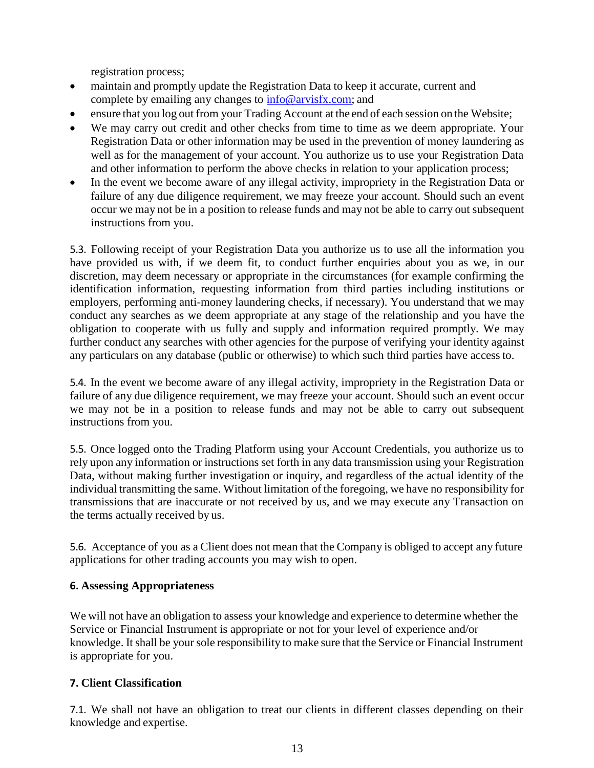registration process;

- maintain and promptly update the Registration Data to keep it accurate, current and complete by emailing any changes to info@arvisfx.com; and
- ensure that you log out from your Trading Account at the end of each session on the Website;
- We may carry out credit and other checks from time to time as we deem appropriate. Your Registration Data or other information may be used in the prevention of money laundering as well as for the management of your account. You authorize us to use your Registration Data and other information to perform the above checks in relation to your application process;
- In the event we become aware of any illegal activity, impropriety in the Registration Data or failure of any due diligence requirement, we may freeze your account. Should such an event occur we may not be in a position to release funds and may not be able to carry out subsequent instructions from you.

5.3. Following receipt of your Registration Data you authorize us to use all the information you have provided us with, if we deem fit, to conduct further enquiries about you as we, in our discretion, may deem necessary or appropriate in the circumstances (for example confirming the identification information, requesting information from third parties including institutions or employers, performing anti-money laundering checks, if necessary). You understand that we may conduct any searches as we deem appropriate at any stage of the relationship and you have the obligation to cooperate with us fully and supply and information required promptly. We may further conduct any searches with other agencies for the purpose of verifying your identity against any particulars on any database (public or otherwise) to which such third parties have access to.

5.4. In the event we become aware of any illegal activity, impropriety in the Registration Data or failure of any due diligence requirement, we may freeze your account. Should such an event occur we may not be in a position to release funds and may not be able to carry out subsequent instructions from you.

5.5. Once logged onto the Trading Platform using your Account Credentials, you authorize us to rely upon any information or instructions set forth in any data transmission using your Registration Data, without making further investigation or inquiry, and regardless of the actual identity of the individual transmitting the same. Without limitation of the foregoing, we have no responsibility for transmissions that are inaccurate or not received by us, and we may execute any Transaction on the terms actually received by us.

5.6. Acceptance of you as a Client does not mean that the Company is obliged to accept any future applications for other trading accounts you may wish to open.

**6. Assessing Appropriateness**

We will not have an obligation to assess your knowledge and experience to determine whether the Service or Financial Instrument is appropriate or not for your level of experience and/or knowledge. It shall be your sole responsibility to make sure that the Service or Financial Instrument is appropriate for you.

**7. Client Classification**

7.1. We shall not have an obligation to treat our clients in different classes depending on their knowledge and expertise.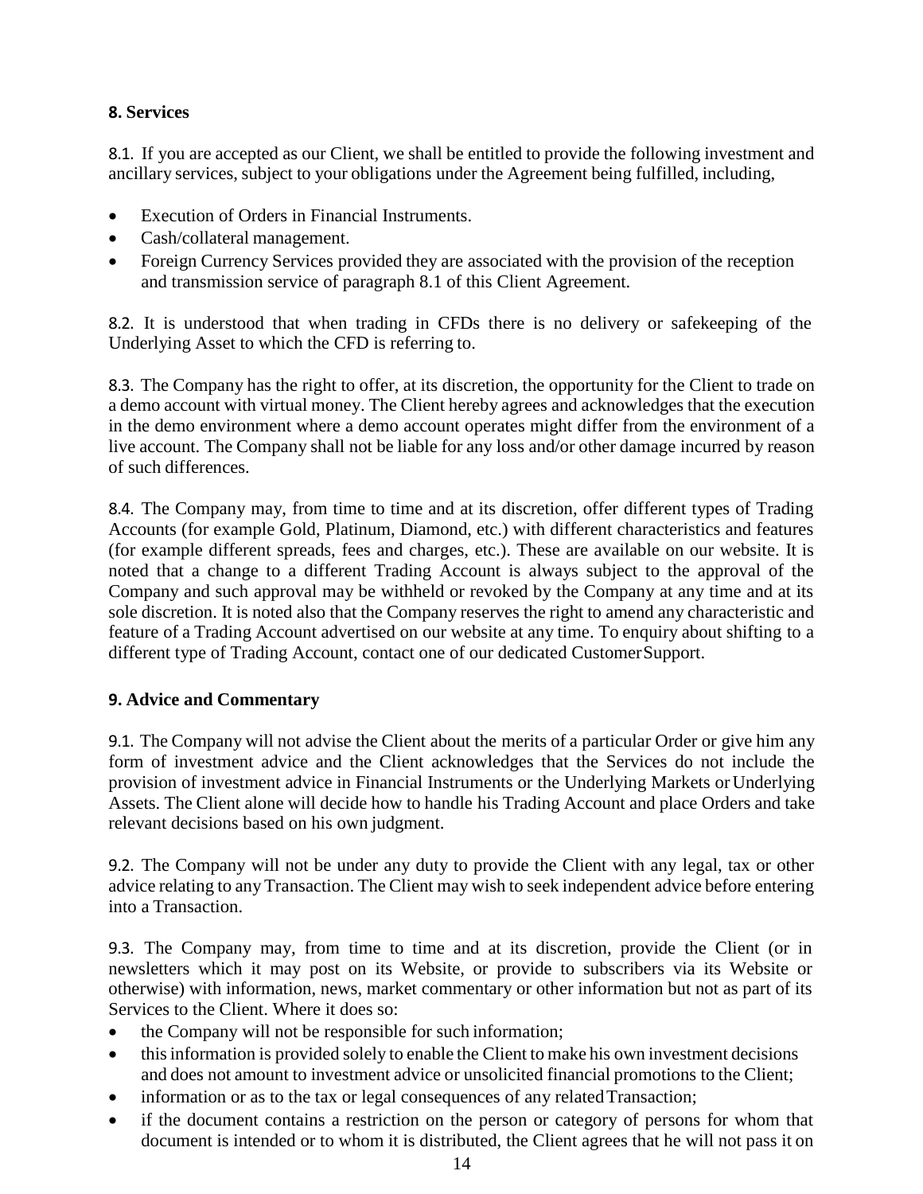## 8. Services

8.1. If you are accepted as our Client, we shall be entitled to provide the following investment and ancillary services, subject to your obligations under the Agreement being fulfilled, including,

- Execution of Orders in Financial Instruments.
- Cash/collateral management.
- Foreign Currency Services provided they are associated with the provision of the reception and transmission service of paragraph 8.1 of this Client Agreement.

8.2. It is understood that when trading in CFDs there is no delivery or safekeeping of the Underlying Asset to which the CFD is referring to.

8.3. The Company has the right to offer, at its discretion, the opportunity for the Client to trade on a demo account with virtual money. The Client hereby agrees and acknowledges that the execution in the demo environment where a demo account operates might differ from the environment of a live account. The Company shall not be liable for any loss and/or other damage incurred by reason of such differences.

8.4. The Company may, from time to time and at its discretion, offer different types of Trading Accounts (for example Gold, Platinum, Diamond, etc.) with different characteristics and features (for example different spreads, fees and charges, etc.). These are available on our website. It is noted that a change to a different Trading Account is always subject to the approval of the Company and such approval may be withheld or revoked by the Company at any time and at its sole discretion. It is noted also that the Company reserves the right to amend any characteristic and feature of a Trading Account advertised on our website at any time. To enquiry about shifting to a different type of Trading Account, contact one of our dedicated Customer Support.

## 9. Advice and Commentary

9.1. The Company will not advise the Client about the merits of a particular Order or give him any form of investment advice and the Client acknowledges that the Services do not include the provision of investment advice in Financial Instruments or the Underlying Markets or Underlying Assets. The Client alone will decide how to handle his Trading Account and place Orders and take relevant decisions based on his own judgment.

9.2. The Company will not be under any duty to provide the Client with any legal, tax or other advice relating to any Transaction. The Client may wish to seek independent advice before entering into a Transaction.

9.3. The Company may, from time to time and at its discretion, provide the Client (or in newsletters which it may post on its Website, or provide to subscribers via its Website or otherwise) with information, news, market commentary or other information but not as part of its Services to the Client. Where it does so:

- the Company will not be responsible for such information;
- this information is provided solely to enable the Client to make his own investment decisions and does not amount to investment advice or unsolicited financial promotions to the Client;
- information or as to the tax or legal consequences of any related Transaction;
- if the document contains a restriction on the person or category of persons for whom that document is intended or to whom it is distributed, the Client agrees that he will not pass it on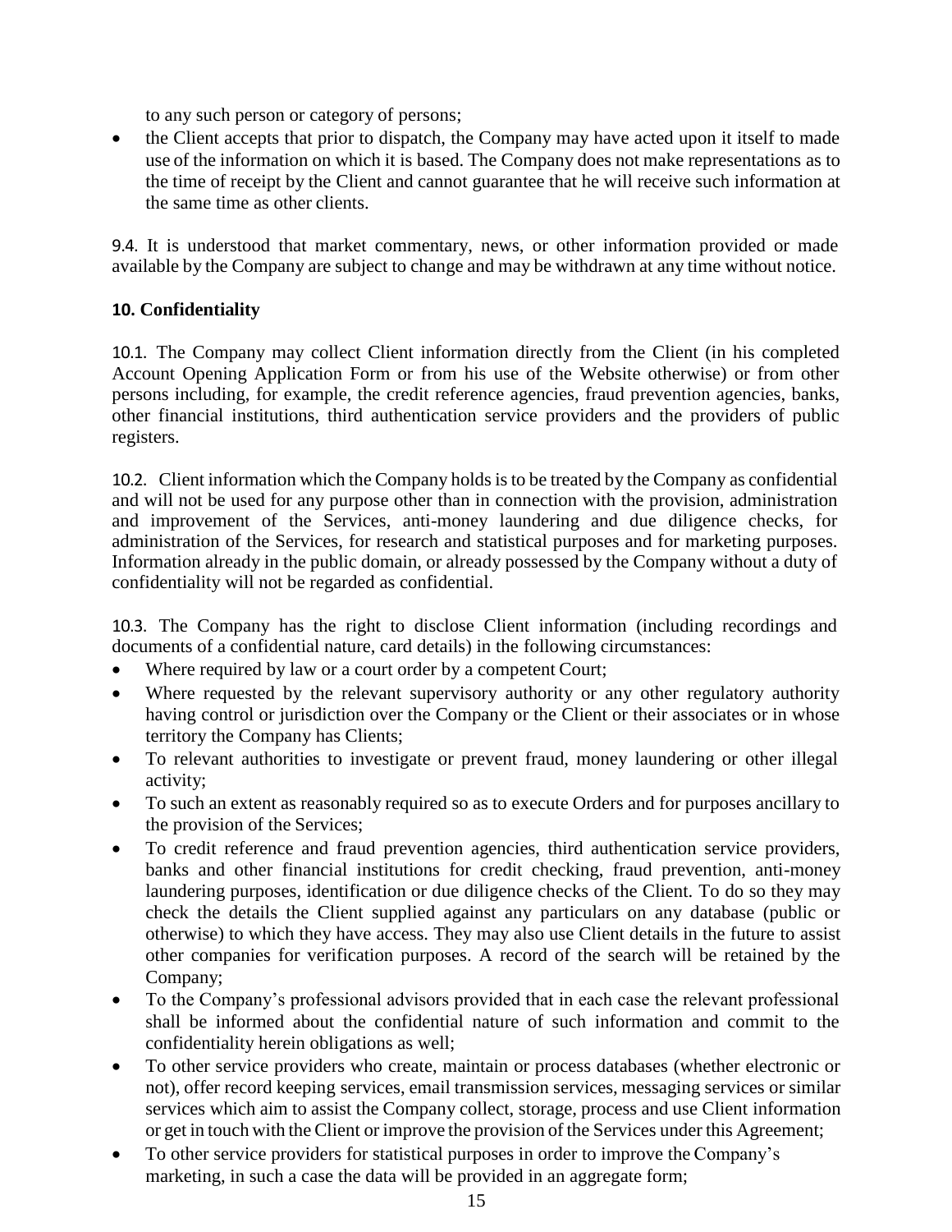to any such person or category of persons;

- the Client accepts that prior to dispatch, the Company may have acted upon it itself to made use of the information on which it is based. The Company does not make representations as to the time of receipt by the Client and cannot guarantee that he will receive such information at the same time as other clients.

9.4. It is understood that market commentary, news, or other information provided or made available by the Company are subject to change and may be withdrawn at any time without notice.

## 10. Confidentiality

10.1. The Company may collect Client information directly from the Client (in his completed Account Opening Application Form or from his use of the Website otherwise) or from other persons including, for example, the credit reference agencies, fraud prevention agencies, banks, other financial institutions, third authentication service providers and the providers of public registers.

10.2. Client information which the Company holds is to be treated by the Company as confidential and will not be used for any purpose other than in connection with the provision, administration and improvement of the Services, anti-money laundering and due diligence checks, for administration of the Services, for research and statistical purposes and for marketing purposes. Information already in the public domain, or already possessed by the Company without a duty of confidentiality will not be regarded as confidential.

10.3. The Company has the right to disclose Client information (including recordings and documents of a confidential nature, card details) in the following circumstances:

- Where required by law or a court order by a competent Court;
- Where requested by the relevant supervisory authority or any other regulatory authority having control or jurisdiction over the Company or the Client or their associates or in whose territory the Company has Clients;
- To relevant authorities to investigate or prevent fraud, money laundering or other illegal activity;
- To such an extent as reasonably required so as to execute Orders and for purposes ancillary to the provision of the Services;
- To credit reference and fraud prevention agencies, third authentication service providers, banks and other financial institutions for credit checking, fraud prevention, anti-money laundering purposes, identification or due diligence checks of the Client. To do so they may check the details the Client supplied against any particulars on any database (public or otherwise) to which they have access. They may also use Client details in the future to assist other companies for verification purposes. A record of the search will be retained by the Company;
- To the Company's professional advisors provided that in each case the relevant professional shall be informed about the confidential nature of such information and commit to the confidentiality herein obligations as well;
- To other service providers who create, maintain or process databases (whether electronic or not), offer record keeping services, email transmission services, messaging services or similar services which aim to assist the Company collect, storage, process and use Client information or get in touch with the Client or improve the provision of the Services under this Agreement;
- To other service providers for statistical purposes in order to improve the Company's marketing, in such a case the data will be provided in an aggregate form;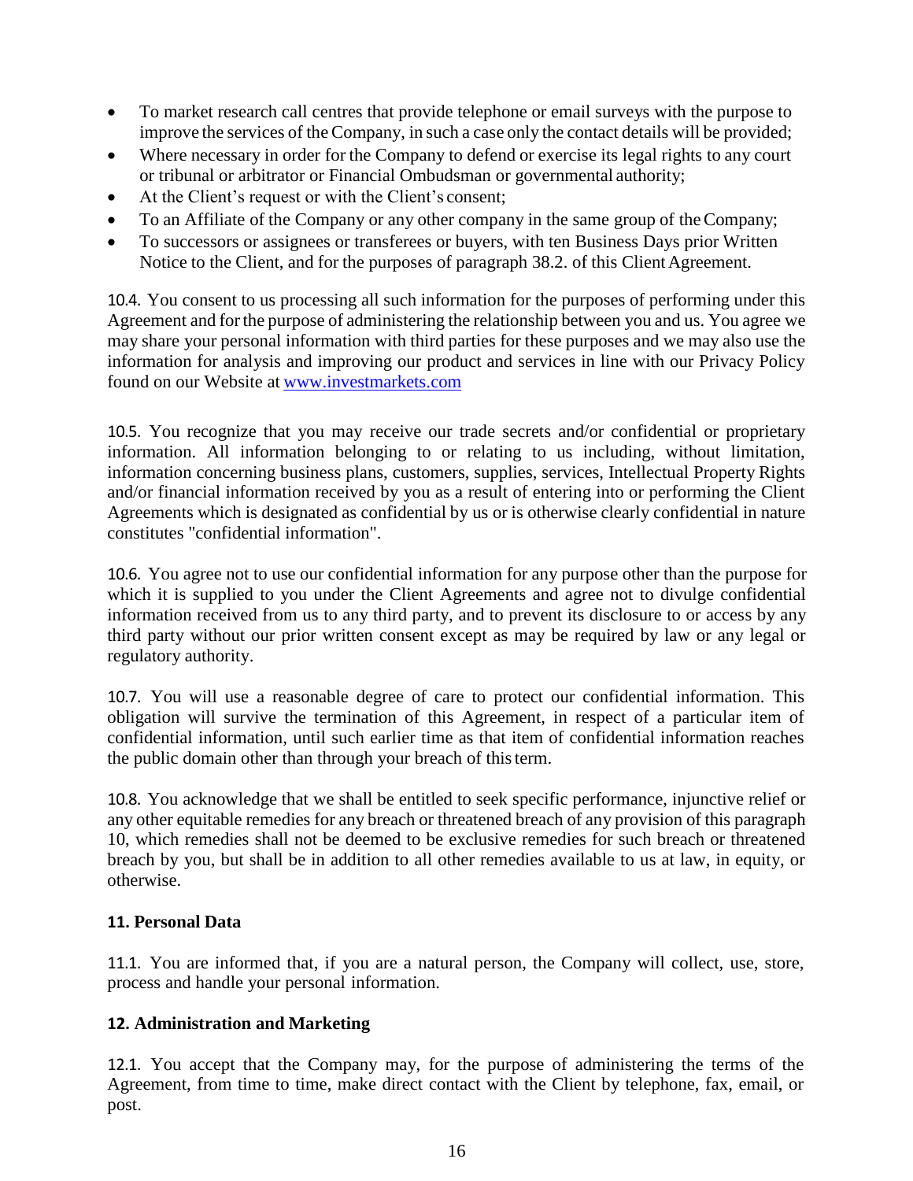- To market research call centres that provide telephone or email surveys with the purpose to improve the services of the Company, in such a case only the contact details will be provided;
- Where necessary in order for the Company to defend or exercise its legal rights to any court or tribunal or arbitrator or Financial Ombudsman or governmental authority;
- At the Client's request or with the Client's consent;
- To an Affiliate of the Company or any other company in the same group of the Company;
- To successors or assignees or transferees or buyers, with ten Business Days prior Written Notice to the Client, and for the purposes of paragraph 38.2. of this Client Agreement.

10.4. You consent to us processing all such information for the purposes of performing under this Agreement and for the purpose of administering the relationship between you and us. You agree we may share your personal information with third parties for these purposes and we may also use the information for analysis and improving our product and services in line with our Privacy Policy found on our Website at [www.investmarkets.com](www.investmarkets.com)

10.5. You recognize that you may receive our trade secrets and/or confidential or proprietary information. All information belonging to or relating to us including, without limitation, information concerning business plans, customers, supplies, services, Intellectual Property Rights and/or financial information received by you as a result of entering into or performing the Client Agreements which is designated as confidential by us or is otherwise clearly confidential in nature constitutes "confidential information".

10.6. You agree not to use our confidential information for any purpose other than the purpose for which it is supplied to you under the Client Agreements and agree not to divulge confidential information received from us to any third party, and to prevent its disclosure to or access by any third party without our prior written consent except as may be required by law or any legal or regulatory authority.

10.7. You will use a reasonable degree of care to protect our confidential information. This obligation will survive the termination of this Agreement, in respect of a particular item of confidential information, until such earlier time as that item of confidential information reaches the public domain other than through your breach of this term.

10.8. You acknowledge that we shall be entitled to seek specific performance, injunctive relief or any other equitable remedies for any breach or threatened breach of any provision of this paragraph 10, which remedies shall not be deemed to be exclusive remedies for such breach or threatened breach by you, but shall be in addition to all other remedies available to us at law, in equity, or otherwise.

**11. Personal Data**

11.1. You are informed that, if you are a natural person, the Company will collect, use, store, process and handle your personal information.

**12. Administration and Marketing**

12.1. You accept that the Company may, for the purpose of administering the terms of the Agreement, from time to time, make direct contact with the Client by telephone, fax, email, or post.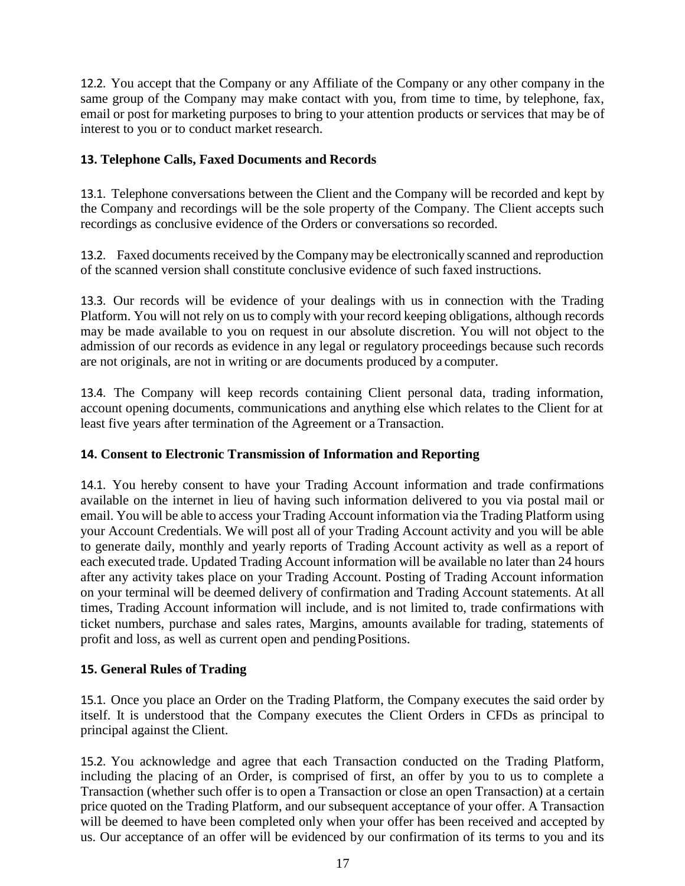12.2. You accept that the Company or any Affiliate of the Company or any other company in the same group of the Company may make contact with you, from time to time, by telephone, fax, email or post for marketing purposes to bring to your attention products or services that may be of interest to you or to conduct market research.

## 13. Telephone Calls, Faxed Documents and Records

13.1. Telephone conversations between the Client and the Company will be recorded and kept by the Company and recordings will be the sole property of the Company. The Client accepts such recordings as conclusive evidence of the Orders or conversations so recorded.

13.2. Faxed documents received by the Company may be electronically scanned and reproduction of the scanned version shall constitute conclusive evidence of such faxed instructions.

13.3. Our records will be evidence of your dealings with us in connection with the Trading Platform. You will not rely on us to comply with your record keeping obligations, although records may be made available to you on request in our absolute discretion. You will not object to the admission of our records as evidence in any legal or regulatory proceedings because such records are not originals, are not in writing or are documents produced by a computer.

13.4. The Company will keep records containing Client personal data, trading information, account opening documents, communications and anything else which relates to the Client for at least five years after termination of the Agreement or a Transaction.

## 14. Consent to Electronic Transmission of Information and Reporting

14.1. You hereby consent to have your Trading Account information and trade confirmations available on the internet in lieu of having such information delivered to you via postal mail or email. You will be able to access your Trading Account information via the Trading Platform using your Account Credentials. We will post all of your Trading Account activity and you will be able to generate daily, monthly and yearly reports of Trading Account activity as well as a report of each executed trade. Updated Trading Account information will be available no later than 24 hours after any activity takes place on your Trading Account. Posting of Trading Account information on your terminal will be deemed delivery of confirmation and Trading Account statements. At all times, Trading Account information will include, and is not limited to, trade confirmations with ticket numbers, purchase and sales rates, Margins, amounts available for trading, statements of profit and loss, as well as current open and pending Positions.

## 15. General Rules of Trading

15.1. Once you place an Order on the Trading Platform, the Company executes the said order by itself. It is understood that the Company executes the Client Orders in CFDs as principal to principal against the Client.

15.2. You acknowledge and agree that each Transaction conducted on the Trading Platform, including the placing of an Order, is comprised of first, an offer by you to us to complete a Transaction (whether such offer is to open a Transaction or close an open Transaction) at a certain price quoted on the Trading Platform, and our subsequent acceptance of your offer. A Transaction will be deemed to have been completed only when your offer has been received and accepted by us. Our acceptance of an offer will be evidenced by our confirmation of its terms to you and its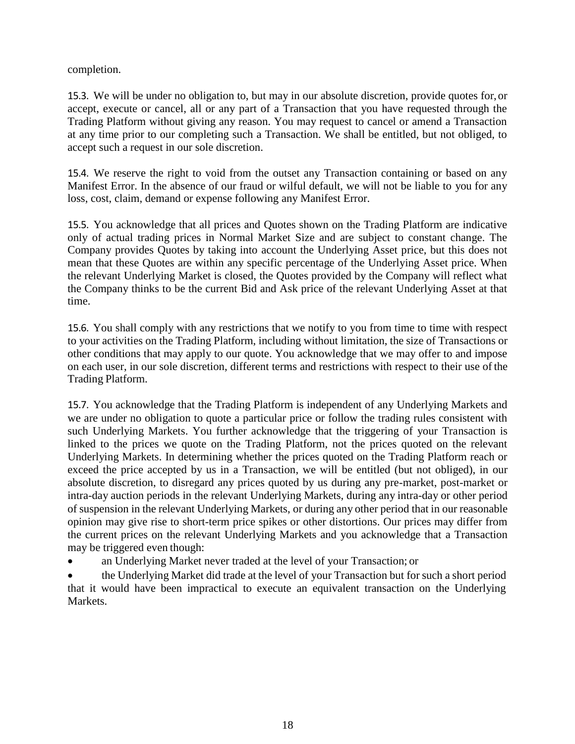completion.

15.3. We will be under no obligation to, but may in our absolute discretion, provide quotes for, or accept, execute or cancel, all or any part of a Transaction that you have requested through the Trading Platform without giving any reason. You may request to cancel or amend a Transaction at any time prior to our completing such a Transaction. We shall be entitled, but not obliged, to accept such a request in our sole discretion.

15.4. We reserve the right to void from the outset any Transaction containing or based on any Manifest Error. In the absence of our fraud or wilful default, we will not be liable to you for any loss, cost, claim, demand or expense following any Manifest Error.

15.5. You acknowledge that all prices and Quotes shown on the Trading Platform are indicative only of actual trading prices in Normal Market Size and are subject to constant change. The Company provides Quotes by taking into account the Underlying Asset price, but this does not mean that these Quotes are within any specific percentage of the Underlying Asset price. When the relevant Underlying Market is closed, the Quotes provided by the Company will reflect what the Company thinks to be the current Bid and Ask price of the relevant Underlying Asset at that time.

15.6. You shall comply with any restrictions that we notify to you from time to time with respect to your activities on the Trading Platform, including without limitation, the size of Transactions or other conditions that may apply to our quote. You acknowledge that we may offer to and impose on each user, in our sole discretion, different terms and restrictions with respect to their use of the Trading Platform.

15.7. You acknowledge that the Trading Platform is independent of any Underlying Markets and we are under no obligation to quote a particular price or follow the trading rules consistent with such Underlying Markets. You further acknowledge that the triggering of your Transaction is linked to the prices we quote on the Trading Platform, not the prices quoted on the relevant Underlying Markets. In determining whether the prices quoted on the Trading Platform reach or exceed the price accepted by us in a Transaction, we will be entitled (but not obliged), in our absolute discretion, to disregard any prices quoted by us during any pre-market, post-market or intra-day auction periods in the relevant Underlying Markets, during any intra-day or other period of suspension in the relevant Underlying Markets, or during any other period that in our reasonable opinion may give rise to short-term price spikes or other distortions. Our prices may differ from the current prices on the relevant Underlying Markets and you acknowledge that a Transaction may be triggered even though:

- an Underlying Market never traded at the level of your Transaction; or
- the Underlying Market did trade at the level of your Transaction but for such a short period that it would have been impractical to execute an equivalent transaction on the Underlying Markets.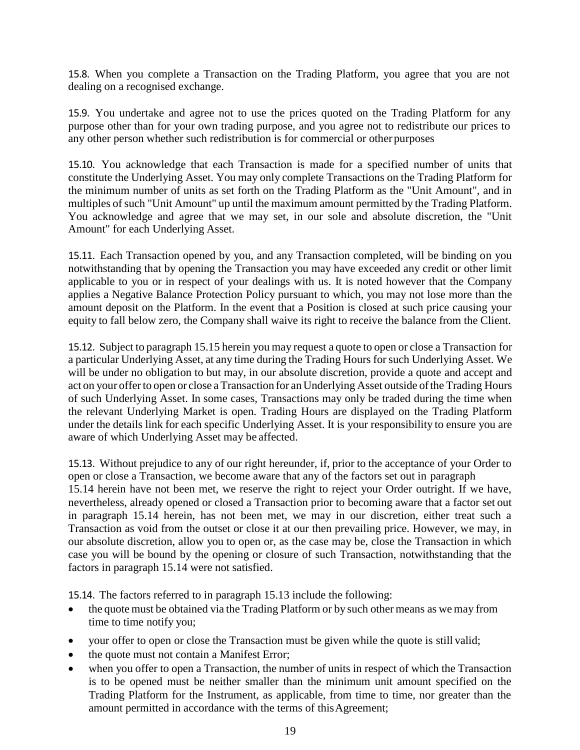15.8. When you complete a Transaction on the Trading Platform, you agree that you are not dealing on a recognised exchange.

15.9. You undertake and agree not to use the prices quoted on the Trading Platform for any purpose other than for your own trading purpose, and you agree not to redistribute our prices to any other person whether such redistribution is for commercial or other purposes

15.10. You acknowledge that each Transaction is made for a specified number of units that constitute the Underlying Asset. You may only complete Transactions on the Trading Platform for the minimum number of units as set forth on the Trading Platform as the "Unit Amount", and in multiples of such "Unit Amount" up until the maximum amount permitted by the Trading Platform. You acknowledge and agree that we may set, in our sole and absolute discretion, the "Unit Amount" for each Underlying Asset.

15.11. Each Transaction opened by you, and any Transaction completed, will be binding on you notwithstanding that by opening the Transaction you may have exceeded any credit or other limit applicable to you or in respect of your dealings with us. It is noted however that the Company applies a Negative Balance Protection Policy pursuant to which, you may not lose more than the amount deposit on the Platform. In the event that a Position is closed at such price causing your equity to fall below zero, the Company shall waive its right to receive the balance from the Client.

15.12. Subject to paragraph 15.15 herein you may request a quote to open or close a Transaction for a particular Underlying Asset, at any time during the Trading Hours for such Underlying Asset. We will be under no obligation to but may, in our absolute discretion, provide a quote and accept and act on your offer to open or close a Transaction for an Underlying Asset outside of the Trading Hours of such Underlying Asset. In some cases, Transactions may only be traded during the time when the relevant Underlying Market is open. Trading Hours are displayed on the Trading Platform under the details link for each specific Underlying Asset. It is your responsibility to ensure you are aware of which Underlying Asset may be affected.

15.13. Without prejudice to any of our right hereunder, if, prior to the acceptance of your Order to open or close a Transaction, we become aware that any of the factors set out in paragraph 15.14 herein have not been met, we reserve the right to reject your Order outright. If we have, nevertheless, already opened or closed a Transaction prior to becoming aware that a factor set out in paragraph 15.14 herein, has not been met, we may in our discretion, either treat such a Transaction as void from the outset or close it at our then prevailing price. However, we may, in our absolute discretion, allow you to open or, as the case may be, close the Transaction in which case you will be bound by the opening or closure of such Transaction, notwithstanding that the factors in paragraph 15.14 were not satisfied.

15.14. The factors referred to in paragraph 15.13 include the following:

- the quote must be obtained via the Trading Platform or by such other means as we may from time to time notify you;
- your offer to open or close the Transaction must be given while the quote is still valid;
- the quote must not contain a Manifest Error;
- when you offer to open a Transaction, the number of units in respect of which the Transaction is to be opened must be neither smaller than the minimum unit amount specified on the Trading Platform for the Instrument, as applicable, from time to time, nor greater than the amount permitted in accordance with the terms of this Agreement;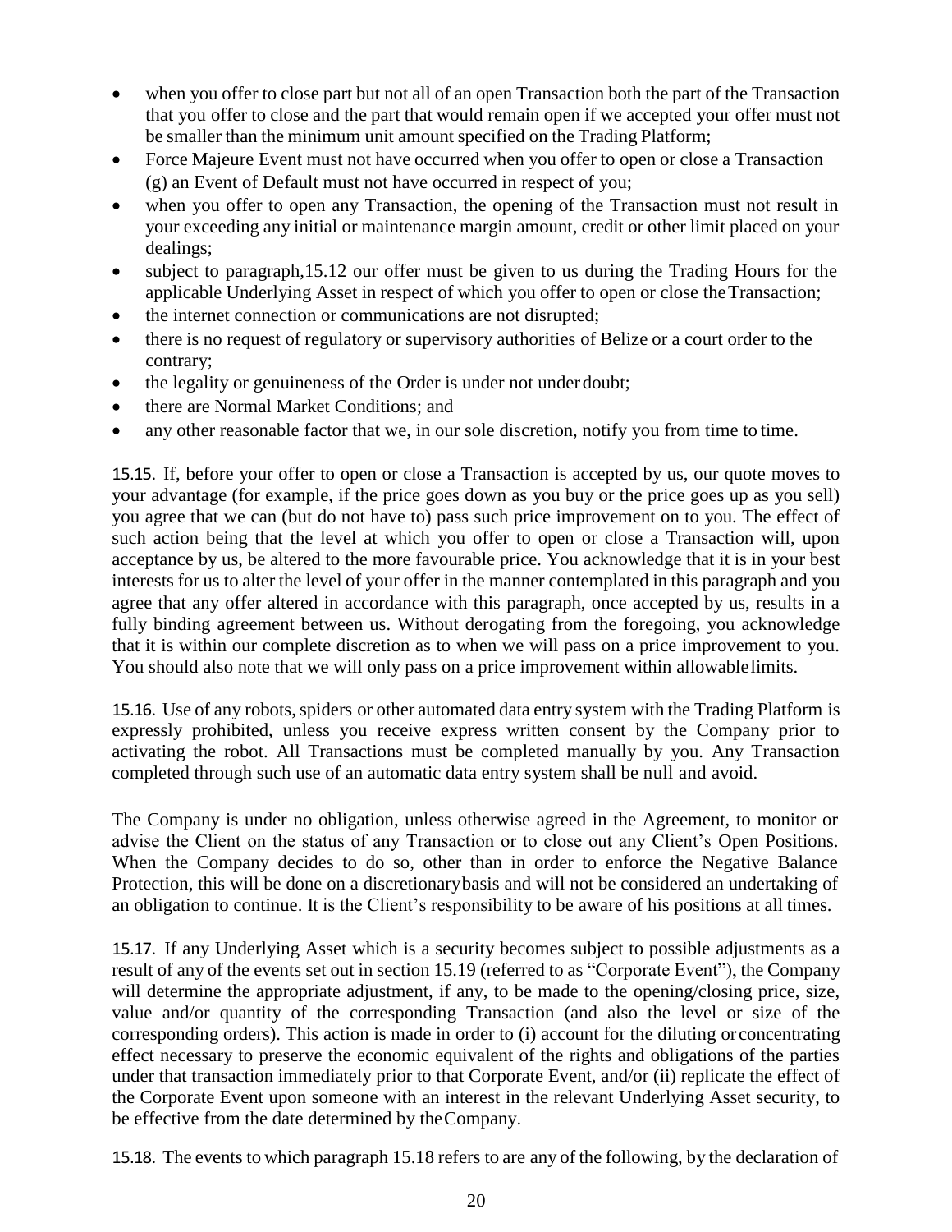- when you offer to close part but not all of an open Transaction both the part of the Transaction that you offer to close and the part that would remain open if we accepted your offer must not be smaller than the minimum unit amount specified on the Trading Platform;
- Force Majeure Event must not have occurred when you offer to open or close a Transaction (g) an Event of Default must not have occurred in respect of you;
- when you offer to open any Transaction, the opening of the Transaction must not result in your exceeding any initial or maintenance margin amount, credit or other limit placed on your dealings;
- subject to paragraph,15.12 our offer must be given to us during the Trading Hours for the applicable Underlying Asset in respect of which you offer to open or close theTransaction;
- the internet connection or communications are not disrupted;
- there is no request of regulatory or supervisory authorities of Belize or a court order to the contrary;
- the legality or genuineness of the Order is under not underdoubt;
- there are Normal Market Conditions; and
- any other reasonable factor that we, in our sole discretion, notify you from time to time.

15.15. If, before your offer to open or close a Transaction is accepted by us, our quote moves to your advantage (for example, if the price goes down as you buy or the price goes up as you sell) you agree that we can (but do not have to) pass such price improvement on to you. The effect of such action being that the level at which you offer to open or close a Transaction will, upon acceptance by us, be altered to the more favourable price. You acknowledge that it is in your best interests for us to alter the level of your offer in the manner contemplated in this paragraph and you agree that any offer altered in accordance with this paragraph, once accepted by us, results in a fully binding agreement between us. Without derogating from the foregoing, you acknowledge that it is within our complete discretion as to when we will pass on a price improvement to you. You should also note that we will only pass on a price improvement within allowablelimits.

15.16. Use of any robots, spiders or other automated data entry system with the Trading Platform is expressly prohibited, unless you receive express written consent by the Company prior to activating the robot. All Transactions must be completed manually by you. Any Transaction completed through such use of an automatic data entry system shall be null and avoid.

The Company is under no obligation, unless otherwise agreed in the Agreement, to monitor or advise the Client on the status of any Transaction or to close out any Client's Open Positions. When the Company decides to do so, other than in order to enforce the Negative Balance Protection, this will be done on a discretionarybasis and will not be considered an undertaking of an obligation to continue. It is the Client's responsibility to be aware of his positions at all times.

15.17. If any Underlying Asset which is a security becomes subject to possible adjustments as a result of any of the events set out in section 15.19 (referred to as "Corporate Event"), the Company will determine the appropriate adjustment, if any, to be made to the opening/closing price, size, value and/or quantity of the corresponding Transaction (and also the level or size of the corresponding orders). This action is made in order to (i) account for the diluting orconcentrating effect necessary to preserve the economic equivalent of the rights and obligations of the parties under that transaction immediately prior to that Corporate Event, and/or (ii) replicate the effect of the Corporate Event upon someone with an interest in the relevant Underlying Asset security, to be effective from the date determined by theCompany.

15.18. The events to which paragraph 15.18 refers to are any of the following, by the declaration of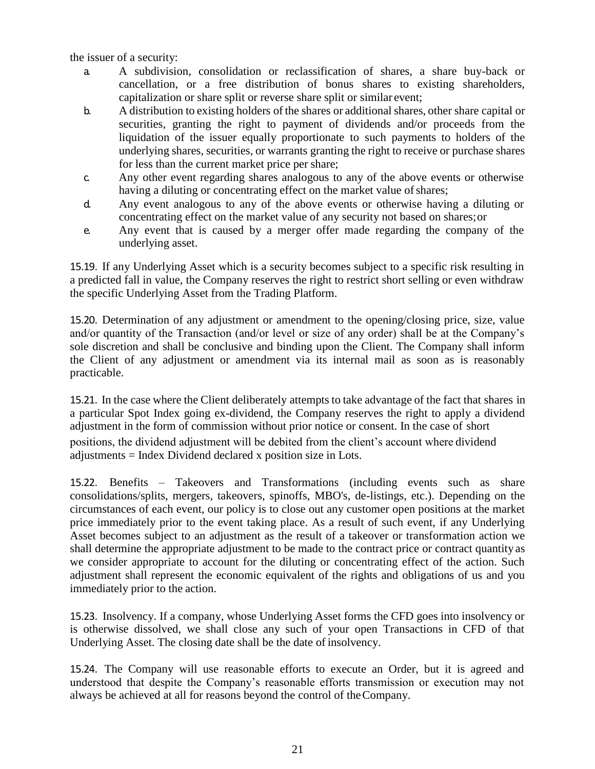the issuer of a security:

a. A subdivision, consolidation or reclassification of shares, a share buy-back or cancellation, or a free distribution of bonus shares to existing shareholders, capitalization or share split or reverse share split or similar event;
b. A distribution to existing holders of the shares or additional shares, other share capital or securities, granting the right to payment of dividends and/or proceeds from the liquidation of the issuer equally proportionate to such payments to holders of the underlying shares, securities, or warrants granting the right to receive or purchase shares for less than the current market price per share;
c. Any other event regarding shares analogous to any of the above events or otherwise having a diluting or concentrating effect on the market value of shares;
d. Any event analogous to any of the above events or otherwise having a diluting or concentrating effect on the market value of any security not based on shares; or
e. Any event that is caused by a merger offer made regarding the company of the underlying asset.

15.19. If any Underlying Asset which is a security becomes subject to a specific risk resulting in a predicted fall in value, the Company reserves the right to restrict short selling or even withdraw the specific Underlying Asset from the Trading Platform.

15.20. Determination of any adjustment or amendment to the opening/closing price, size, value and/or quantity of the Transaction (and/or level or size of any order) shall be at the Company's sole discretion and shall be conclusive and binding upon the Client. The Company shall inform the Client of any adjustment or amendment via its internal mail as soon as is reasonably practicable.

15.21. In the case where the Client deliberately attempts to take advantage of the fact that shares in a particular Spot Index going ex-dividend, the Company reserves the right to apply a dividend adjustment in the form of commission without prior notice or consent. In the case of short positions, the dividend adjustment will be debited from the client's account where dividend adjustments = Index Dividend declared x position size in Lots.

15.22. Benefits – Takeovers and Transformations (including events such as share consolidations/splits, mergers, takeovers, spinoffs, MBO's, de-listings, etc.). Depending on the circumstances of each event, our policy is to close out any customer open positions at the market price immediately prior to the event taking place. As a result of such event, if any Underlying Asset becomes subject to an adjustment as the result of a takeover or transformation action we shall determine the appropriate adjustment to be made to the contract price or contract quantity as we consider appropriate to account for the diluting or concentrating effect of the action. Such adjustment shall represent the economic equivalent of the rights and obligations of us and you immediately prior to the action.

15.23. Insolvency. If a company, whose Underlying Asset forms the CFD goes into insolvency or is otherwise dissolved, we shall close any such of your open Transactions in CFD of that Underlying Asset. The closing date shall be the date of insolvency.

15.24. The Company will use reasonable efforts to execute an Order, but it is agreed and understood that despite the Company's reasonable efforts transmission or execution may not always be achieved at all for reasons beyond the control of the Company.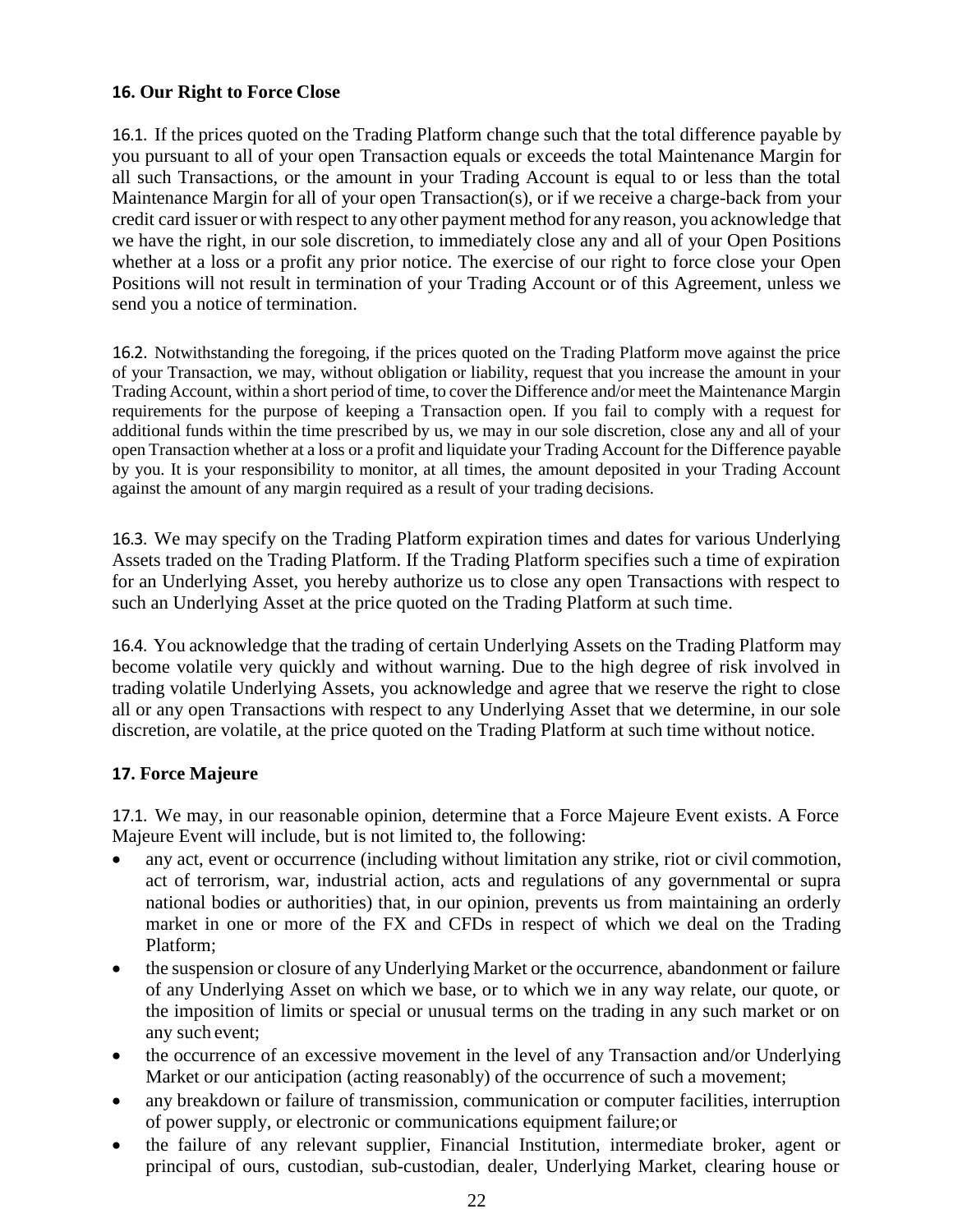## 16. Our Right to Force Close

16.1. If the prices quoted on the Trading Platform change such that the total difference payable by you pursuant to all of your open Transaction equals or exceeds the total Maintenance Margin for all such Transactions, or the amount in your Trading Account is equal to or less than the total Maintenance Margin for all of your open Transaction(s), or if we receive a charge-back from your credit card issuer or with respect to any other payment method for any reason, you acknowledge that we have the right, in our sole discretion, to immediately close any and all of your Open Positions whether at a loss or a profit any prior notice. The exercise of our right to force close your Open Positions will not result in termination of your Trading Account or of this Agreement, unless we send you a notice of termination.

16.2. Notwithstanding the foregoing, if the prices quoted on the Trading Platform move against the price of your Transaction, we may, without obligation or liability, request that you increase the amount in your Trading Account, within a short period of time, to cover the Difference and/or meet the Maintenance Margin requirements for the purpose of keeping a Transaction open. If you fail to comply with a request for additional funds within the time prescribed by us, we may in our sole discretion, close any and all of your open Transaction whether at a loss or a profit and liquidate your Trading Account for the Difference payable by you. It is your responsibility to monitor, at all times, the amount deposited in your Trading Account against the amount of any margin required as a result of your trading decisions.

16.3. We may specify on the Trading Platform expiration times and dates for various Underlying Assets traded on the Trading Platform. If the Trading Platform specifies such a time of expiration for an Underlying Asset, you hereby authorize us to close any open Transactions with respect to such an Underlying Asset at the price quoted on the Trading Platform at such time.

16.4. You acknowledge that the trading of certain Underlying Assets on the Trading Platform may become volatile very quickly and without warning. Due to the high degree of risk involved in trading volatile Underlying Assets, you acknowledge and agree that we reserve the right to close all or any open Transactions with respect to any Underlying Asset that we determine, in our sole discretion, are volatile, at the price quoted on the Trading Platform at such time without notice.

## 17. Force Majeure

17.1. We may, in our reasonable opinion, determine that a Force Majeure Event exists. A Force Majeure Event will include, but is not limited to, the following:

- any act, event or occurrence (including without limitation any strike, riot or civil commotion, act of terrorism, war, industrial action, acts and regulations of any governmental or supra national bodies or authorities) that, in our opinion, prevents us from maintaining an orderly market in one or more of the FX and CFDs in respect of which we deal on the Trading Platform;
- the suspension or closure of any Underlying Market or the occurrence, abandonment or failure of any Underlying Asset on which we base, or to which we in any way relate, our quote, or the imposition of limits or special or unusual terms on the trading in any such market or on any such event;
- the occurrence of an excessive movement in the level of any Transaction and/or Underlying Market or our anticipation (acting reasonably) of the occurrence of such a movement;
- any breakdown or failure of transmission, communication or computer facilities, interruption of power supply, or electronic or communications equipment failure; or
- the failure of any relevant supplier, Financial Institution, intermediate broker, agent or principal of ours, custodian, sub-custodian, dealer, Underlying Market, clearing house or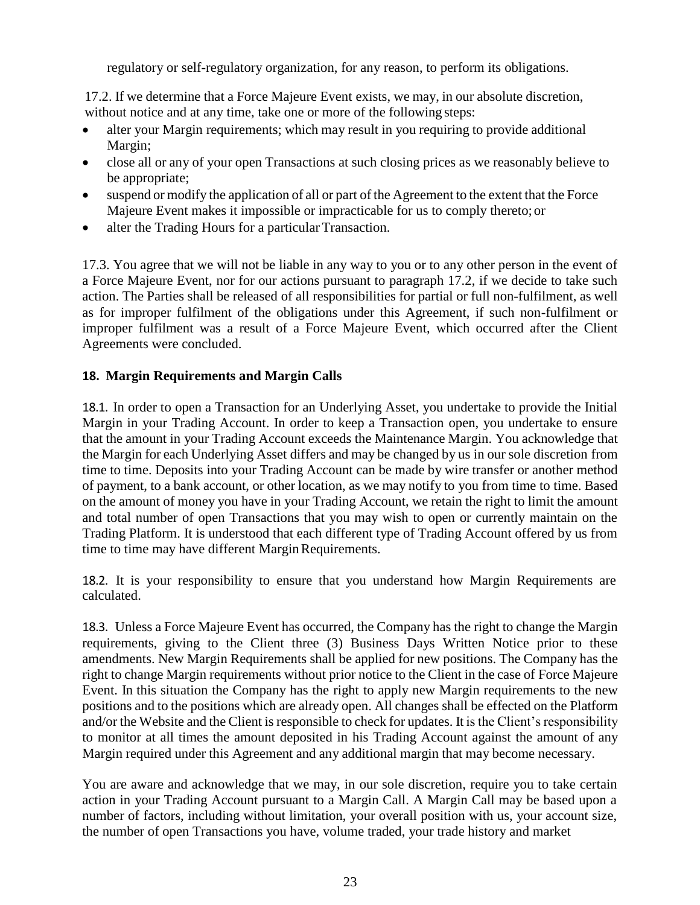regulatory or self-regulatory organization, for any reason, to perform its obligations.

17.2. If we determine that a Force Majeure Event exists, we may, in our absolute discretion, without notice and at any time, take one or more of the following steps:

- alter your Margin requirements; which may result in you requiring to provide additional Margin;
- close all or any of your open Transactions at such closing prices as we reasonably believe to be appropriate;
- suspend or modify the application of all or part of the Agreement to the extent that the Force Majeure Event makes it impossible or impracticable for us to comply thereto; or
- alter the Trading Hours for a particular Transaction.

17.3. You agree that we will not be liable in any way to you or to any other person in the event of a Force Majeure Event, nor for our actions pursuant to paragraph 17.2, if we decide to take such action. The Parties shall be released of all responsibilities for partial or full non-fulfilment, as well as for improper fulfilment of the obligations under this Agreement, if such non-fulfilment or improper fulfilment was a result of a Force Majeure Event, which occurred after the Client Agreements were concluded.

## 18. Margin Requirements and Margin Calls

18.1. In order to open a Transaction for an Underlying Asset, you undertake to provide the Initial Margin in your Trading Account. In order to keep a Transaction open, you undertake to ensure that the amount in your Trading Account exceeds the Maintenance Margin. You acknowledge that the Margin for each Underlying Asset differs and may be changed by us in our sole discretion from time to time. Deposits into your Trading Account can be made by wire transfer or another method of payment, to a bank account, or other location, as we may notify to you from time to time. Based on the amount of money you have in your Trading Account, we retain the right to limit the amount and total number of open Transactions that you may wish to open or currently maintain on the Trading Platform. It is understood that each different type of Trading Account offered by us from time to time may have different Margin Requirements.

18.2. It is your responsibility to ensure that you understand how Margin Requirements are calculated.

18.3. Unless a Force Majeure Event has occurred, the Company has the right to change the Margin requirements, giving to the Client three (3) Business Days Written Notice prior to these amendments. New Margin Requirements shall be applied for new positions. The Company has the right to change Margin requirements without prior notice to the Client in the case of Force Majeure Event. In this situation the Company has the right to apply new Margin requirements to the new positions and to the positions which are already open. All changes shall be effected on the Platform and/or the Website and the Client is responsible to check for updates. It is the Client's responsibility to monitor at all times the amount deposited in his Trading Account against the amount of any Margin required under this Agreement and any additional margin that may become necessary.

You are aware and acknowledge that we may, in our sole discretion, require you to take certain action in your Trading Account pursuant to a Margin Call. A Margin Call may be based upon a number of factors, including without limitation, your overall position with us, your account size, the number of open Transactions you have, volume traded, your trade history and market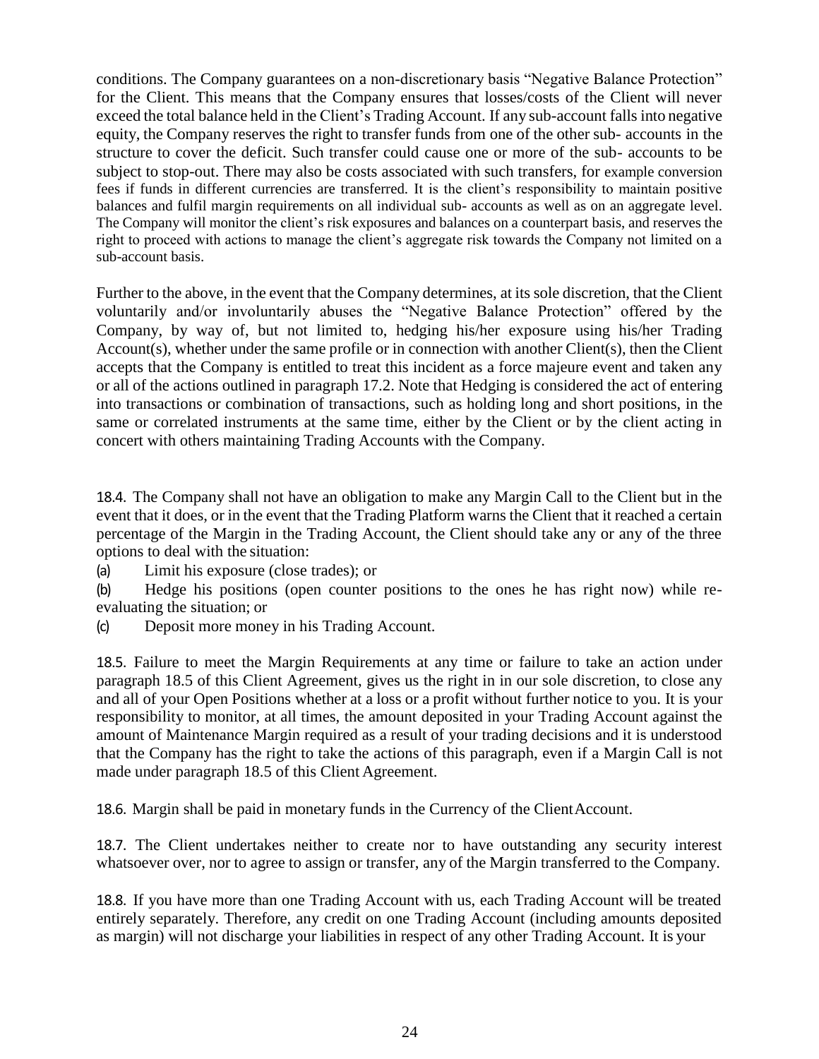conditions. The Company guarantees on a non-discretionary basis "Negative Balance Protection" for the Client. This means that the Company ensures that losses/costs of the Client will never exceed the total balance held in the Client's Trading Account. If any sub-account falls into negative equity, the Company reserves the right to transfer funds from one of the other sub- accounts in the structure to cover the deficit. Such transfer could cause one or more of the sub- accounts to be subject to stop-out. There may also be costs associated with such transfers, for example conversion fees if funds in different currencies are transferred. It is the client's responsibility to maintain positive balances and fulfil margin requirements on all individual sub- accounts as well as on an aggregate level. The Company will monitor the client's risk exposures and balances on a counterpart basis, and reserves the right to proceed with actions to manage the client's aggregate risk towards the Company not limited on a sub-account basis.

Further to the above, in the event that the Company determines, at its sole discretion, that the Client voluntarily and/or involuntarily abuses the "Negative Balance Protection" offered by the Company, by way of, but not limited to, hedging his/her exposure using his/her Trading Account(s), whether under the same profile or in connection with another Client(s), then the Client accepts that the Company is entitled to treat this incident as a force majeure event and taken any or all of the actions outlined in paragraph 17.2. Note that Hedging is considered the act of entering into transactions or combination of transactions, such as holding long and short positions, in the same or correlated instruments at the same time, either by the Client or by the client acting in concert with others maintaining Trading Accounts with the Company.

18.4. The Company shall not have an obligation to make any Margin Call to the Client but in the event that it does, or in the event that the Trading Platform warns the Client that it reached a certain percentage of the Margin in the Trading Account, the Client should take any or any of the three options to deal with the situation:

(a) Limit his exposure (close trades); or

(b) Hedge his positions (open counter positions to the ones he has right now) while re-evaluating the situation; or

(c) Deposit more money in his Trading Account.

18.5. Failure to meet the Margin Requirements at any time or failure to take an action under paragraph 18.5 of this Client Agreement, gives us the right in in our sole discretion, to close any and all of your Open Positions whether at a loss or a profit without further notice to you. It is your responsibility to monitor, at all times, the amount deposited in your Trading Account against the amount of Maintenance Margin required as a result of your trading decisions and it is understood that the Company has the right to take the actions of this paragraph, even if a Margin Call is not made under paragraph 18.5 of this Client Agreement.

18.6. Margin shall be paid in monetary funds in the Currency of the ClientAccount.

18.7. The Client undertakes neither to create nor to have outstanding any security interest whatsoever over, nor to agree to assign or transfer, any of the Margin transferred to the Company.

18.8. If you have more than one Trading Account with us, each Trading Account will be treated entirely separately. Therefore, any credit on one Trading Account (including amounts deposited as margin) will not discharge your liabilities in respect of any other Trading Account. It is your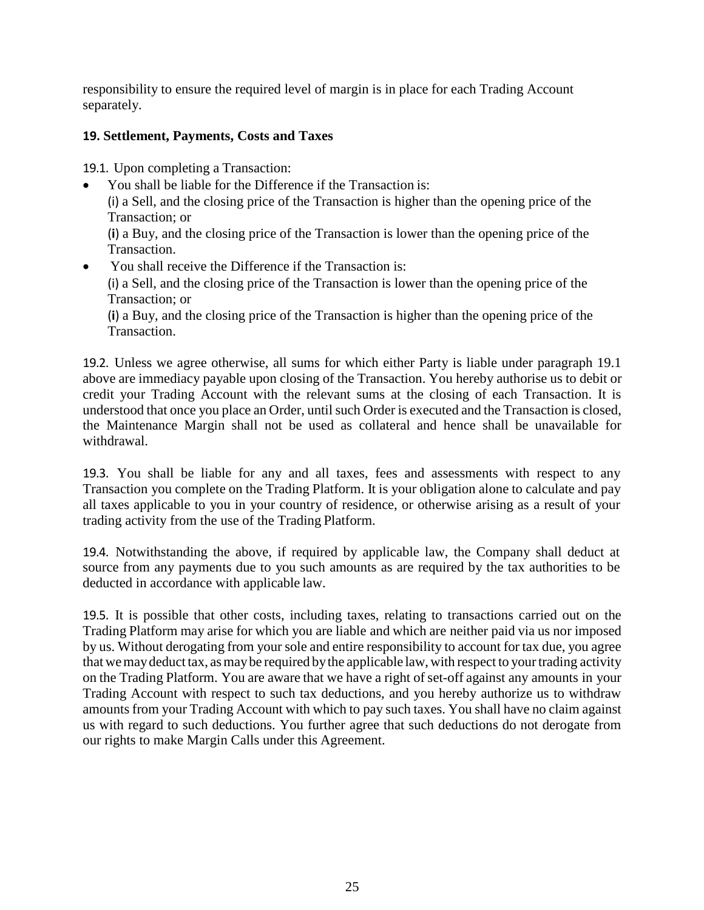responsibility to ensure the required level of margin is in place for each Trading Account separately.

### 19. Settlement, Payments, Costs and Taxes

19.1. Upon completing a Transaction:

- You shall be liable for the Difference if the Transaction is:
  (i) a Sell, and the closing price of the Transaction is higher than the opening price of the Transaction; or
  (i) a Buy, and the closing price of the Transaction is lower than the opening price of the Transaction.
- You shall receive the Difference if the Transaction is:
  (i) a Sell, and the closing price of the Transaction is lower than the opening price of the Transaction; or
  (i) a Buy, and the closing price of the Transaction is higher than the opening price of the Transaction.

19.2. Unless we agree otherwise, all sums for which either Party is liable under paragraph 19.1 above are immediacy payable upon closing of the Transaction. You hereby authorise us to debit or credit your Trading Account with the relevant sums at the closing of each Transaction. It is understood that once you place an Order, until such Order is executed and the Transaction is closed, the Maintenance Margin shall not be used as collateral and hence shall be unavailable for withdrawal.

19.3. You shall be liable for any and all taxes, fees and assessments with respect to any Transaction you complete on the Trading Platform. It is your obligation alone to calculate and pay all taxes applicable to you in your country of residence, or otherwise arising as a result of your trading activity from the use of the Trading Platform.

19.4. Notwithstanding the above, if required by applicable law, the Company shall deduct at source from any payments due to you such amounts as are required by the tax authorities to be deducted in accordance with applicable law.

19.5. It is possible that other costs, including taxes, relating to transactions carried out on the Trading Platform may arise for which you are liable and which are neither paid via us nor imposed by us. Without derogating from your sole and entire responsibility to account for tax due, you agree that we may deduct tax, as may be required by the applicable law, with respect to your trading activity on the Trading Platform. You are aware that we have a right of set-off against any amounts in your Trading Account with respect to such tax deductions, and you hereby authorize us to withdraw amounts from your Trading Account with which to pay such taxes. You shall have no claim against us with regard to such deductions. You further agree that such deductions do not derogate from our rights to make Margin Calls under this Agreement.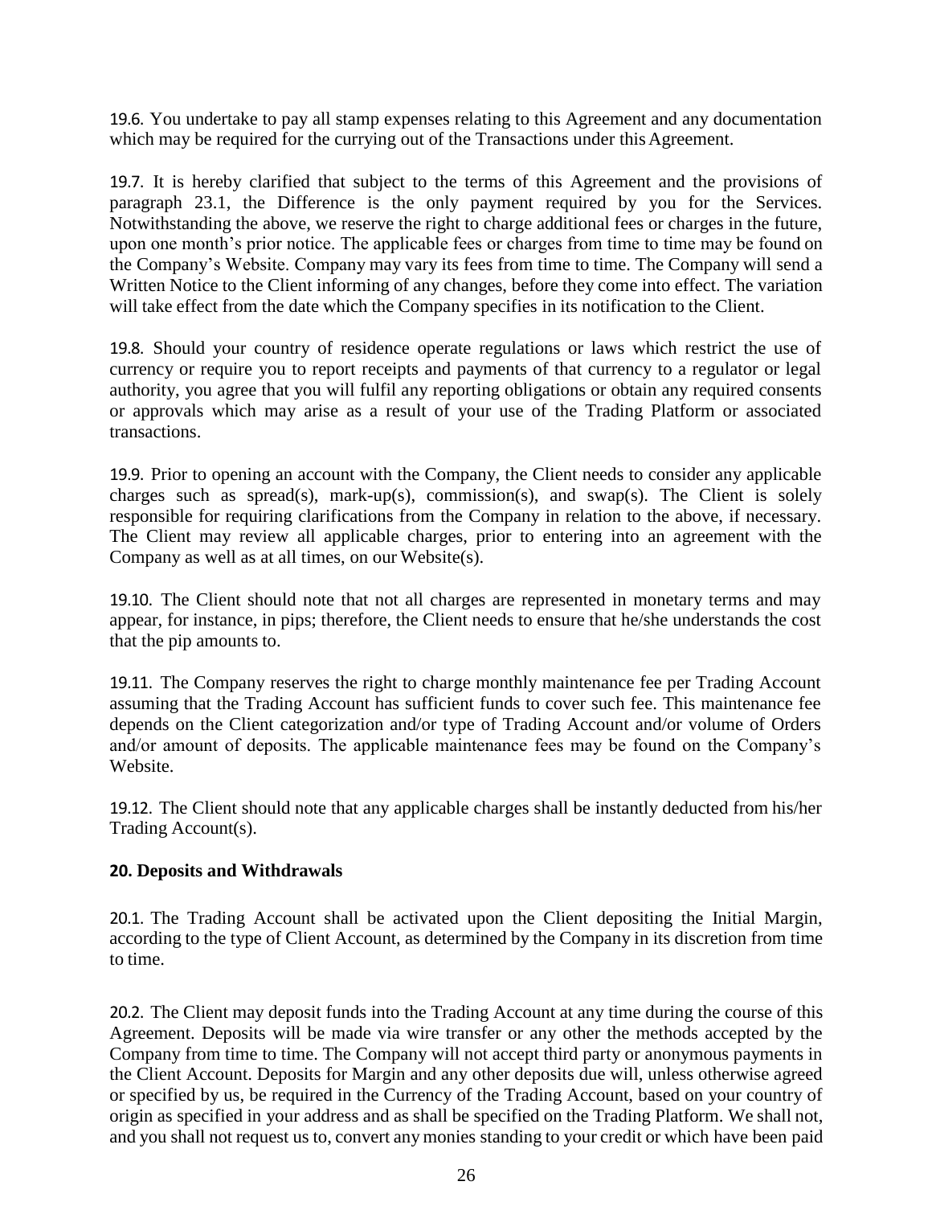19.6. You undertake to pay all stamp expenses relating to this Agreement and any documentation which may be required for the currying out of the Transactions under this Agreement.

19.7. It is hereby clarified that subject to the terms of this Agreement and the provisions of paragraph 23.1, the Difference is the only payment required by you for the Services. Notwithstanding the above, we reserve the right to charge additional fees or charges in the future, upon one month's prior notice. The applicable fees or charges from time to time may be found on the Company's Website. Company may vary its fees from time to time. The Company will send a Written Notice to the Client informing of any changes, before they come into effect. The variation will take effect from the date which the Company specifies in its notification to the Client.

19.8. Should your country of residence operate regulations or laws which restrict the use of currency or require you to report receipts and payments of that currency to a regulator or legal authority, you agree that you will fulfil any reporting obligations or obtain any required consents or approvals which may arise as a result of your use of the Trading Platform or associated transactions.

19.9. Prior to opening an account with the Company, the Client needs to consider any applicable charges such as spread(s), mark-up(s), commission(s), and swap(s). The Client is solely responsible for requiring clarifications from the Company in relation to the above, if necessary. The Client may review all applicable charges, prior to entering into an agreement with the Company as well as at all times, on our Website(s).

19.10. The Client should note that not all charges are represented in monetary terms and may appear, for instance, in pips; therefore, the Client needs to ensure that he/she understands the cost that the pip amounts to.

19.11. The Company reserves the right to charge monthly maintenance fee per Trading Account assuming that the Trading Account has sufficient funds to cover such fee. This maintenance fee depends on the Client categorization and/or type of Trading Account and/or volume of Orders and/or amount of deposits. The applicable maintenance fees may be found on the Company's Website.

19.12. The Client should note that any applicable charges shall be instantly deducted from his/her Trading Account(s).

## 20. Deposits and Withdrawals

20.1. The Trading Account shall be activated upon the Client depositing the Initial Margin, according to the type of Client Account, as determined by the Company in its discretion from time to time.

20.2. The Client may deposit funds into the Trading Account at any time during the course of this Agreement. Deposits will be made via wire transfer or any other the methods accepted by the Company from time to time. The Company will not accept third party or anonymous payments in the Client Account. Deposits for Margin and any other deposits due will, unless otherwise agreed or specified by us, be required in the Currency of the Trading Account, based on your country of origin as specified in your address and as shall be specified on the Trading Platform. We shall not, and you shall not request us to, convert any monies standing to your credit or which have been paid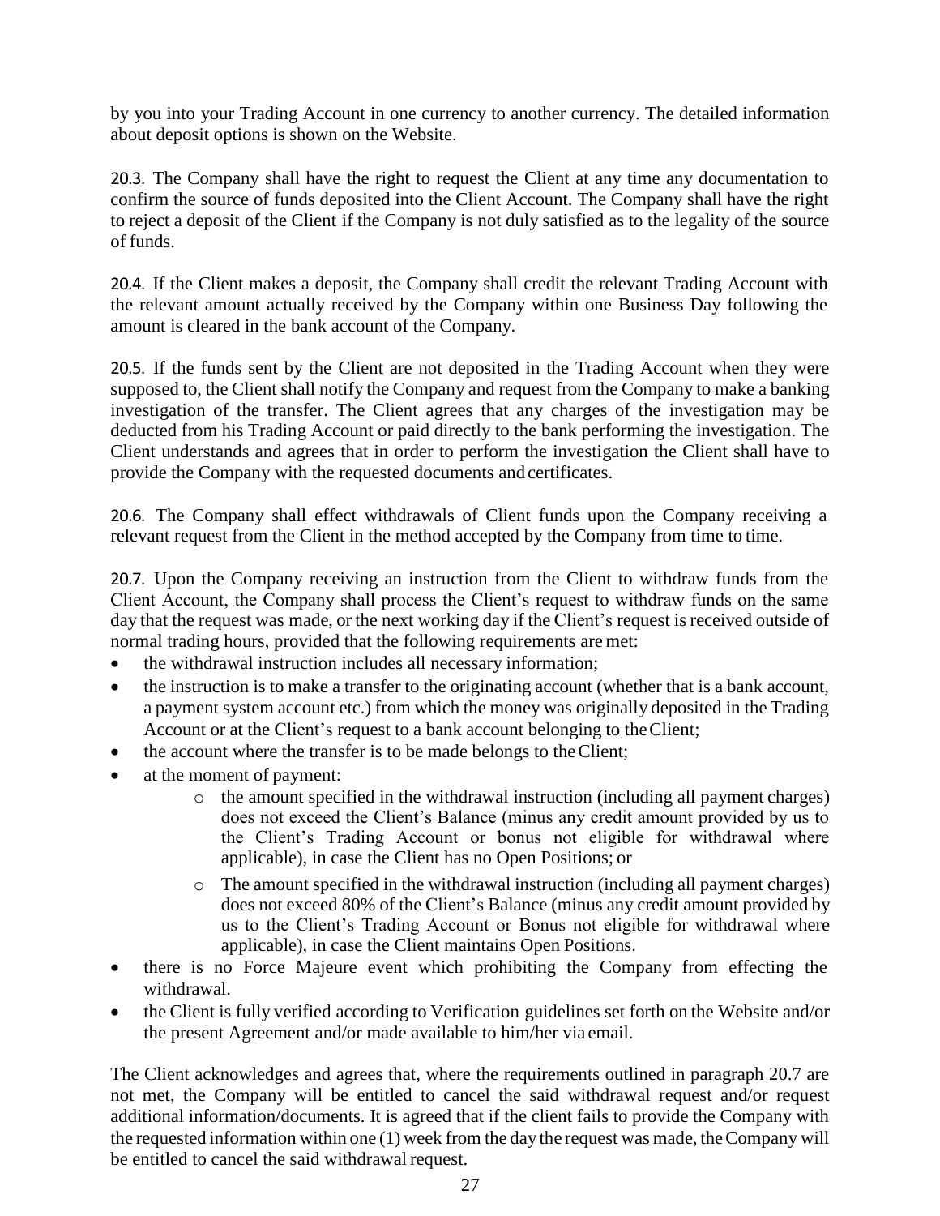by you into your Trading Account in one currency to another currency. The detailed information about deposit options is shown on the Website.

20.3. The Company shall have the right to request the Client at any time any documentation to confirm the source of funds deposited into the Client Account. The Company shall have the right to reject a deposit of the Client if the Company is not duly satisfied as to the legality of the source of funds.

20.4. If the Client makes a deposit, the Company shall credit the relevant Trading Account with the relevant amount actually received by the Company within one Business Day following the amount is cleared in the bank account of the Company.

20.5. If the funds sent by the Client are not deposited in the Trading Account when they were supposed to, the Client shall notify the Company and request from the Company to make a banking investigation of the transfer. The Client agrees that any charges of the investigation may be deducted from his Trading Account or paid directly to the bank performing the investigation. The Client understands and agrees that in order to perform the investigation the Client shall have to provide the Company with the requested documents and certificates.

20.6. The Company shall effect withdrawals of Client funds upon the Company receiving a relevant request from the Client in the method accepted by the Company from time to time.

20.7. Upon the Company receiving an instruction from the Client to withdraw funds from the Client Account, the Company shall process the Client's request to withdraw funds on the same day that the request was made, or the next working day if the Client's request is received outside of normal trading hours, provided that the following requirements are met:

- the withdrawal instruction includes all necessary information;
- the instruction is to make a transfer to the originating account (whether that is a bank account, a payment system account etc.) from which the money was originally deposited in the Trading Account or at the Client's request to a bank account belonging to the Client;
- the account where the transfer is to be made belongs to the Client;
- at the moment of payment:
    - the amount specified in the withdrawal instruction (including all payment charges) does not exceed the Client's Balance (minus any credit amount provided by us to the Client's Trading Account or bonus not eligible for withdrawal where applicable), in case the Client has no Open Positions; or
    - The amount specified in the withdrawal instruction (including all payment charges) does not exceed 80% of the Client's Balance (minus any credit amount provided by us to the Client's Trading Account or Bonus not eligible for withdrawal where applicable), in case the Client maintains Open Positions.
- there is no Force Majeure event which prohibiting the Company from effecting the withdrawal.
- the Client is fully verified according to Verification guidelines set forth on the Website and/or the present Agreement and/or made available to him/her via email.

The Client acknowledges and agrees that, where the requirements outlined in paragraph 20.7 are not met, the Company will be entitled to cancel the said withdrawal request and/or request additional information/documents. It is agreed that if the client fails to provide the Company with the requested information within one (1) week from the day the request was made, the Company will be entitled to cancel the said withdrawal request.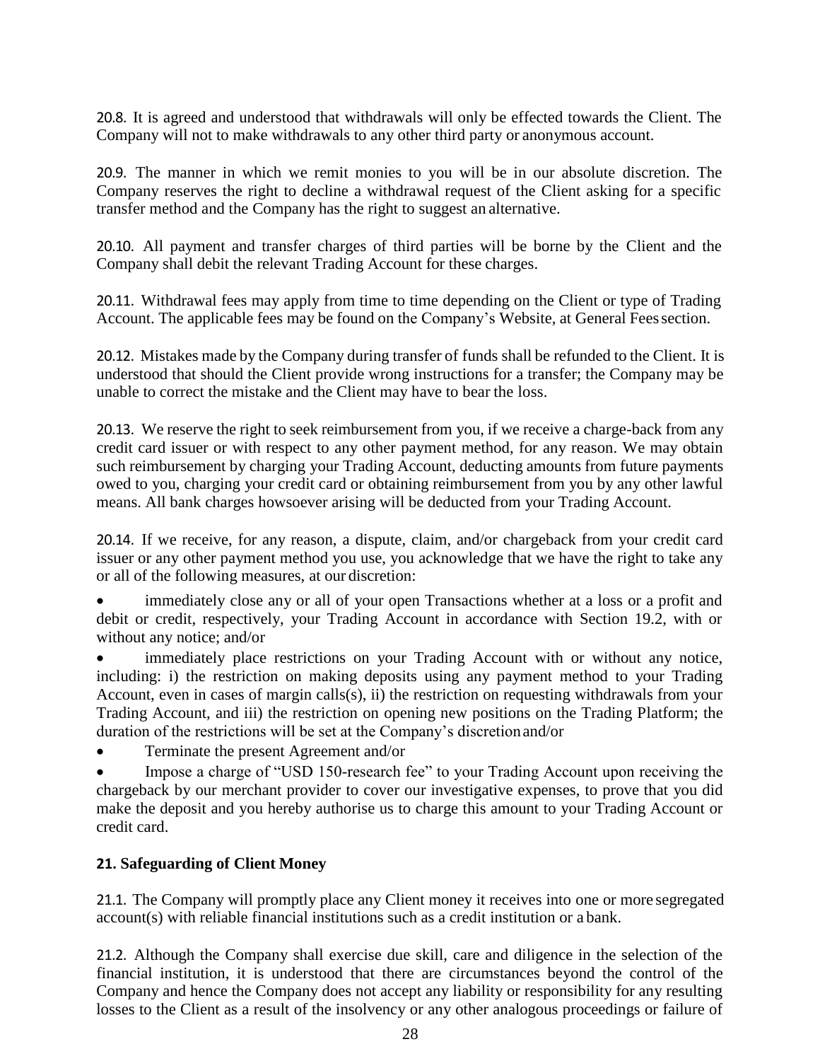20.8. It is agreed and understood that withdrawals will only be effected towards the Client. The Company will not to make withdrawals to any other third party or anonymous account.

20.9. The manner in which we remit monies to you will be in our absolute discretion. The Company reserves the right to decline a withdrawal request of the Client asking for a specific transfer method and the Company has the right to suggest an alternative.

20.10. All payment and transfer charges of third parties will be borne by the Client and the Company shall debit the relevant Trading Account for these charges.

20.11. Withdrawal fees may apply from time to time depending on the Client or type of Trading Account. The applicable fees may be found on the Company's Website, at General Fees section.

20.12. Mistakes made by the Company during transfer of funds shall be refunded to the Client. It is understood that should the Client provide wrong instructions for a transfer; the Company may be unable to correct the mistake and the Client may have to bear the loss.

20.13. We reserve the right to seek reimbursement from you, if we receive a charge-back from any credit card issuer or with respect to any other payment method, for any reason. We may obtain such reimbursement by charging your Trading Account, deducting amounts from future payments owed to you, charging your credit card or obtaining reimbursement from you by any other lawful means. All bank charges howsoever arising will be deducted from your Trading Account.

20.14. If we receive, for any reason, a dispute, claim, and/or chargeback from your credit card issuer or any other payment method you use, you acknowledge that we have the right to take any or all of the following measures, at our discretion:

- immediately close any or all of your open Transactions whether at a loss or a profit and debit or credit, respectively, your Trading Account in accordance with Section 19.2, with or without any notice; and/or
- immediately place restrictions on your Trading Account with or without any notice, including: i) the restriction on making deposits using any payment method to your Trading Account, even in cases of margin calls(s), ii) the restriction on requesting withdrawals from your Trading Account, and iii) the restriction on opening new positions on the Trading Platform; the duration of the restrictions will be set at the Company's discretion and/or
- Terminate the present Agreement and/or
- Impose a charge of "USD 150-research fee" to your Trading Account upon receiving the chargeback by our merchant provider to cover our investigative expenses, to prove that you did make the deposit and you hereby authorise us to charge this amount to your Trading Account or credit card.

## 21. Safeguarding of Client Money

21.1. The Company will promptly place any Client money it receives into one or more segregated account(s) with reliable financial institutions such as a credit institution or a bank.

21.2. Although the Company shall exercise due skill, care and diligence in the selection of the financial institution, it is understood that there are circumstances beyond the control of the Company and hence the Company does not accept any liability or responsibility for any resulting losses to the Client as a result of the insolvency or any other analogous proceedings or failure of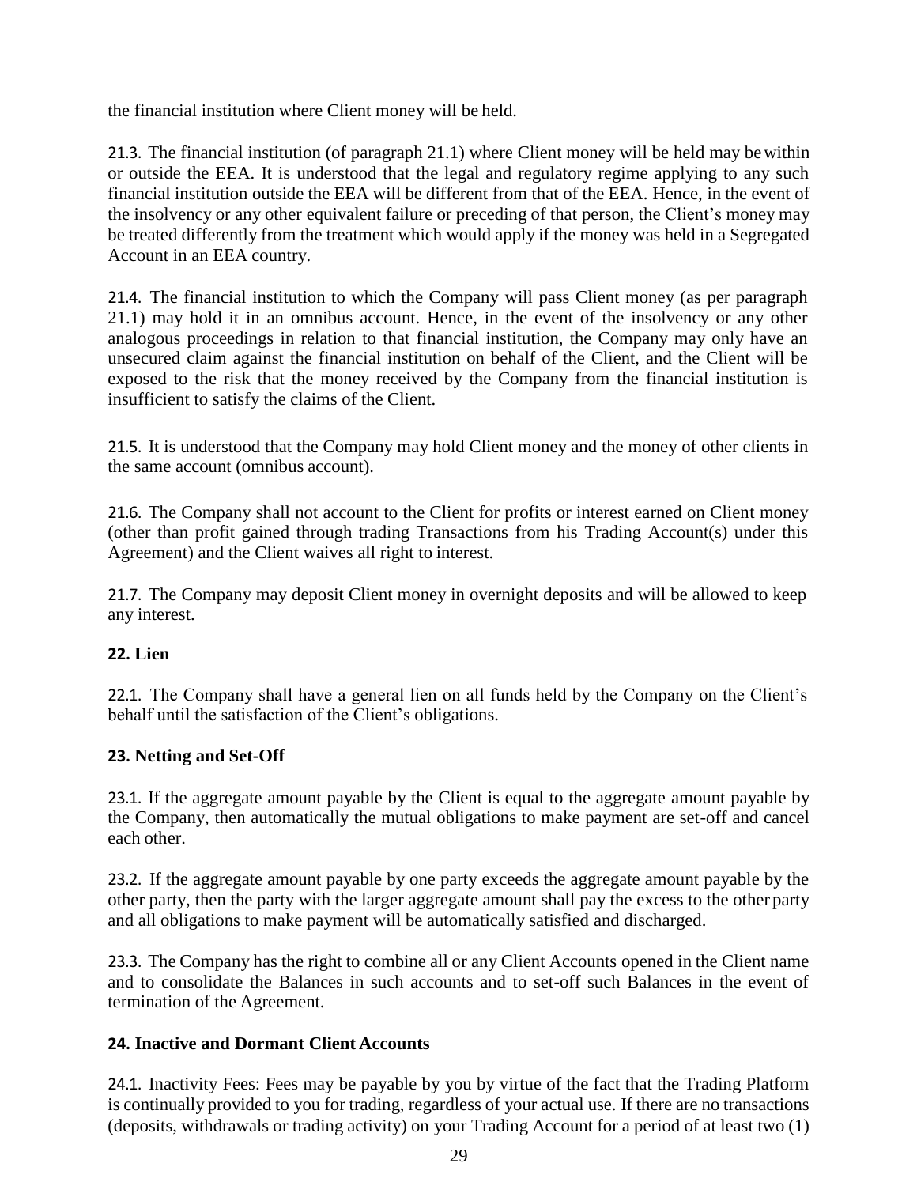the financial institution where Client money will be held.

21.3. The financial institution (of paragraph 21.1) where Client money will be held may be within or outside the EEA. It is understood that the legal and regulatory regime applying to any such financial institution outside the EEA will be different from that of the EEA. Hence, in the event of the insolvency or any other equivalent failure or preceding of that person, the Client's money may be treated differently from the treatment which would apply if the money was held in a Segregated Account in an EEA country.

21.4. The financial institution to which the Company will pass Client money (as per paragraph 21.1) may hold it in an omnibus account. Hence, in the event of the insolvency or any other analogous proceedings in relation to that financial institution, the Company may only have an unsecured claim against the financial institution on behalf of the Client, and the Client will be exposed to the risk that the money received by the Company from the financial institution is insufficient to satisfy the claims of the Client.

21.5. It is understood that the Company may hold Client money and the money of other clients in the same account (omnibus account).

21.6. The Company shall not account to the Client for profits or interest earned on Client money (other than profit gained through trading Transactions from his Trading Account(s) under this Agreement) and the Client waives all right to interest.

21.7. The Company may deposit Client money in overnight deposits and will be allowed to keep any interest.

## 22. Lien

22.1. The Company shall have a general lien on all funds held by the Company on the Client's behalf until the satisfaction of the Client's obligations.

## 23. Netting and Set-Off

23.1. If the aggregate amount payable by the Client is equal to the aggregate amount payable by the Company, then automatically the mutual obligations to make payment are set-off and cancel each other.

23.2. If the aggregate amount payable by one party exceeds the aggregate amount payable by the other party, then the party with the larger aggregate amount shall pay the excess to the other party and all obligations to make payment will be automatically satisfied and discharged.

23.3. The Company has the right to combine all or any Client Accounts opened in the Client name and to consolidate the Balances in such accounts and to set-off such Balances in the event of termination of the Agreement.

## 24. Inactive and Dormant Client Accounts

24.1. Inactivity Fees: Fees may be payable by you by virtue of the fact that the Trading Platform is continually provided to you for trading, regardless of your actual use. If there are no transactions (deposits, withdrawals or trading activity) on your Trading Account for a period of at least two (1)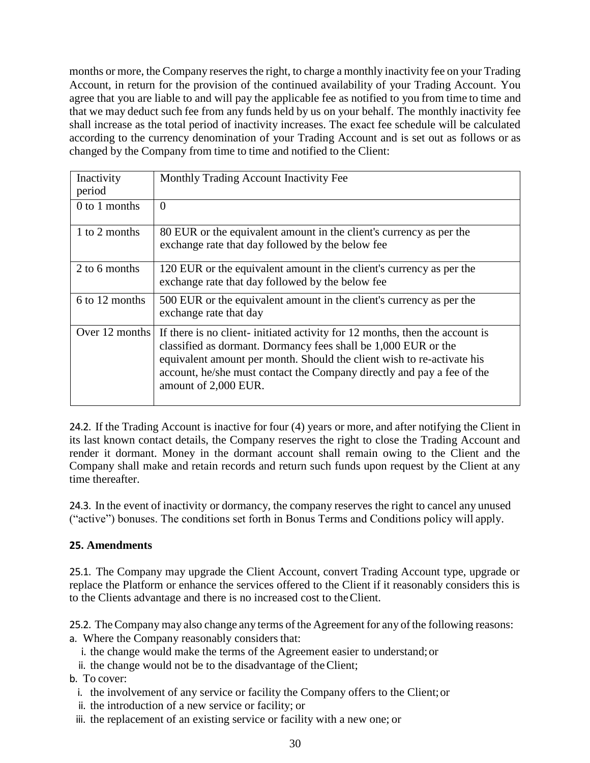months or more, the Company reserves the right, to charge a monthly inactivity fee on your Trading Account, in return for the provision of the continued availability of your Trading Account. You agree that you are liable to and will pay the applicable fee as notified to you from time to time and that we may deduct such fee from any funds held by us on your behalf. The monthly inactivity fee shall increase as the total period of inactivity increases. The exact fee schedule will be calculated according to the currency denomination of your Trading Account and is set out as follows or as changed by the Company from time to time and notified to the Client:

| Inactivity period | Monthly Trading Account Inactivity Fee |
|---|---|
| 0 to 1 months | 0 |
| 1 to 2 months | 80 EUR or the equivalent amount in the client's currency as per the exchange rate that day followed by the below fee |
| 2 to 6 months | 120 EUR or the equivalent amount in the client's currency as per the exchange rate that day followed by the below fee |
| 6 to 12 months | 500 EUR or the equivalent amount in the client's currency as per the exchange rate that day |
| Over 12 months | If there is no client- initiated activity for 12 months, then the account is classified as dormant. Dormancy fees shall be 1,000 EUR or the equivalent amount per month. Should the client wish to re-activate his account, he/she must contact the Company directly and pay a fee of the amount of 2,000 EUR. |

24.2. If the Trading Account is inactive for four (4) years or more, and after notifying the Client in its last known contact details, the Company reserves the right to close the Trading Account and render it dormant. Money in the dormant account shall remain owing to the Client and the Company shall make and retain records and return such funds upon request by the Client at any time thereafter.

24.3. In the event of inactivity or dormancy, the company reserves the right to cancel any unused ("active") bonuses. The conditions set forth in Bonus Terms and Conditions policy will apply.

## 25. Amendments

25.1. The Company may upgrade the Client Account, convert Trading Account type, upgrade or replace the Platform or enhance the services offered to the Client if it reasonably considers this is to the Clients advantage and there is no increased cost to the Client.

25.2. The Company may also change any terms of the Agreement for any of the following reasons:

a. Where the Company reasonably considers that:
   i. the change would make the terms of the Agreement easier to understand; or
   ii. the change would not be to the disadvantage of the Client;

b. To cover:
   i. the involvement of any service or facility the Company offers to the Client; or
   ii. the introduction of a new service or facility; or
   iii. the replacement of an existing service or facility with a new one; or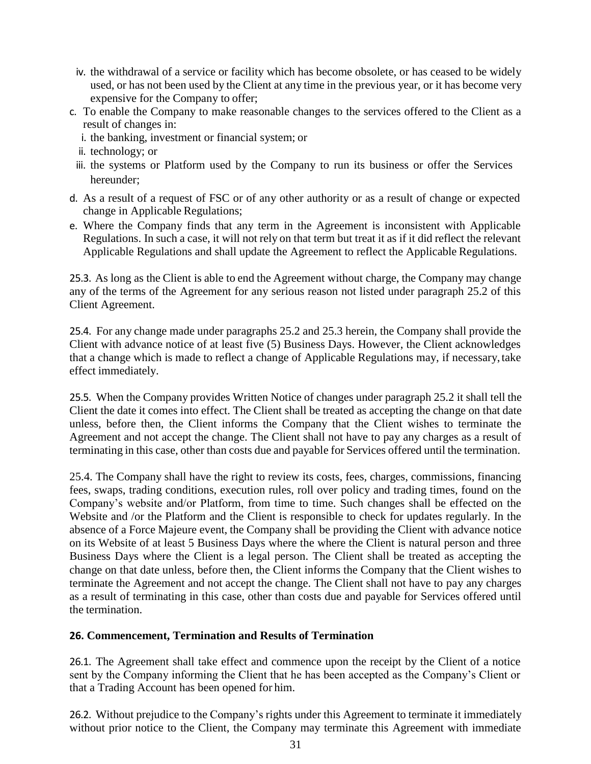iv. the withdrawal of a service or facility which has become obsolete, or has ceased to be widely used, or has not been used by the Client at any time in the previous year, or it has become very expensive for the Company to offer;

c. To enable the Company to make reasonable changes to the services offered to the Client as a result of changes in:
   i. the banking, investment or financial system; or
   ii. technology; or
   iii. the systems or Platform used by the Company to run its business or offer the Services hereunder;

d. As a result of a request of FSC or of any other authority or as a result of change or expected change in Applicable Regulations;

e. Where the Company finds that any term in the Agreement is inconsistent with Applicable Regulations. In such a case, it will not rely on that term but treat it as if it did reflect the relevant Applicable Regulations and shall update the Agreement to reflect the Applicable Regulations.

25.3. As long as the Client is able to end the Agreement without charge, the Company may change any of the terms of the Agreement for any serious reason not listed under paragraph 25.2 of this Client Agreement.

25.4. For any change made under paragraphs 25.2 and 25.3 herein, the Company shall provide the Client with advance notice of at least five (5) Business Days. However, the Client acknowledges that a change which is made to reflect a change of Applicable Regulations may, if necessary, take effect immediately.

25.5. When the Company provides Written Notice of changes under paragraph 25.2 it shall tell the Client the date it comes into effect. The Client shall be treated as accepting the change on that date unless, before then, the Client informs the Company that the Client wishes to terminate the Agreement and not accept the change. The Client shall not have to pay any charges as a result of terminating in this case, other than costs due and payable for Services offered until the termination.

25.4. The Company shall have the right to review its costs, fees, charges, commissions, financing fees, swaps, trading conditions, execution rules, roll over policy and trading times, found on the Company's website and/or Platform, from time to time. Such changes shall be effected on the Website and /or the Platform and the Client is responsible to check for updates regularly. In the absence of a Force Majeure event, the Company shall be providing the Client with advance notice on its Website of at least 5 Business Days where the where the Client is natural person and three Business Days where the Client is a legal person. The Client shall be treated as accepting the change on that date unless, before then, the Client informs the Company that the Client wishes to terminate the Agreement and not accept the change. The Client shall not have to pay any charges as a result of terminating in this case, other than costs due and payable for Services offered until the termination.

## 26. Commencement, Termination and Results of Termination

26.1. The Agreement shall take effect and commence upon the receipt by the Client of a notice sent by the Company informing the Client that he has been accepted as the Company's Client or that a Trading Account has been opened for him.

26.2. Without prejudice to the Company's rights under this Agreement to terminate it immediately without prior notice to the Client, the Company may terminate this Agreement with immediate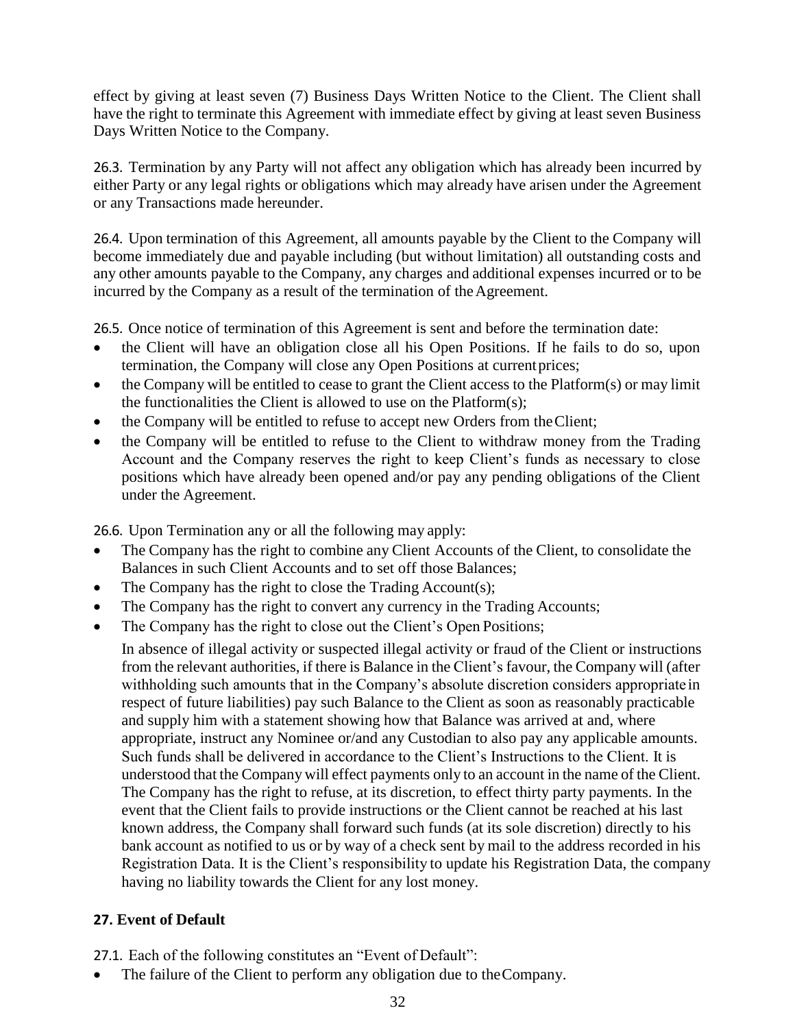effect by giving at least seven (7) Business Days Written Notice to the Client. The Client shall have the right to terminate this Agreement with immediate effect by giving at least seven Business Days Written Notice to the Company.

26.3. Termination by any Party will not affect any obligation which has already been incurred by either Party or any legal rights or obligations which may already have arisen under the Agreement or any Transactions made hereunder.

26.4. Upon termination of this Agreement, all amounts payable by the Client to the Company will become immediately due and payable including (but without limitation) all outstanding costs and any other amounts payable to the Company, any charges and additional expenses incurred or to be incurred by the Company as a result of the termination of the Agreement.

26.5. Once notice of termination of this Agreement is sent and before the termination date:

- the Client will have an obligation close all his Open Positions. If he fails to do so, upon termination, the Company will close any Open Positions at current prices;
- the Company will be entitled to cease to grant the Client access to the Platform(s) or may limit the functionalities the Client is allowed to use on the Platform(s);
- the Company will be entitled to refuse to accept new Orders from the Client;
- the Company will be entitled to refuse to the Client to withdraw money from the Trading Account and the Company reserves the right to keep Client's funds as necessary to close positions which have already been opened and/or pay any pending obligations of the Client under the Agreement.

26.6. Upon Termination any or all the following may apply:

- The Company has the right to combine any Client Accounts of the Client, to consolidate the Balances in such Client Accounts and to set off those Balances;
- The Company has the right to close the Trading Account(s);
- The Company has the right to convert any currency in the Trading Accounts;
- The Company has the right to close out the Client's Open Positions;

In absence of illegal activity or suspected illegal activity or fraud of the Client or instructions from the relevant authorities, if there is Balance in the Client's favour, the Company will (after withholding such amounts that in the Company's absolute discretion considers appropriate in respect of future liabilities) pay such Balance to the Client as soon as reasonably practicable and supply him with a statement showing how that Balance was arrived at and, where appropriate, instruct any Nominee or/and any Custodian to also pay any applicable amounts. Such funds shall be delivered in accordance to the Client's Instructions to the Client. It is understood that the Company will effect payments only to an account in the name of the Client. The Company has the right to refuse, at its discretion, to effect thirty party payments. In the event that the Client fails to provide instructions or the Client cannot be reached at his last known address, the Company shall forward such funds (at its sole discretion) directly to his bank account as notified to us or by way of a check sent by mail to the address recorded in his Registration Data. It is the Client's responsibility to update his Registration Data, the company having no liability towards the Client for any lost money.

## 27. Event of Default

27.1. Each of the following constitutes an "Event of Default":

- The failure of the Client to perform any obligation due to the Company.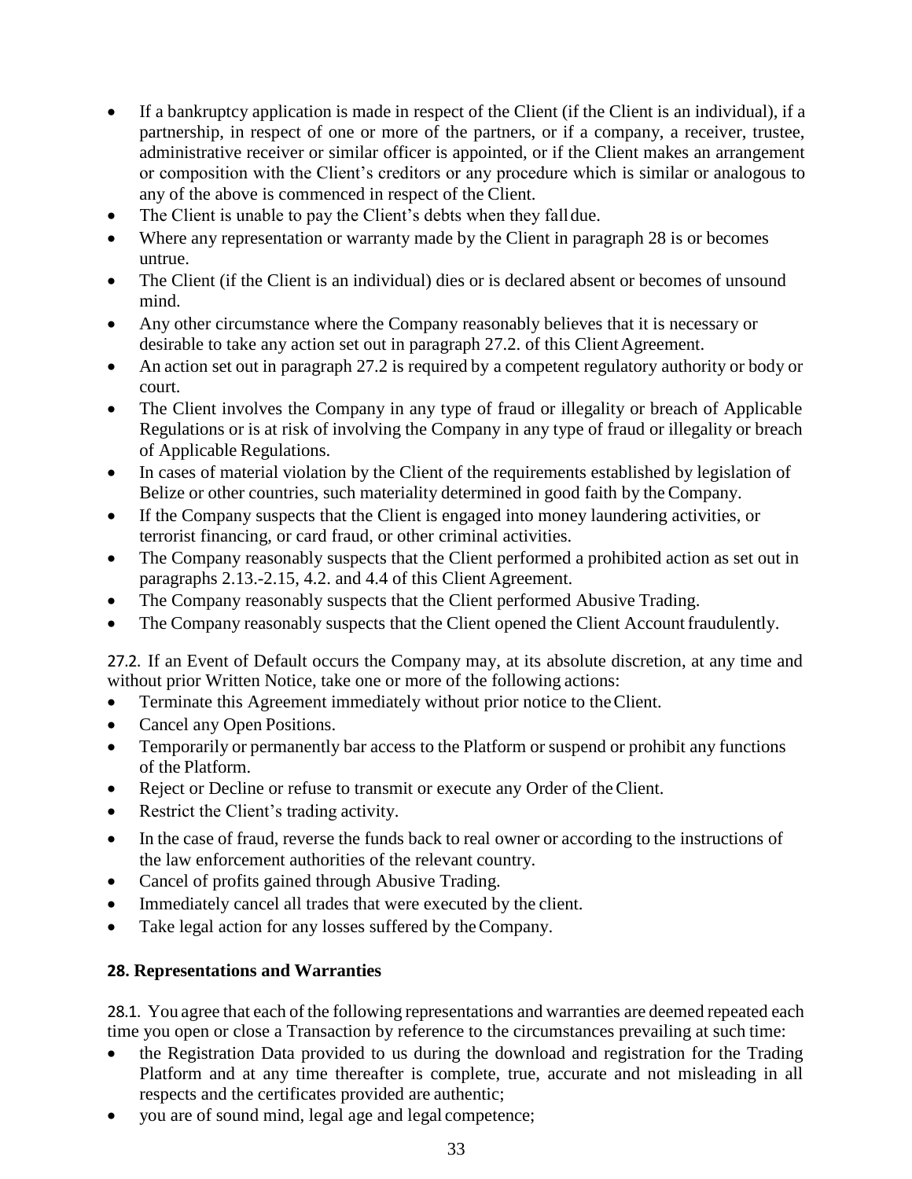- If a bankruptcy application is made in respect of the Client (if the Client is an individual), if a partnership, in respect of one or more of the partners, or if a company, a receiver, trustee, administrative receiver or similar officer is appointed, or if the Client makes an arrangement or composition with the Client's creditors or any procedure which is similar or analogous to any of the above is commenced in respect of the Client.
- The Client is unable to pay the Client's debts when they fall due.
- Where any representation or warranty made by the Client in paragraph 28 is or becomes untrue.
- The Client (if the Client is an individual) dies or is declared absent or becomes of unsound mind.
- Any other circumstance where the Company reasonably believes that it is necessary or desirable to take any action set out in paragraph 27.2. of this Client Agreement.
- An action set out in paragraph 27.2 is required by a competent regulatory authority or body or court.
- The Client involves the Company in any type of fraud or illegality or breach of Applicable Regulations or is at risk of involving the Company in any type of fraud or illegality or breach of Applicable Regulations.
- In cases of material violation by the Client of the requirements established by legislation of Belize or other countries, such materiality determined in good faith by the Company.
- If the Company suspects that the Client is engaged into money laundering activities, or terrorist financing, or card fraud, or other criminal activities.
- The Company reasonably suspects that the Client performed a prohibited action as set out in paragraphs 2.13.-2.15, 4.2. and 4.4 of this Client Agreement.
- The Company reasonably suspects that the Client performed Abusive Trading.
- The Company reasonably suspects that the Client opened the Client Account fraudulently.

27.2. If an Event of Default occurs the Company may, at its absolute discretion, at any time and without prior Written Notice, take one or more of the following actions:

- Terminate this Agreement immediately without prior notice to the Client.
- Cancel any Open Positions.
- Temporarily or permanently bar access to the Platform or suspend or prohibit any functions of the Platform.
- Reject or Decline or refuse to transmit or execute any Order of the Client.
- Restrict the Client's trading activity.
- In the case of fraud, reverse the funds back to real owner or according to the instructions of the law enforcement authorities of the relevant country.
- Cancel of profits gained through Abusive Trading.
- Immediately cancel all trades that were executed by the client.
- Take legal action for any losses suffered by the Company.

**28. Representations and Warranties**

28.1. You agree that each of the following representations and warranties are deemed repeated each time you open or close a Transaction by reference to the circumstances prevailing at such time:

- the Registration Data provided to us during the download and registration for the Trading Platform and at any time thereafter is complete, true, accurate and not misleading in all respects and the certificates provided are authentic;
- you are of sound mind, legal age and legal competence;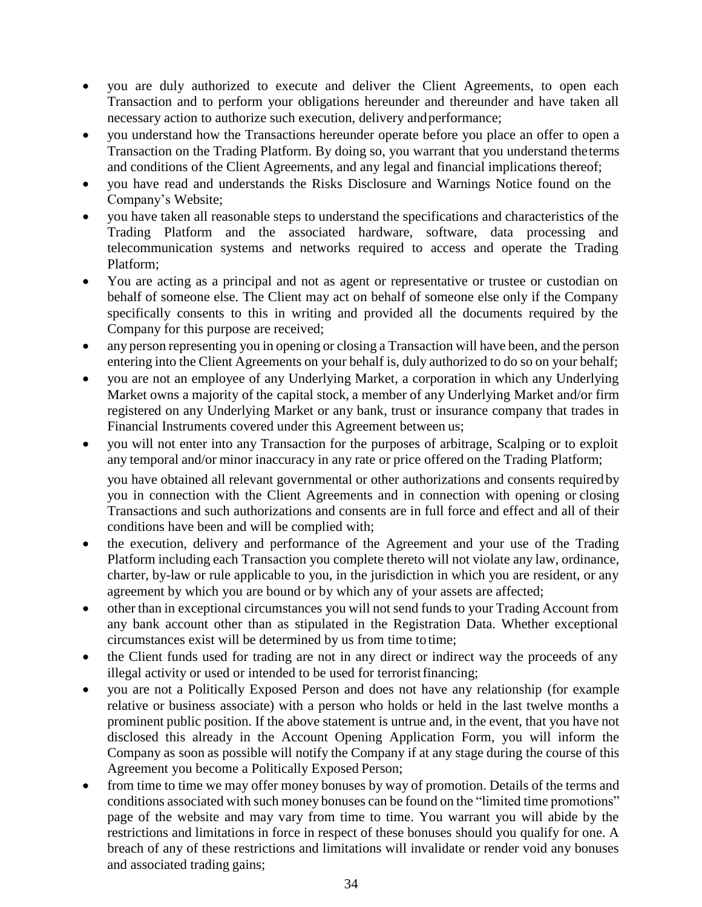- you are duly authorized to execute and deliver the Client Agreements, to open each Transaction and to perform your obligations hereunder and thereunder and have taken all necessary action to authorize such execution, delivery and performance;
- you understand how the Transactions hereunder operate before you place an offer to open a Transaction on the Trading Platform. By doing so, you warrant that you understand the terms and conditions of the Client Agreements, and any legal and financial implications thereof;
- you have read and understands the Risks Disclosure and Warnings Notice found on the Company's Website;
- you have taken all reasonable steps to understand the specifications and characteristics of the Trading Platform and the associated hardware, software, data processing and telecommunication systems and networks required to access and operate the Trading Platform;
- You are acting as a principal and not as agent or representative or trustee or custodian on behalf of someone else. The Client may act on behalf of someone else only if the Company specifically consents to this in writing and provided all the documents required by the Company for this purpose are received;
- any person representing you in opening or closing a Transaction will have been, and the person entering into the Client Agreements on your behalf is, duly authorized to do so on your behalf;
- you are not an employee of any Underlying Market, a corporation in which any Underlying Market owns a majority of the capital stock, a member of any Underlying Market and/or firm registered on any Underlying Market or any bank, trust or insurance company that trades in Financial Instruments covered under this Agreement between us;
- you will not enter into any Transaction for the purposes of arbitrage, Scalping or to exploit any temporal and/or minor inaccuracy in any rate or price offered on the Trading Platform;

  you have obtained all relevant governmental or other authorizations and consents required by you in connection with the Client Agreements and in connection with opening or closing Transactions and such authorizations and consents are in full force and effect and all of their conditions have been and will be complied with;
- the execution, delivery and performance of the Agreement and your use of the Trading Platform including each Transaction you complete thereto will not violate any law, ordinance, charter, by-law or rule applicable to you, in the jurisdiction in which you are resident, or any agreement by which you are bound or by which any of your assets are affected;
- other than in exceptional circumstances you will not send funds to your Trading Account from any bank account other than as stipulated in the Registration Data. Whether exceptional circumstances exist will be determined by us from time to time;
- the Client funds used for trading are not in any direct or indirect way the proceeds of any illegal activity or used or intended to be used for terrorist financing;
- you are not a Politically Exposed Person and does not have any relationship (for example relative or business associate) with a person who holds or held in the last twelve months a prominent public position. If the above statement is untrue and, in the event, that you have not disclosed this already in the Account Opening Application Form, you will inform the Company as soon as possible will notify the Company if at any stage during the course of this Agreement you become a Politically Exposed Person;
- from time to time we may offer money bonuses by way of promotion. Details of the terms and conditions associated with such money bonuses can be found on the "limited time promotions" page of the website and may vary from time to time. You warrant you will abide by the restrictions and limitations in force in respect of these bonuses should you qualify for one. A breach of any of these restrictions and limitations will invalidate or render void any bonuses and associated trading gains;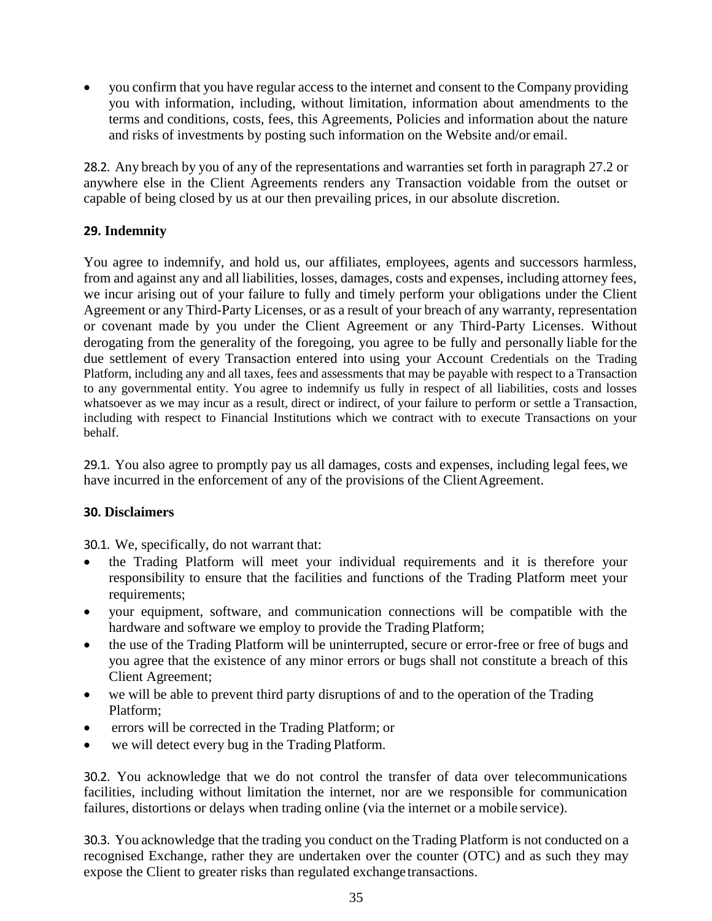- you confirm that you have regular access to the internet and consent to the Company providing you with information, including, without limitation, information about amendments to the terms and conditions, costs, fees, this Agreements, Policies and information about the nature and risks of investments by posting such information on the Website and/or email.

28.2. Any breach by you of any of the representations and warranties set forth in paragraph 27.2 or anywhere else in the Client Agreements renders any Transaction voidable from the outset or capable of being closed by us at our then prevailing prices, in our absolute discretion.

## 29. Indemnity

You agree to indemnify, and hold us, our affiliates, employees, agents and successors harmless, from and against any and all liabilities, losses, damages, costs and expenses, including attorney fees, we incur arising out of your failure to fully and timely perform your obligations under the Client Agreement or any Third-Party Licenses, or as a result of your breach of any warranty, representation or covenant made by you under the Client Agreement or any Third-Party Licenses. Without derogating from the generality of the foregoing, you agree to be fully and personally liable for the due settlement of every Transaction entered into using your Account Credentials on the Trading Platform, including any and all taxes, fees and assessments that may be payable with respect to a Transaction to any governmental entity. You agree to indemnify us fully in respect of all liabilities, costs and losses whatsoever as we may incur as a result, direct or indirect, of your failure to perform or settle a Transaction, including with respect to Financial Institutions which we contract with to execute Transactions on your behalf.

29.1. You also agree to promptly pay us all damages, costs and expenses, including legal fees, we have incurred in the enforcement of any of the provisions of the Client Agreement.

## 30. Disclaimers

30.1. We, specifically, do not warrant that:

- the Trading Platform will meet your individual requirements and it is therefore your responsibility to ensure that the facilities and functions of the Trading Platform meet your requirements;
- your equipment, software, and communication connections will be compatible with the hardware and software we employ to provide the Trading Platform;
- the use of the Trading Platform will be uninterrupted, secure or error-free or free of bugs and you agree that the existence of any minor errors or bugs shall not constitute a breach of this Client Agreement;
- we will be able to prevent third party disruptions of and to the operation of the Trading Platform;
- errors will be corrected in the Trading Platform; or
- we will detect every bug in the Trading Platform.

30.2. You acknowledge that we do not control the transfer of data over telecommunications facilities, including without limitation the internet, nor are we responsible for communication failures, distortions or delays when trading online (via the internet or a mobile service).

30.3. You acknowledge that the trading you conduct on the Trading Platform is not conducted on a recognised Exchange, rather they are undertaken over the counter (OTC) and as such they may expose the Client to greater risks than regulated exchange transactions.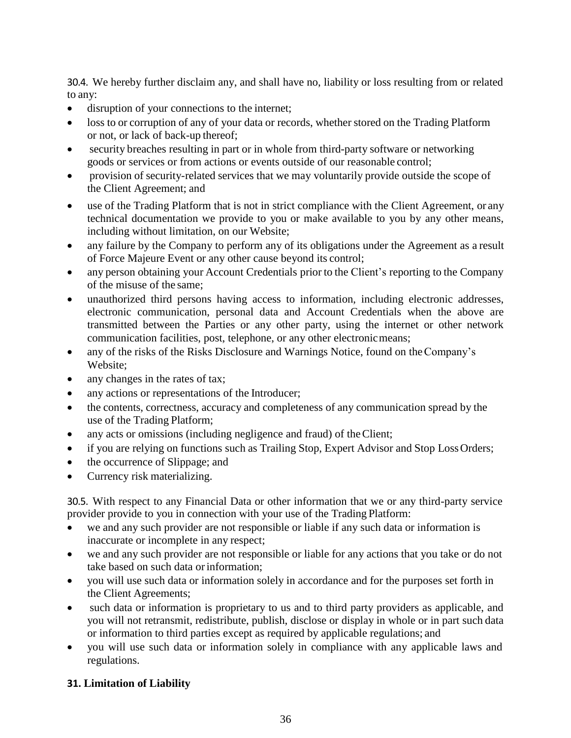30.4. We hereby further disclaim any, and shall have no, liability or loss resulting from or related to any:

- disruption of your connections to the internet;
- loss to or corruption of any of your data or records, whether stored on the Trading Platform or not, or lack of back-up thereof;
- security breaches resulting in part or in whole from third-party software or networking goods or services or from actions or events outside of our reasonable control;
- provision of security-related services that we may voluntarily provide outside the scope of the Client Agreement; and
- use of the Trading Platform that is not in strict compliance with the Client Agreement, or any technical documentation we provide to you or make available to you by any other means, including without limitation, on our Website;
- any failure by the Company to perform any of its obligations under the Agreement as a result of Force Majeure Event or any other cause beyond its control;
- any person obtaining your Account Credentials prior to the Client's reporting to the Company of the misuse of the same;
- unauthorized third persons having access to information, including electronic addresses, electronic communication, personal data and Account Credentials when the above are transmitted between the Parties or any other party, using the internet or other network communication facilities, post, telephone, or any other electronic means;
- any of the risks of the Risks Disclosure and Warnings Notice, found on the Company's Website;
- any changes in the rates of tax;
- any actions or representations of the Introducer;
- the contents, correctness, accuracy and completeness of any communication spread by the use of the Trading Platform;
- any acts or omissions (including negligence and fraud) of the Client;
- if you are relying on functions such as Trailing Stop, Expert Advisor and Stop Loss Orders;
- the occurrence of Slippage; and
- Currency risk materializing.

30.5. With respect to any Financial Data or other information that we or any third-party service provider provide to you in connection with your use of the Trading Platform:

- we and any such provider are not responsible or liable if any such data or information is inaccurate or incomplete in any respect;
- we and any such provider are not responsible or liable for any actions that you take or do not take based on such data or information;
- you will use such data or information solely in accordance and for the purposes set forth in the Client Agreements;
- such data or information is proprietary to us and to third party providers as applicable, and you will not retransmit, redistribute, publish, disclose or display in whole or in part such data or information to third parties except as required by applicable regulations; and
- you will use such data or information solely in compliance with any applicable laws and regulations.

## 31. Limitation of Liability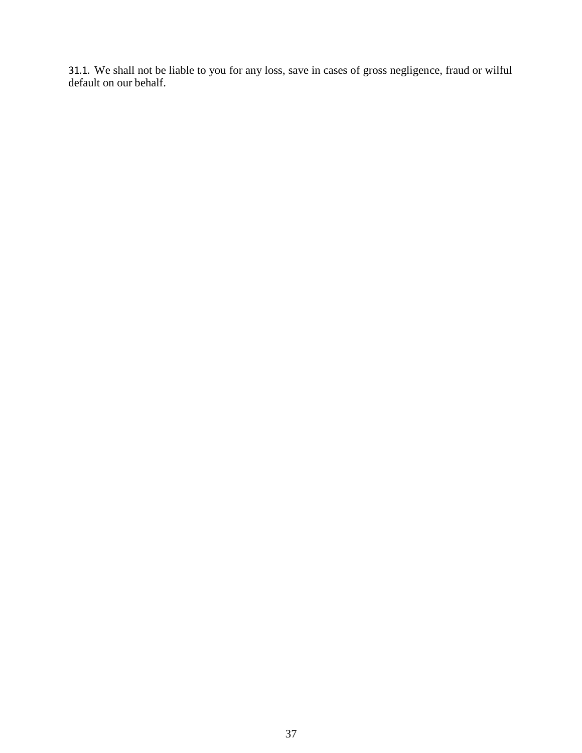31.1. We shall not be liable to you for any loss, save in cases of gross negligence, fraud or wilful default on our behalf.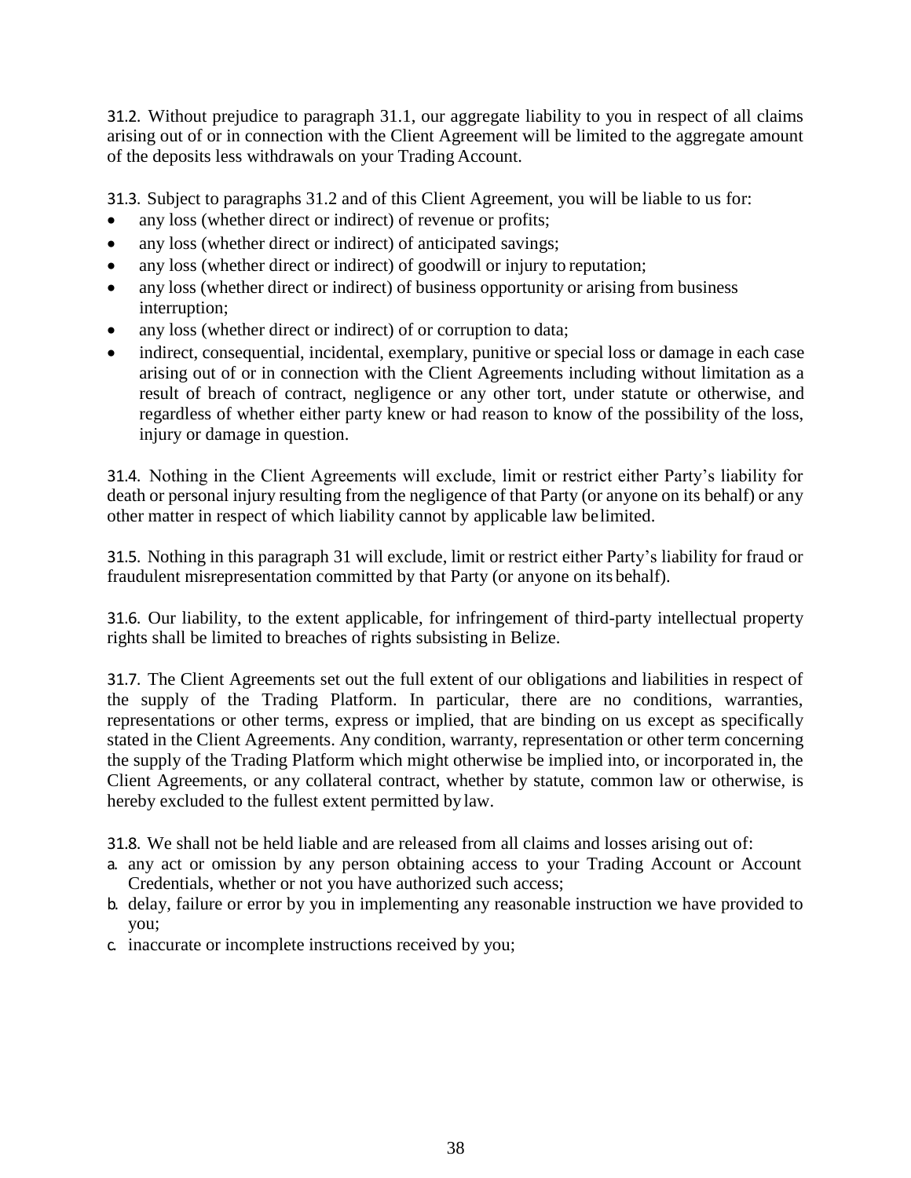31.2. Without prejudice to paragraph 31.1, our aggregate liability to you in respect of all claims arising out of or in connection with the Client Agreement will be limited to the aggregate amount of the deposits less withdrawals on your Trading Account.

31.3. Subject to paragraphs 31.2 and of this Client Agreement, you will be liable to us for:

- any loss (whether direct or indirect) of revenue or profits;
- any loss (whether direct or indirect) of anticipated savings;
- any loss (whether direct or indirect) of goodwill or injury to reputation;
- any loss (whether direct or indirect) of business opportunity or arising from business interruption;
- any loss (whether direct or indirect) of or corruption to data;
- indirect, consequential, incidental, exemplary, punitive or special loss or damage in each case arising out of or in connection with the Client Agreements including without limitation as a result of breach of contract, negligence or any other tort, under statute or otherwise, and regardless of whether either party knew or had reason to know of the possibility of the loss, injury or damage in question.

31.4. Nothing in the Client Agreements will exclude, limit or restrict either Party's liability for death or personal injury resulting from the negligence of that Party (or anyone on its behalf) or any other matter in respect of which liability cannot by applicable law be limited.

31.5. Nothing in this paragraph 31 will exclude, limit or restrict either Party's liability for fraud or fraudulent misrepresentation committed by that Party (or anyone on its behalf).

31.6. Our liability, to the extent applicable, for infringement of third-party intellectual property rights shall be limited to breaches of rights subsisting in Belize.

31.7. The Client Agreements set out the full extent of our obligations and liabilities in respect of the supply of the Trading Platform. In particular, there are no conditions, warranties, representations or other terms, express or implied, that are binding on us except as specifically stated in the Client Agreements. Any condition, warranty, representation or other term concerning the supply of the Trading Platform which might otherwise be implied into, or incorporated in, the Client Agreements, or any collateral contract, whether by statute, common law or otherwise, is hereby excluded to the fullest extent permitted by law.

31.8. We shall not be held liable and are released from all claims and losses arising out of:

a. any act or omission by any person obtaining access to your Trading Account or Account Credentials, whether or not you have authorized such access;
b. delay, failure or error by you in implementing any reasonable instruction we have provided to you;
c. inaccurate or incomplete instructions received by you;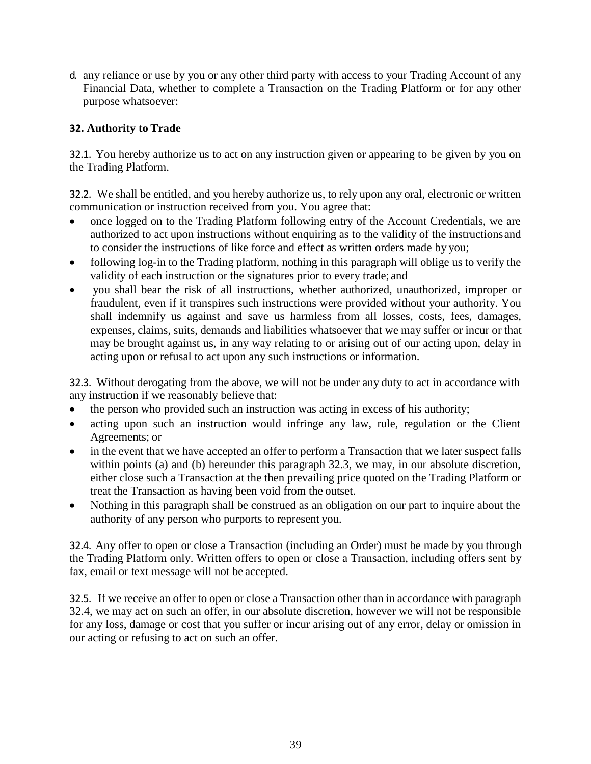d. any reliance or use by you or any other third party with access to your Trading Account of any Financial Data, whether to complete a Transaction on the Trading Platform or for any other purpose whatsoever:

## 32. Authority to Trade

32.1. You hereby authorize us to act on any instruction given or appearing to be given by you on the Trading Platform.

32.2. We shall be entitled, and you hereby authorize us, to rely upon any oral, electronic or written communication or instruction received from you. You agree that:

- once logged on to the Trading Platform following entry of the Account Credentials, we are authorized to act upon instructions without enquiring as to the validity of the instructions and to consider the instructions of like force and effect as written orders made by you;
- following log-in to the Trading platform, nothing in this paragraph will oblige us to verify the validity of each instruction or the signatures prior to every trade; and
- you shall bear the risk of all instructions, whether authorized, unauthorized, improper or fraudulent, even if it transpires such instructions were provided without your authority. You shall indemnify us against and save us harmless from all losses, costs, fees, damages, expenses, claims, suits, demands and liabilities whatsoever that we may suffer or incur or that may be brought against us, in any way relating to or arising out of our acting upon, delay in acting upon or refusal to act upon any such instructions or information.

32.3. Without derogating from the above, we will not be under any duty to act in accordance with any instruction if we reasonably believe that:

- the person who provided such an instruction was acting in excess of his authority;
- acting upon such an instruction would infringe any law, rule, regulation or the Client Agreements; or
- in the event that we have accepted an offer to perform a Transaction that we later suspect falls within points (a) and (b) hereunder this paragraph 32.3, we may, in our absolute discretion, either close such a Transaction at the then prevailing price quoted on the Trading Platform or treat the Transaction as having been void from the outset.
- Nothing in this paragraph shall be construed as an obligation on our part to inquire about the authority of any person who purports to represent you.

32.4. Any offer to open or close a Transaction (including an Order) must be made by you through the Trading Platform only. Written offers to open or close a Transaction, including offers sent by fax, email or text message will not be accepted.

32.5. If we receive an offer to open or close a Transaction other than in accordance with paragraph 32.4, we may act on such an offer, in our absolute discretion, however we will not be responsible for any loss, damage or cost that you suffer or incur arising out of any error, delay or omission in our acting or refusing to act on such an offer.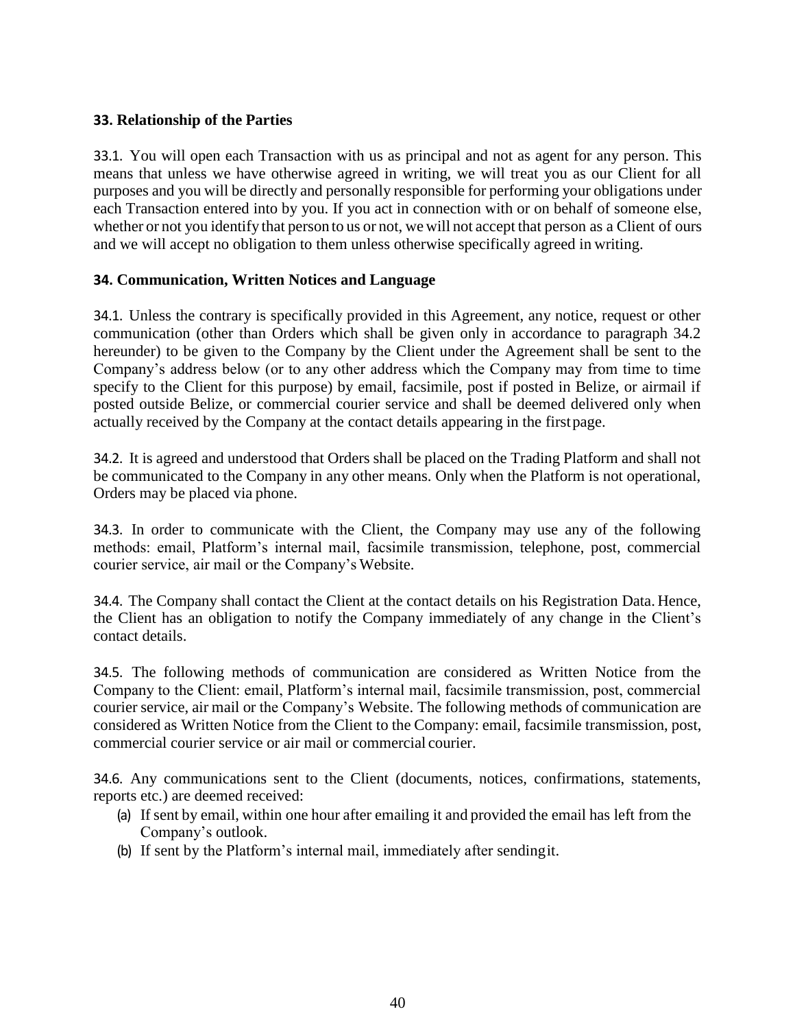## 33. Relationship of the Parties

33.1. You will open each Transaction with us as principal and not as agent for any person. This means that unless we have otherwise agreed in writing, we will treat you as our Client for all purposes and you will be directly and personally responsible for performing your obligations under each Transaction entered into by you. If you act in connection with or on behalf of someone else, whether or not you identify that person to us or not, we will not accept that person as a Client of ours and we will accept no obligation to them unless otherwise specifically agreed in writing.

## 34. Communication, Written Notices and Language

34.1. Unless the contrary is specifically provided in this Agreement, any notice, request or other communication (other than Orders which shall be given only in accordance to paragraph 34.2 hereunder) to be given to the Company by the Client under the Agreement shall be sent to the Company's address below (or to any other address which the Company may from time to time specify to the Client for this purpose) by email, facsimile, post if posted in Belize, or airmail if posted outside Belize, or commercial courier service and shall be deemed delivered only when actually received by the Company at the contact details appearing in the first page.

34.2. It is agreed and understood that Orders shall be placed on the Trading Platform and shall not be communicated to the Company in any other means. Only when the Platform is not operational, Orders may be placed via phone.

34.3. In order to communicate with the Client, the Company may use any of the following methods: email, Platform's internal mail, facsimile transmission, telephone, post, commercial courier service, air mail or the Company's Website.

34.4. The Company shall contact the Client at the contact details on his Registration Data. Hence, the Client has an obligation to notify the Company immediately of any change in the Client's contact details.

34.5. The following methods of communication are considered as Written Notice from the Company to the Client: email, Platform's internal mail, facsimile transmission, post, commercial courier service, air mail or the Company's Website. The following methods of communication are considered as Written Notice from the Client to the Company: email, facsimile transmission, post, commercial courier service or air mail or commercial courier.

34.6. Any communications sent to the Client (documents, notices, confirmations, statements, reports etc.) are deemed received:

(a) If sent by email, within one hour after emailing it and provided the email has left from the Company's outlook.
(b) If sent by the Platform's internal mail, immediately after sending it.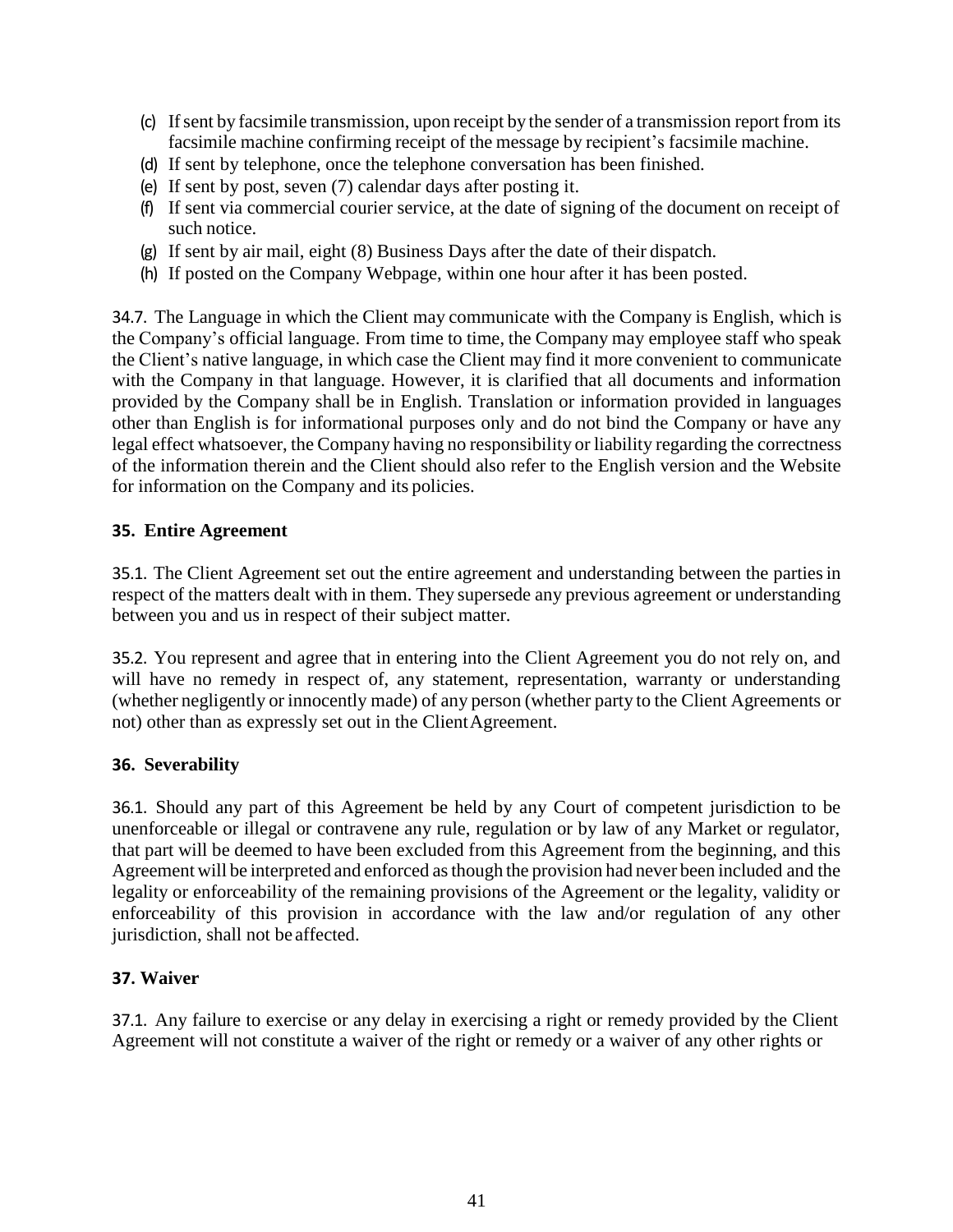(c) If sent by facsimile transmission, upon receipt by the sender of a transmission report from its facsimile machine confirming receipt of the message by recipient's facsimile machine.
(d) If sent by telephone, once the telephone conversation has been finished.
(e) If sent by post, seven (7) calendar days after posting it.
(f) If sent via commercial courier service, at the date of signing of the document on receipt of such notice.
(g) If sent by air mail, eight (8) Business Days after the date of their dispatch.
(h) If posted on the Company Webpage, within one hour after it has been posted.

34.7. The Language in which the Client may communicate with the Company is English, which is the Company's official language. From time to time, the Company may employee staff who speak the Client's native language, in which case the Client may find it more convenient to communicate with the Company in that language. However, it is clarified that all documents and information provided by the Company shall be in English. Translation or information provided in languages other than English is for informational purposes only and do not bind the Company or have any legal effect whatsoever, the Company having no responsibility or liability regarding the correctness of the information therein and the Client should also refer to the English version and the Website for information on the Company and its policies.

**35. Entire Agreement**

35.1. The Client Agreement set out the entire agreement and understanding between the parties in respect of the matters dealt with in them. They supersede any previous agreement or understanding between you and us in respect of their subject matter.

35.2. You represent and agree that in entering into the Client Agreement you do not rely on, and will have no remedy in respect of, any statement, representation, warranty or understanding (whether negligently or innocently made) of any person (whether party to the Client Agreements or not) other than as expressly set out in the Client Agreement.

**36. Severability**

36.1. Should any part of this Agreement be held by any Court of competent jurisdiction to be unenforceable or illegal or contravene any rule, regulation or by law of any Market or regulator, that part will be deemed to have been excluded from this Agreement from the beginning, and this Agreement will be interpreted and enforced as though the provision had never been included and the legality or enforceability of the remaining provisions of the Agreement or the legality, validity or enforceability of this provision in accordance with the law and/or regulation of any other jurisdiction, shall not be affected.

**37. Waiver**

37.1. Any failure to exercise or any delay in exercising a right or remedy provided by the Client Agreement will not constitute a waiver of the right or remedy or a waiver of any other rights or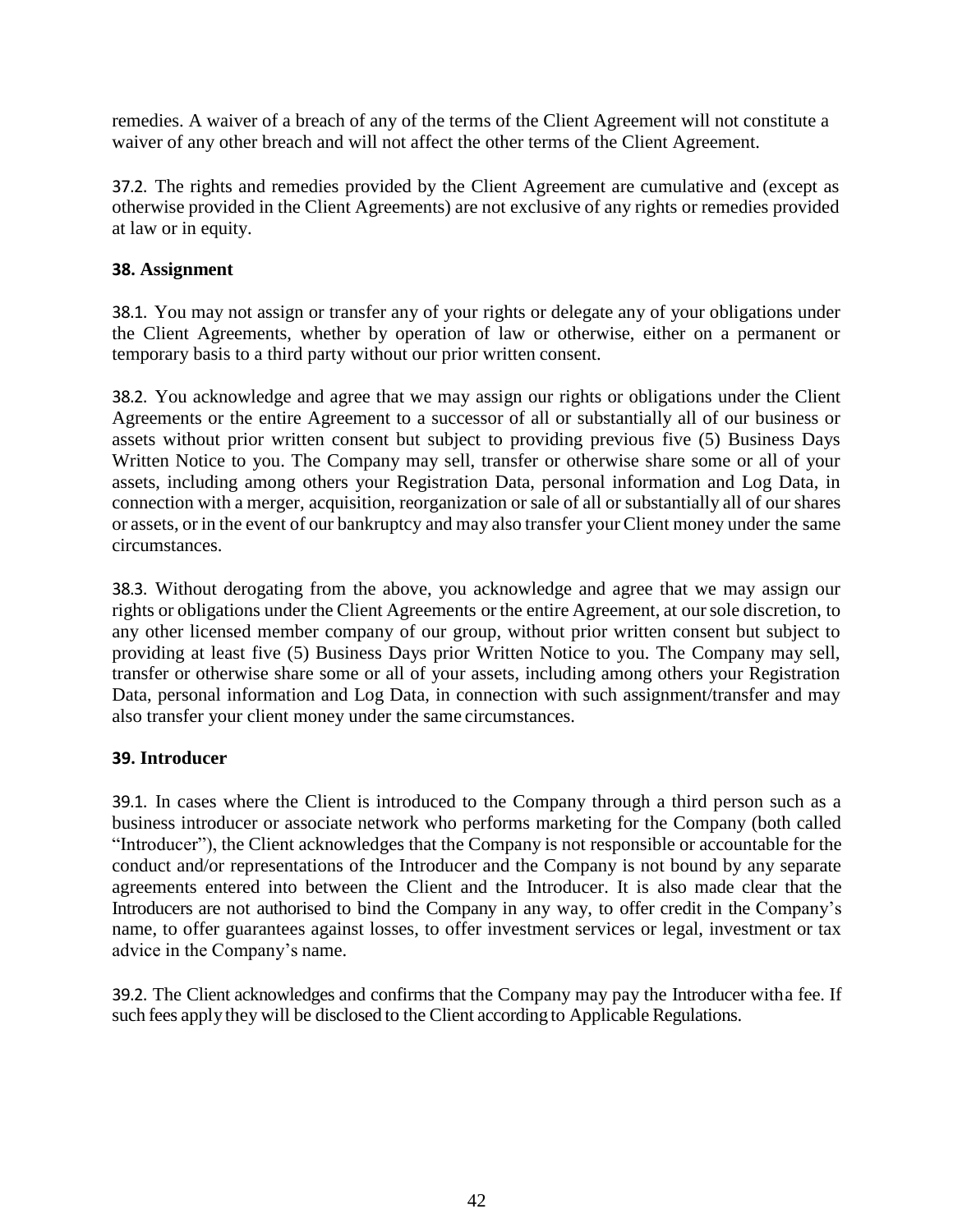remedies. A waiver of a breach of any of the terms of the Client Agreement will not constitute a waiver of any other breach and will not affect the other terms of the Client Agreement.

37.2. The rights and remedies provided by the Client Agreement are cumulative and (except as otherwise provided in the Client Agreements) are not exclusive of any rights or remedies provided at law or in equity.

### 38. Assignment

38.1. You may not assign or transfer any of your rights or delegate any of your obligations under the Client Agreements, whether by operation of law or otherwise, either on a permanent or temporary basis to a third party without our prior written consent.

38.2. You acknowledge and agree that we may assign our rights or obligations under the Client Agreements or the entire Agreement to a successor of all or substantially all of our business or assets without prior written consent but subject to providing previous five (5) Business Days Written Notice to you. The Company may sell, transfer or otherwise share some or all of your assets, including among others your Registration Data, personal information and Log Data, in connection with a merger, acquisition, reorganization or sale of all or substantially all of our shares or assets, or in the event of our bankruptcy and may also transfer your Client money under the same circumstances.

38.3. Without derogating from the above, you acknowledge and agree that we may assign our rights or obligations under the Client Agreements or the entire Agreement, at our sole discretion, to any other licensed member company of our group, without prior written consent but subject to providing at least five (5) Business Days prior Written Notice to you. The Company may sell, transfer or otherwise share some or all of your assets, including among others your Registration Data, personal information and Log Data, in connection with such assignment/transfer and may also transfer your client money under the same circumstances.

### 39. Introducer

39.1. In cases where the Client is introduced to the Company through a third person such as a business introducer or associate network who performs marketing for the Company (both called "Introducer"), the Client acknowledges that the Company is not responsible or accountable for the conduct and/or representations of the Introducer and the Company is not bound by any separate agreements entered into between the Client and the Introducer. It is also made clear that the Introducers are not authorised to bind the Company in any way, to offer credit in the Company's name, to offer guarantees against losses, to offer investment services or legal, investment or tax advice in the Company's name.

39.2. The Client acknowledges and confirms that the Company may pay the Introducer witha fee. If such fees apply they will be disclosed to the Client according to Applicable Regulations.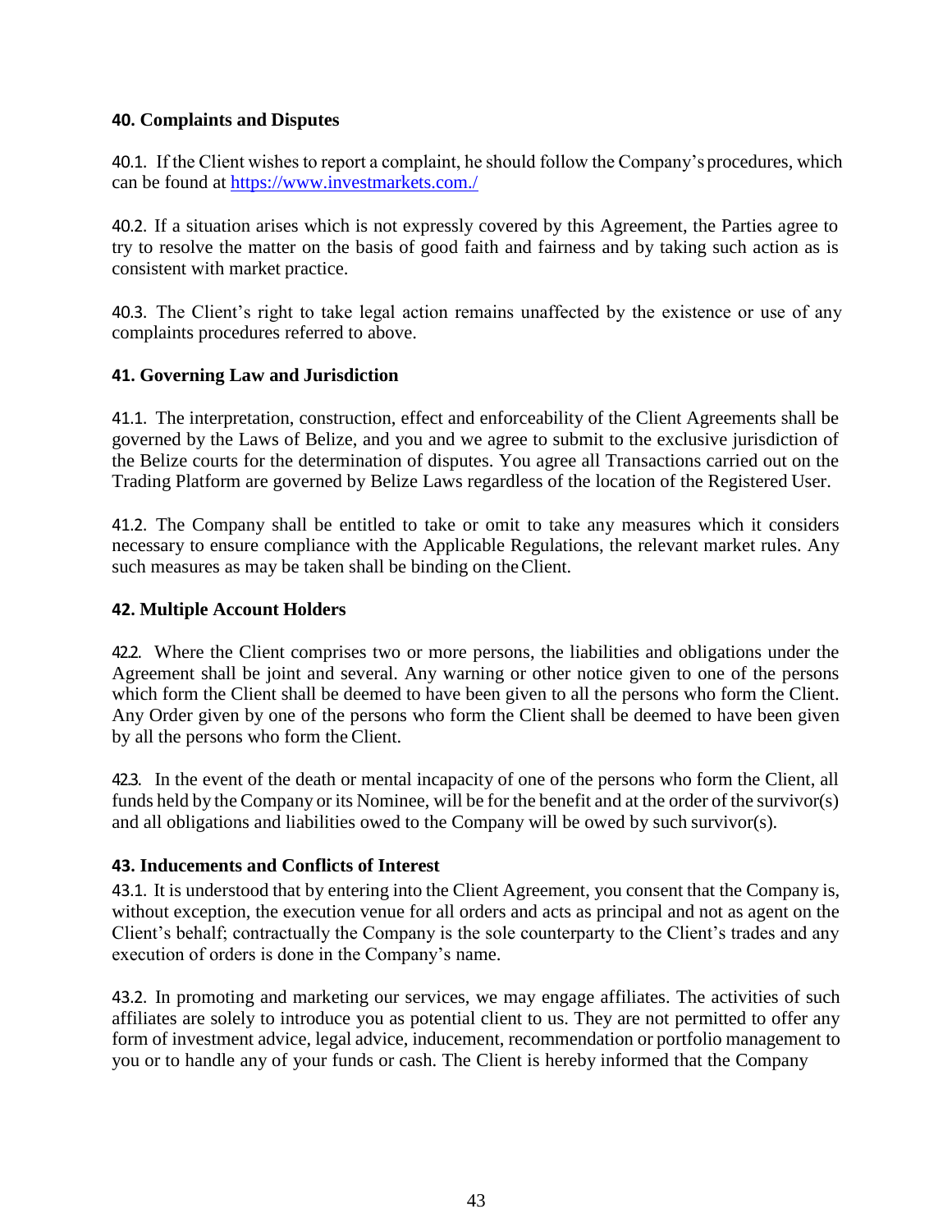**40. Complaints and Disputes**

40.1. If the Client wishes to report a complaint, he should follow the Company's procedures, which can be found at [https://www.investmarkets.com./](https://www.investmarkets.com./)

40.2. If a situation arises which is not expressly covered by this Agreement, the Parties agree to try to resolve the matter on the basis of good faith and fairness and by taking such action as is consistent with market practice.

40.3. The Client's right to take legal action remains unaffected by the existence or use of any complaints procedures referred to above.

**41. Governing Law and Jurisdiction**

41.1. The interpretation, construction, effect and enforceability of the Client Agreements shall be governed by the Laws of Belize, and you and we agree to submit to the exclusive jurisdiction of the Belize courts for the determination of disputes. You agree all Transactions carried out on the Trading Platform are governed by Belize Laws regardless of the location of the Registered User.

41.2. The Company shall be entitled to take or omit to take any measures which it considers necessary to ensure compliance with the Applicable Regulations, the relevant market rules. Any such measures as may be taken shall be binding on the Client.

**42. Multiple Account Holders**

42.2. Where the Client comprises two or more persons, the liabilities and obligations under the Agreement shall be joint and several. Any warning or other notice given to one of the persons which form the Client shall be deemed to have been given to all the persons who form the Client. Any Order given by one of the persons who form the Client shall be deemed to have been given by all the persons who form the Client.

42.3. In the event of the death or mental incapacity of one of the persons who form the Client, all funds held by the Company or its Nominee, will be for the benefit and at the order of the survivor(s) and all obligations and liabilities owed to the Company will be owed by such survivor(s).

**43. Inducements and Conflicts of Interest**

43.1. It is understood that by entering into the Client Agreement, you consent that the Company is, without exception, the execution venue for all orders and acts as principal and not as agent on the Client's behalf; contractually the Company is the sole counterparty to the Client's trades and any execution of orders is done in the Company's name.

43.2. In promoting and marketing our services, we may engage affiliates. The activities of such affiliates are solely to introduce you as potential client to us. They are not permitted to offer any form of investment advice, legal advice, inducement, recommendation or portfolio management to you or to handle any of your funds or cash. The Client is hereby informed that the Company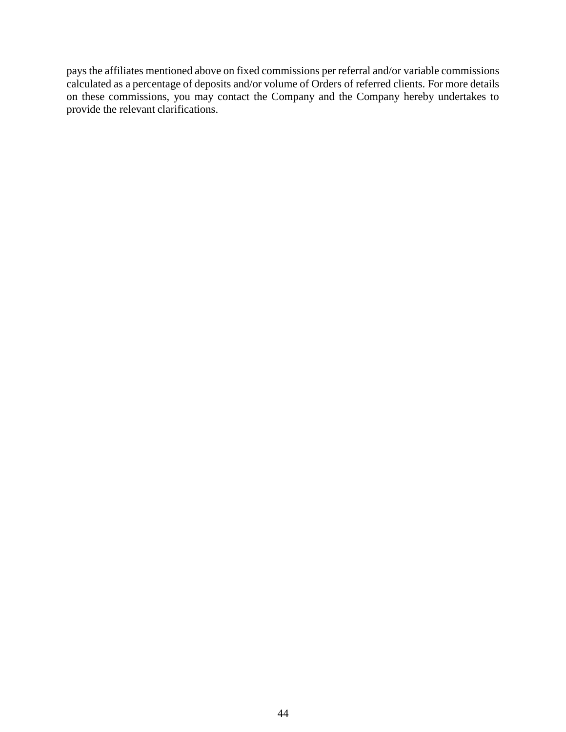pays the affiliates mentioned above on fixed commissions per referral and/or variable commissions calculated as a percentage of deposits and/or volume of Orders of referred clients. For more details on these commissions, you may contact the Company and the Company hereby undertakes to provide the relevant clarifications.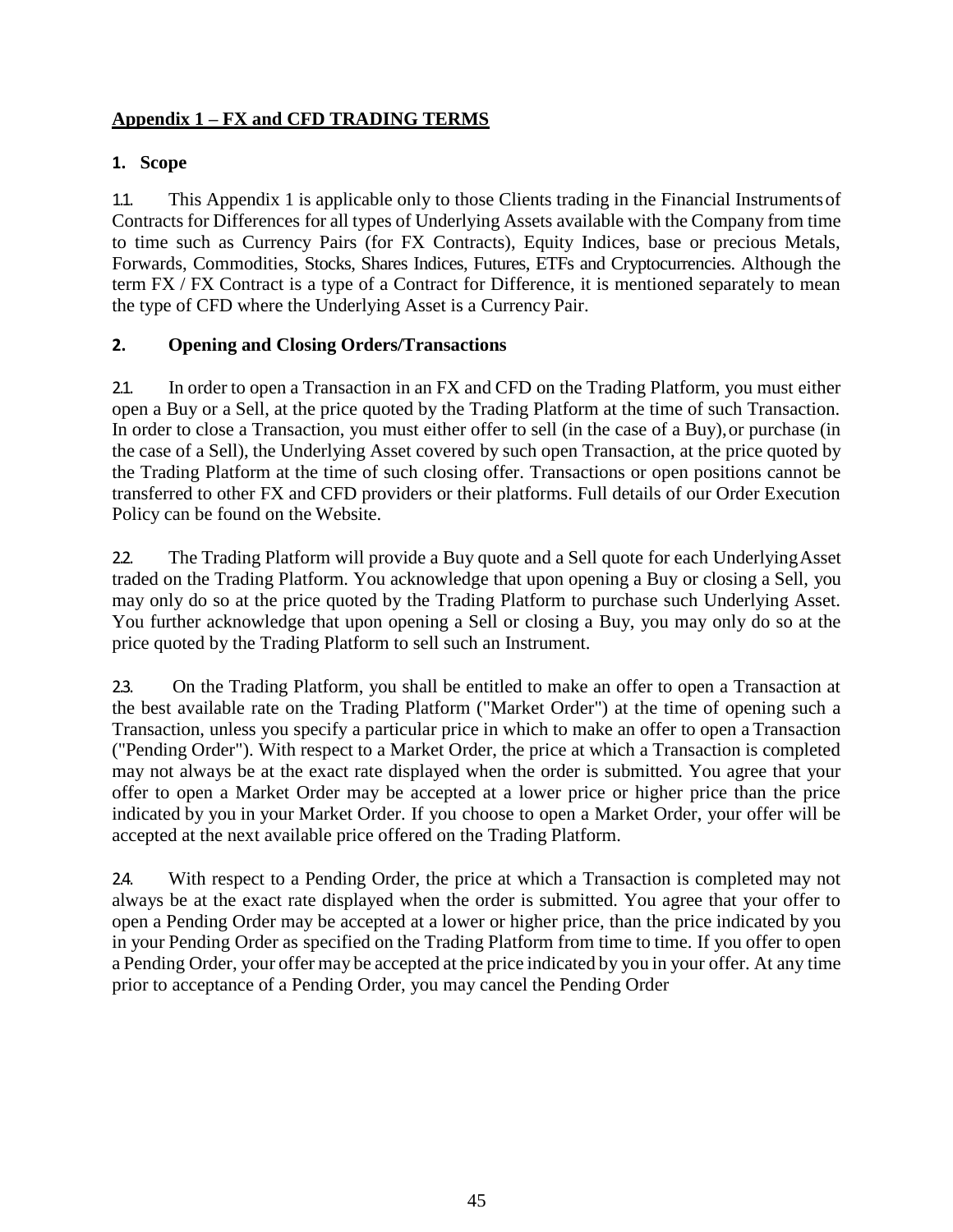## Appendix 1 – FX and CFD TRADING TERMS

### 1. Scope

1.1. This Appendix 1 is applicable only to those Clients trading in the Financial Instruments of Contracts for Differences for all types of Underlying Assets available with the Company from time to time such as Currency Pairs (for FX Contracts), Equity Indices, base or precious Metals, Forwards, Commodities, Stocks, Shares Indices, Futures, ETFs and Cryptocurrencies. Although the term FX / FX Contract is a type of a Contract for Difference, it is mentioned separately to mean the type of CFD where the Underlying Asset is a Currency Pair.

### 2. Opening and Closing Orders/Transactions

2.1. In order to open a Transaction in an FX and CFD on the Trading Platform, you must either open a Buy or a Sell, at the price quoted by the Trading Platform at the time of such Transaction. In order to close a Transaction, you must either offer to sell (in the case of a Buy), or purchase (in the case of a Sell), the Underlying Asset covered by such open Transaction, at the price quoted by the Trading Platform at the time of such closing offer. Transactions or open positions cannot be transferred to other FX and CFD providers or their platforms. Full details of our Order Execution Policy can be found on the Website.

2.2. The Trading Platform will provide a Buy quote and a Sell quote for each Underlying Asset traded on the Trading Platform. You acknowledge that upon opening a Buy or closing a Sell, you may only do so at the price quoted by the Trading Platform to purchase such Underlying Asset. You further acknowledge that upon opening a Sell or closing a Buy, you may only do so at the price quoted by the Trading Platform to sell such an Instrument.

2.3. On the Trading Platform, you shall be entitled to make an offer to open a Transaction at the best available rate on the Trading Platform ("Market Order") at the time of opening such a Transaction, unless you specify a particular price in which to make an offer to open a Transaction ("Pending Order"). With respect to a Market Order, the price at which a Transaction is completed may not always be at the exact rate displayed when the order is submitted. You agree that your offer to open a Market Order may be accepted at a lower price or higher price than the price indicated by you in your Market Order. If you choose to open a Market Order, your offer will be accepted at the next available price offered on the Trading Platform.

2.4. With respect to a Pending Order, the price at which a Transaction is completed may not always be at the exact rate displayed when the order is submitted. You agree that your offer to open a Pending Order may be accepted at a lower or higher price, than the price indicated by you in your Pending Order as specified on the Trading Platform from time to time. If you offer to open a Pending Order, your offer may be accepted at the price indicated by you in your offer. At any time prior to acceptance of a Pending Order, you may cancel the Pending Order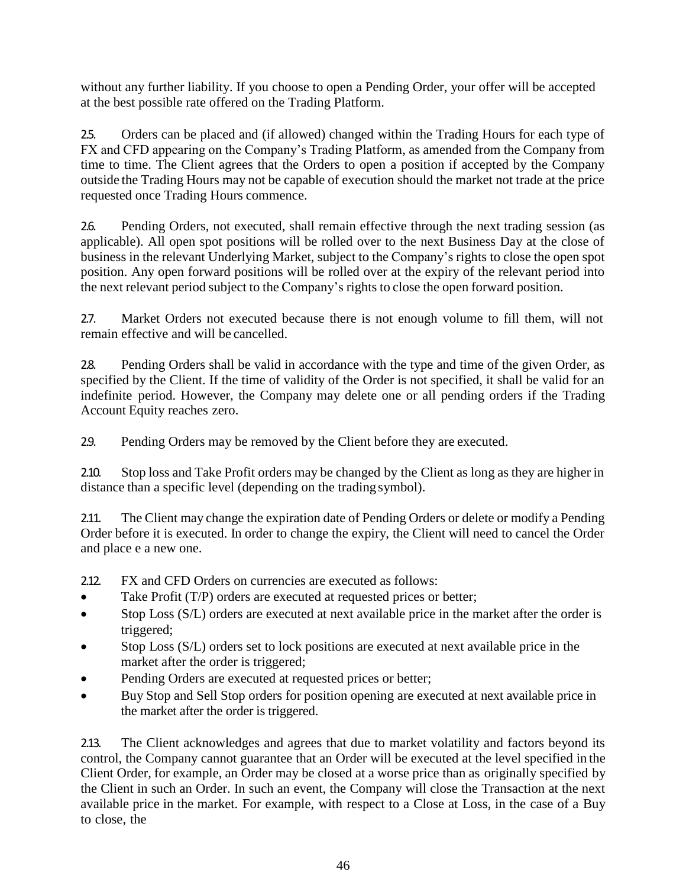without any further liability. If you choose to open a Pending Order, your offer will be accepted at the best possible rate offered on the Trading Platform.

2.5. Orders can be placed and (if allowed) changed within the Trading Hours for each type of FX and CFD appearing on the Company's Trading Platform, as amended from the Company from time to time. The Client agrees that the Orders to open a position if accepted by the Company outside the Trading Hours may not be capable of execution should the market not trade at the price requested once Trading Hours commence.

2.6. Pending Orders, not executed, shall remain effective through the next trading session (as applicable). All open spot positions will be rolled over to the next Business Day at the close of business in the relevant Underlying Market, subject to the Company's rights to close the open spot position. Any open forward positions will be rolled over at the expiry of the relevant period into the next relevant period subject to the Company's rights to close the open forward position.

2.7. Market Orders not executed because there is not enough volume to fill them, will not remain effective and will be cancelled.

2.8. Pending Orders shall be valid in accordance with the type and time of the given Order, as specified by the Client. If the time of validity of the Order is not specified, it shall be valid for an indefinite period. However, the Company may delete one or all pending orders if the Trading Account Equity reaches zero.

2.9. Pending Orders may be removed by the Client before they are executed.

2.10. Stop loss and Take Profit orders may be changed by the Client as long as they are higher in distance than a specific level (depending on the trading symbol).

2.11. The Client may change the expiration date of Pending Orders or delete or modify a Pending Order before it is executed. In order to change the expiry, the Client will need to cancel the Order and place e a new one.

2.12. FX and CFD Orders on currencies are executed as follows:

- Take Profit (T/P) orders are executed at requested prices or better;
- Stop Loss (S/L) orders are executed at next available price in the market after the order is triggered;
- Stop Loss (S/L) orders set to lock positions are executed at next available price in the market after the order is triggered;
- Pending Orders are executed at requested prices or better;
- Buy Stop and Sell Stop orders for position opening are executed at next available price in the market after the order is triggered.

2.13. The Client acknowledges and agrees that due to market volatility and factors beyond its control, the Company cannot guarantee that an Order will be executed at the level specified in the Client Order, for example, an Order may be closed at a worse price than as originally specified by the Client in such an Order. In such an event, the Company will close the Transaction at the next available price in the market. For example, with respect to a Close at Loss, in the case of a Buy to close, the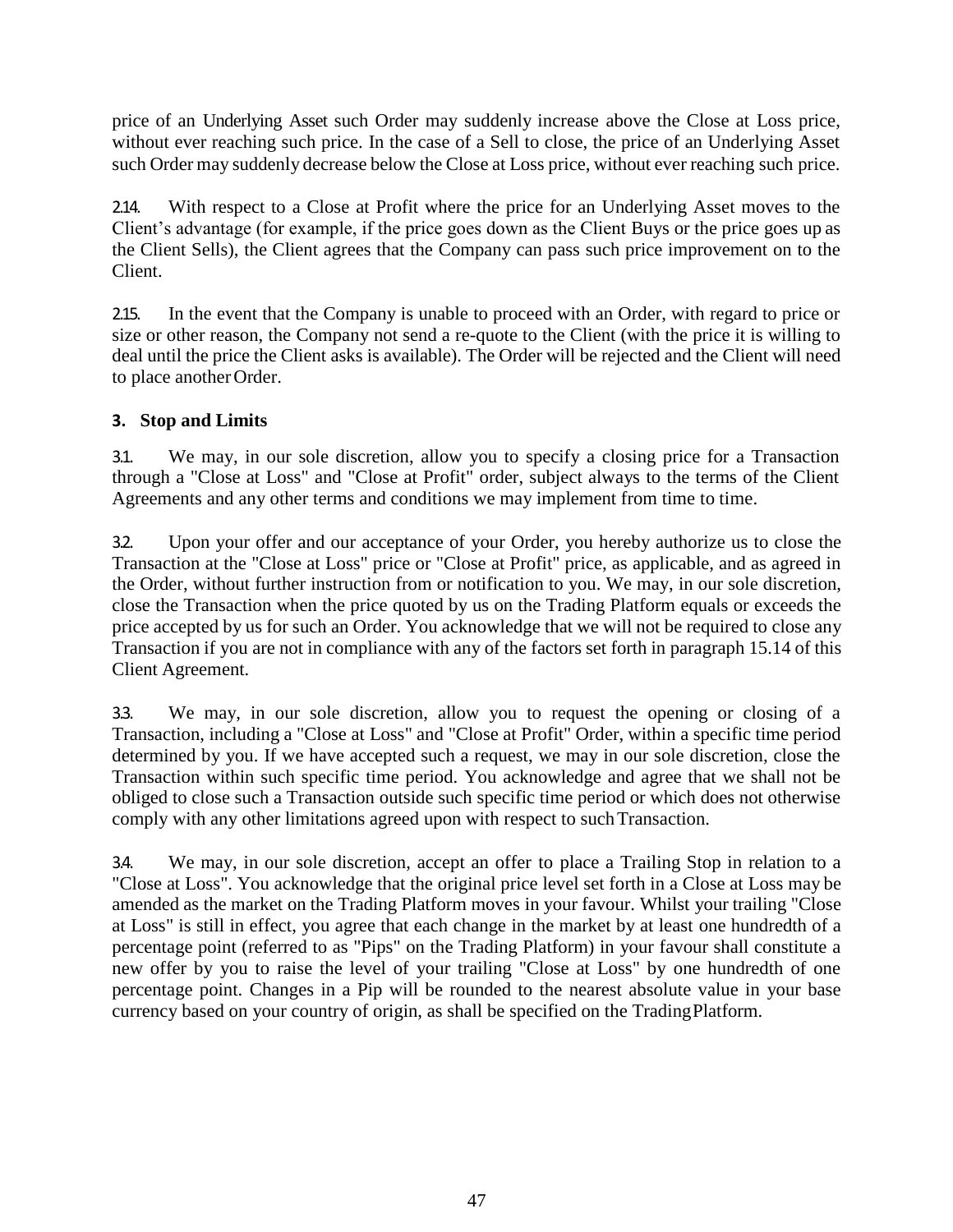price of an Underlying Asset such Order may suddenly increase above the Close at Loss price, without ever reaching such price. In the case of a Sell to close, the price of an Underlying Asset such Order may suddenly decrease below the Close at Loss price, without ever reaching such price.

2.14. With respect to a Close at Profit where the price for an Underlying Asset moves to the Client's advantage (for example, if the price goes down as the Client Buys or the price goes up as the Client Sells), the Client agrees that the Company can pass such price improvement on to the Client.

2.15. In the event that the Company is unable to proceed with an Order, with regard to price or size or other reason, the Company not send a re-quote to the Client (with the price it is willing to deal until the price the Client asks is available). The Order will be rejected and the Client will need to place another Order.

## 3. Stop and Limits

3.1. We may, in our sole discretion, allow you to specify a closing price for a Transaction through a "Close at Loss" and "Close at Profit" order, subject always to the terms of the Client Agreements and any other terms and conditions we may implement from time to time.

3.2. Upon your offer and our acceptance of your Order, you hereby authorize us to close the Transaction at the "Close at Loss" price or "Close at Profit" price, as applicable, and as agreed in the Order, without further instruction from or notification to you. We may, in our sole discretion, close the Transaction when the price quoted by us on the Trading Platform equals or exceeds the price accepted by us for such an Order. You acknowledge that we will not be required to close any Transaction if you are not in compliance with any of the factors set forth in paragraph 15.14 of this Client Agreement.

3.3. We may, in our sole discretion, allow you to request the opening or closing of a Transaction, including a "Close at Loss" and "Close at Profit" Order, within a specific time period determined by you. If we have accepted such a request, we may in our sole discretion, close the Transaction within such specific time period. You acknowledge and agree that we shall not be obliged to close such a Transaction outside such specific time period or which does not otherwise comply with any other limitations agreed upon with respect to such Transaction.

3.4. We may, in our sole discretion, accept an offer to place a Trailing Stop in relation to a "Close at Loss". You acknowledge that the original price level set forth in a Close at Loss may be amended as the market on the Trading Platform moves in your favour. Whilst your trailing "Close at Loss" is still in effect, you agree that each change in the market by at least one hundredth of a percentage point (referred to as "Pips" on the Trading Platform) in your favour shall constitute a new offer by you to raise the level of your trailing "Close at Loss" by one hundredth of one percentage point. Changes in a Pip will be rounded to the nearest absolute value in your base currency based on your country of origin, as shall be specified on the Trading Platform.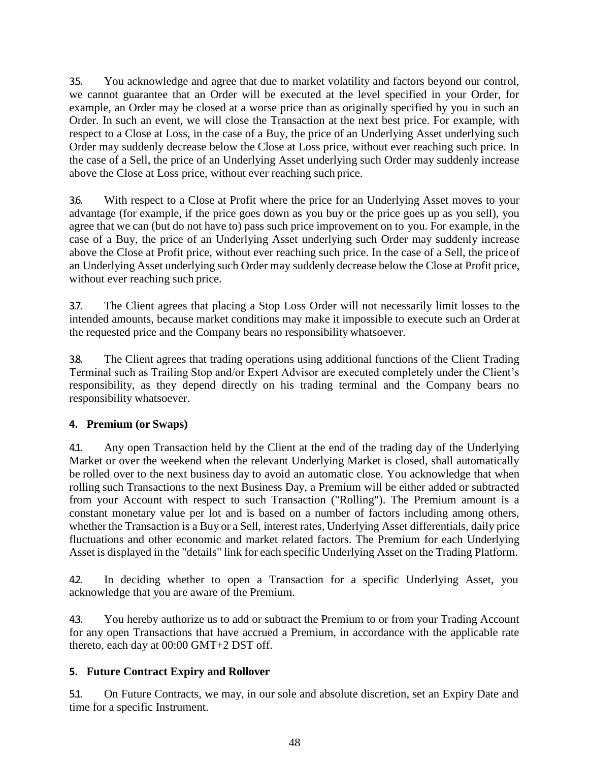3.5. You acknowledge and agree that due to market volatility and factors beyond our control, we cannot guarantee that an Order will be executed at the level specified in your Order, for example, an Order may be closed at a worse price than as originally specified by you in such an Order. In such an event, we will close the Transaction at the next best price. For example, with respect to a Close at Loss, in the case of a Buy, the price of an Underlying Asset underlying such Order may suddenly decrease below the Close at Loss price, without ever reaching such price. In the case of a Sell, the price of an Underlying Asset underlying such Order may suddenly increase above the Close at Loss price, without ever reaching such price.

3.6. With respect to a Close at Profit where the price for an Underlying Asset moves to your advantage (for example, if the price goes down as you buy or the price goes up as you sell), you agree that we can (but do not have to) pass such price improvement on to you. For example, in the case of a Buy, the price of an Underlying Asset underlying such Order may suddenly increase above the Close at Profit price, without ever reaching such price. In the case of a Sell, the price of an Underlying Asset underlying such Order may suddenly decrease below the Close at Profit price, without ever reaching such price.

3.7. The Client agrees that placing a Stop Loss Order will not necessarily limit losses to the intended amounts, because market conditions may make it impossible to execute such an Order at the requested price and the Company bears no responsibility whatsoever.

3.8. The Client agrees that trading operations using additional functions of the Client Trading Terminal such as Trailing Stop and/or Expert Advisor are executed completely under the Client's responsibility, as they depend directly on his trading terminal and the Company bears no responsibility whatsoever.

## 4. Premium (or Swaps)

4.1. Any open Transaction held by the Client at the end of the trading day of the Underlying Market or over the weekend when the relevant Underlying Market is closed, shall automatically be rolled over to the next business day to avoid an automatic close. You acknowledge that when rolling such Transactions to the next Business Day, a Premium will be either added or subtracted from your Account with respect to such Transaction ("Rolling"). The Premium amount is a constant monetary value per lot and is based on a number of factors including among others, whether the Transaction is a Buy or a Sell, interest rates, Underlying Asset differentials, daily price fluctuations and other economic and market related factors. The Premium for each Underlying Asset is displayed in the "details" link for each specific Underlying Asset on the Trading Platform.

4.2. In deciding whether to open a Transaction for a specific Underlying Asset, you acknowledge that you are aware of the Premium.

4.3. You hereby authorize us to add or subtract the Premium to or from your Trading Account for any open Transactions that have accrued a Premium, in accordance with the applicable rate thereto, each day at 00:00 GMT+2 DST off.

## 5. Future Contract Expiry and Rollover

5.1. On Future Contracts, we may, in our sole and absolute discretion, set an Expiry Date and time for a specific Instrument.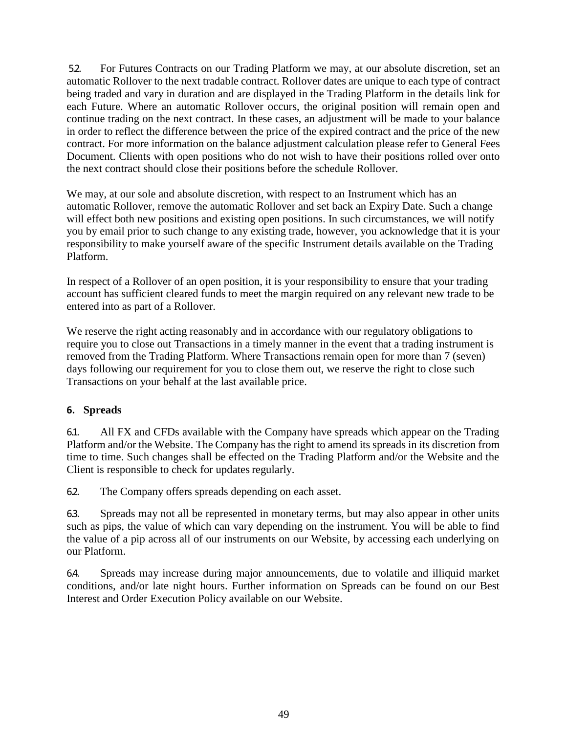5.2. For Futures Contracts on our Trading Platform we may, at our absolute discretion, set an automatic Rollover to the next tradable contract. Rollover dates are unique to each type of contract being traded and vary in duration and are displayed in the Trading Platform in the details link for each Future. Where an automatic Rollover occurs, the original position will remain open and continue trading on the next contract. In these cases, an adjustment will be made to your balance in order to reflect the difference between the price of the expired contract and the price of the new contract. For more information on the balance adjustment calculation please refer to General Fees Document. Clients with open positions who do not wish to have their positions rolled over onto the next contract should close their positions before the schedule Rollover.

We may, at our sole and absolute discretion, with respect to an Instrument which has an automatic Rollover, remove the automatic Rollover and set back an Expiry Date. Such a change will effect both new positions and existing open positions. In such circumstances, we will notify you by email prior to such change to any existing trade, however, you acknowledge that it is your responsibility to make yourself aware of the specific Instrument details available on the Trading Platform.

In respect of a Rollover of an open position, it is your responsibility to ensure that your trading account has sufficient cleared funds to meet the margin required on any relevant new trade to be entered into as part of a Rollover.

We reserve the right acting reasonably and in accordance with our regulatory obligations to require you to close out Transactions in a timely manner in the event that a trading instrument is removed from the Trading Platform. Where Transactions remain open for more than 7 (seven) days following our requirement for you to close them out, we reserve the right to close such Transactions on your behalf at the last available price.

## 6. Spreads

6.1. All FX and CFDs available with the Company have spreads which appear on the Trading Platform and/or the Website. The Company has the right to amend its spreads in its discretion from time to time. Such changes shall be effected on the Trading Platform and/or the Website and the Client is responsible to check for updates regularly.

6.2. The Company offers spreads depending on each asset.

6.3. Spreads may not all be represented in monetary terms, but may also appear in other units such as pips, the value of which can vary depending on the instrument. You will be able to find the value of a pip across all of our instruments on our Website, by accessing each underlying on our Platform.

6.4. Spreads may increase during major announcements, due to volatile and illiquid market conditions, and/or late night hours. Further information on Spreads can be found on our Best Interest and Order Execution Policy available on our Website.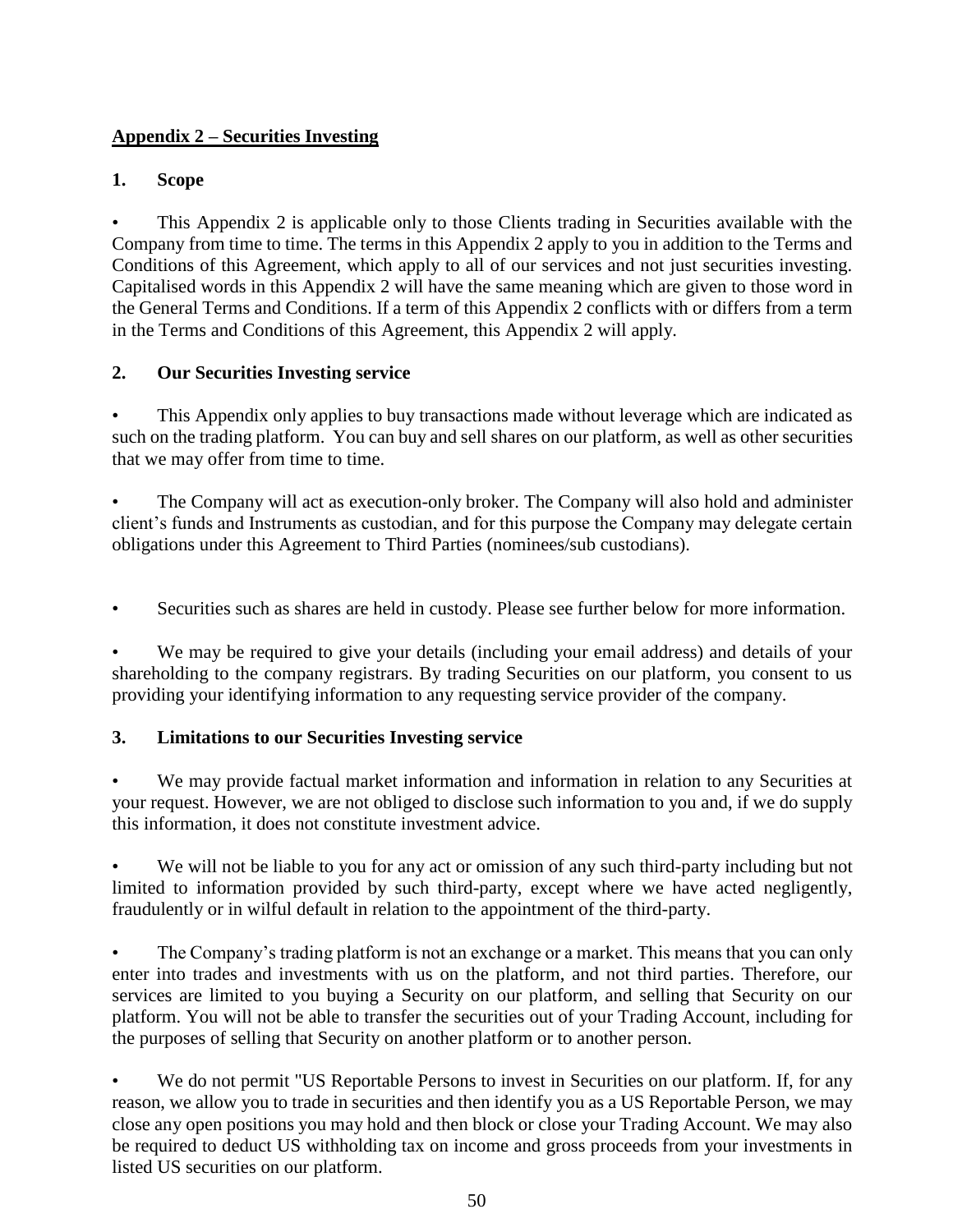## Appendix 2 – Securities Investing

### 1. Scope

- This Appendix 2 is applicable only to those Clients trading in Securities available with the Company from time to time. The terms in this Appendix 2 apply to you in addition to the Terms and Conditions of this Agreement, which apply to all of our services and not just securities investing. Capitalised words in this Appendix 2 will have the same meaning which are given to those word in the General Terms and Conditions. If a term of this Appendix 2 conflicts with or differs from a term in the Terms and Conditions of this Agreement, this Appendix 2 will apply.

### 2. Our Securities Investing service

- This Appendix only applies to buy transactions made without leverage which are indicated as such on the trading platform. You can buy and sell shares on our platform, as well as other securities that we may offer from time to time.

- The Company will act as execution-only broker. The Company will also hold and administer client's funds and Instruments as custodian, and for this purpose the Company may delegate certain obligations under this Agreement to Third Parties (nominees/sub custodians).

- Securities such as shares are held in custody. Please see further below for more information.

- We may be required to give your details (including your email address) and details of your shareholding to the company registrars. By trading Securities on our platform, you consent to us providing your identifying information to any requesting service provider of the company.

### 3. Limitations to our Securities Investing service

- We may provide factual market information and information in relation to any Securities at your request. However, we are not obliged to disclose such information to you and, if we do supply this information, it does not constitute investment advice.

- We will not be liable to you for any act or omission of any such third-party including but not limited to information provided by such third-party, except where we have acted negligently, fraudulently or in wilful default in relation to the appointment of the third-party.

- The Company's trading platform is not an exchange or a market. This means that you can only enter into trades and investments with us on the platform, and not third parties. Therefore, our services are limited to you buying a Security on our platform, and selling that Security on our platform. You will not be able to transfer the securities out of your Trading Account, including for the purposes of selling that Security on another platform or to another person.

- We do not permit "US Reportable Persons to invest in Securities on our platform. If, for any reason, we allow you to trade in securities and then identify you as a US Reportable Person, we may close any open positions you may hold and then block or close your Trading Account. We may also be required to deduct US withholding tax on income and gross proceeds from your investments in listed US securities on our platform.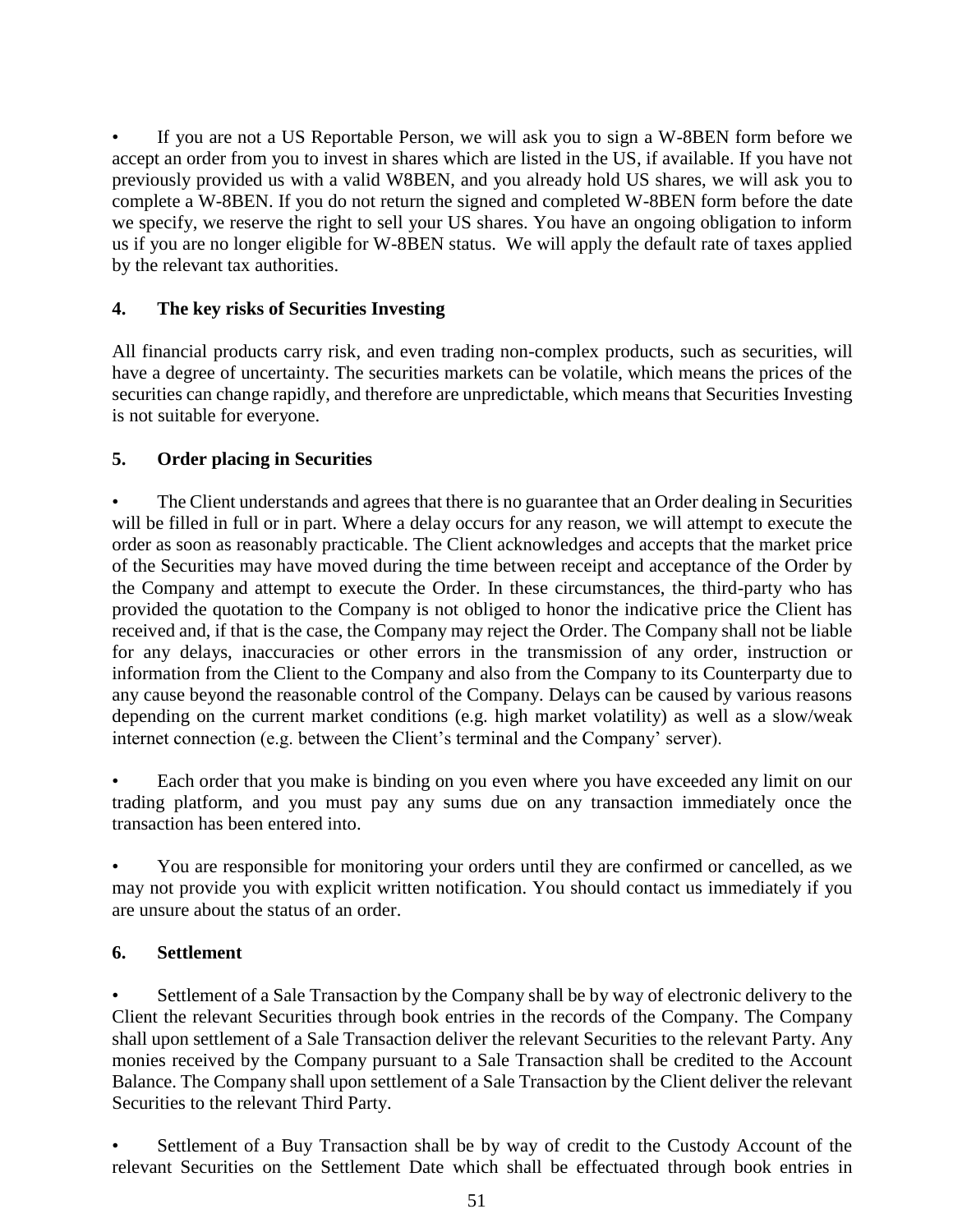- If you are not a US Reportable Person, we will ask you to sign a W-8BEN form before we accept an order from you to invest in shares which are listed in the US, if available. If you have not previously provided us with a valid W8BEN, and you already hold US shares, we will ask you to complete a W-8BEN. If you do not return the signed and completed W-8BEN form before the date we specify, we reserve the right to sell your US shares. You have an ongoing obligation to inform us if you are no longer eligible for W-8BEN status. We will apply the default rate of taxes applied by the relevant tax authorities.

## 4. The key risks of Securities Investing

All financial products carry risk, and even trading non-complex products, such as securities, will have a degree of uncertainty. The securities markets can be volatile, which means the prices of the securities can change rapidly, and therefore are unpredictable, which means that Securities Investing is not suitable for everyone.

## 5. Order placing in Securities

- The Client understands and agrees that there is no guarantee that an Order dealing in Securities will be filled in full or in part. Where a delay occurs for any reason, we will attempt to execute the order as soon as reasonably practicable. The Client acknowledges and accepts that the market price of the Securities may have moved during the time between receipt and acceptance of the Order by the Company and attempt to execute the Order. In these circumstances, the third-party who has provided the quotation to the Company is not obliged to honor the indicative price the Client has received and, if that is the case, the Company may reject the Order. The Company shall not be liable for any delays, inaccuracies or other errors in the transmission of any order, instruction or information from the Client to the Company and also from the Company to its Counterparty due to any cause beyond the reasonable control of the Company. Delays can be caused by various reasons depending on the current market conditions (e.g. high market volatility) as well as a slow/weak internet connection (e.g. between the Client's terminal and the Company' server).

- Each order that you make is binding on you even where you have exceeded any limit on our trading platform, and you must pay any sums due on any transaction immediately once the transaction has been entered into.

- You are responsible for monitoring your orders until they are confirmed or cancelled, as we may not provide you with explicit written notification. You should contact us immediately if you are unsure about the status of an order.

## 6. Settlement

- Settlement of a Sale Transaction by the Company shall be by way of electronic delivery to the Client the relevant Securities through book entries in the records of the Company. The Company shall upon settlement of a Sale Transaction deliver the relevant Securities to the relevant Party. Any monies received by the Company pursuant to a Sale Transaction shall be credited to the Account Balance. The Company shall upon settlement of a Sale Transaction by the Client deliver the relevant Securities to the relevant Third Party.

- Settlement of a Buy Transaction shall be by way of credit to the Custody Account of the relevant Securities on the Settlement Date which shall be effectuated through book entries in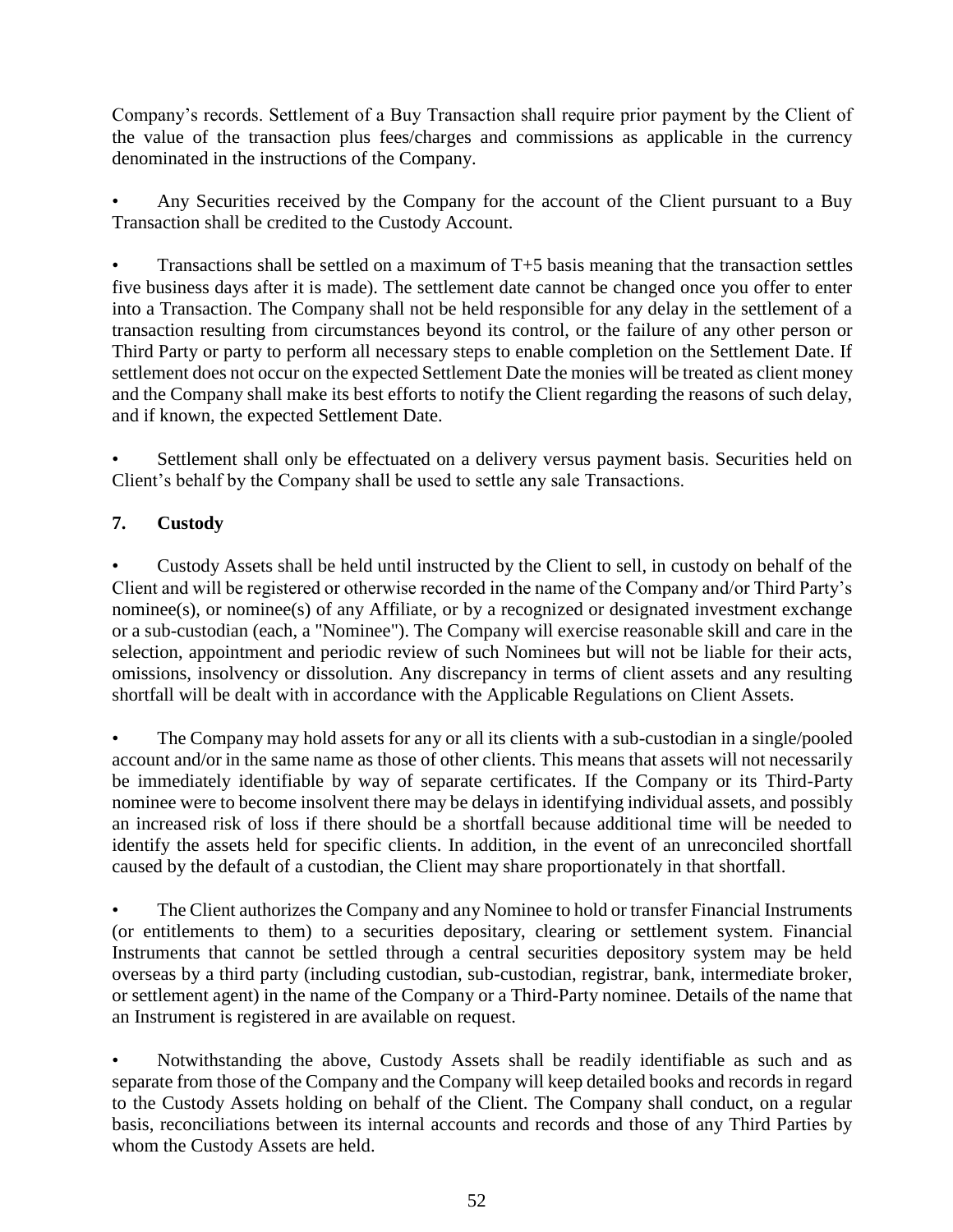Company's records. Settlement of a Buy Transaction shall require prior payment by the Client of the value of the transaction plus fees/charges and commissions as applicable in the currency denominated in the instructions of the Company.

- Any Securities received by the Company for the account of the Client pursuant to a Buy Transaction shall be credited to the Custody Account.

- Transactions shall be settled on a maximum of T+5 basis meaning that the transaction settles five business days after it is made). The settlement date cannot be changed once you offer to enter into a Transaction. The Company shall not be held responsible for any delay in the settlement of a transaction resulting from circumstances beyond its control, or the failure of any other person or Third Party or party to perform all necessary steps to enable completion on the Settlement Date. If settlement does not occur on the expected Settlement Date the monies will be treated as client money and the Company shall make its best efforts to notify the Client regarding the reasons of such delay, and if known, the expected Settlement Date.

- Settlement shall only be effectuated on a delivery versus payment basis. Securities held on Client's behalf by the Company shall be used to settle any sale Transactions.

## 7. Custody

- Custody Assets shall be held until instructed by the Client to sell, in custody on behalf of the Client and will be registered or otherwise recorded in the name of the Company and/or Third Party's nominee(s), or nominee(s) of any Affiliate, or by a recognized or designated investment exchange or a sub-custodian (each, a "Nominee"). The Company will exercise reasonable skill and care in the selection, appointment and periodic review of such Nominees but will not be liable for their acts, omissions, insolvency or dissolution. Any discrepancy in terms of client assets and any resulting shortfall will be dealt with in accordance with the Applicable Regulations on Client Assets.

- The Company may hold assets for any or all its clients with a sub-custodian in a single/pooled account and/or in the same name as those of other clients. This means that assets will not necessarily be immediately identifiable by way of separate certificates. If the Company or its Third-Party nominee were to become insolvent there may be delays in identifying individual assets, and possibly an increased risk of loss if there should be a shortfall because additional time will be needed to identify the assets held for specific clients. In addition, in the event of an unreconciled shortfall caused by the default of a custodian, the Client may share proportionately in that shortfall.

- The Client authorizes the Company and any Nominee to hold or transfer Financial Instruments (or entitlements to them) to a securities depositary, clearing or settlement system. Financial Instruments that cannot be settled through a central securities depository system may be held overseas by a third party (including custodian, sub-custodian, registrar, bank, intermediate broker, or settlement agent) in the name of the Company or a Third-Party nominee. Details of the name that an Instrument is registered in are available on request.

- Notwithstanding the above, Custody Assets shall be readily identifiable as such and as separate from those of the Company and the Company will keep detailed books and records in regard to the Custody Assets holding on behalf of the Client. The Company shall conduct, on a regular basis, reconciliations between its internal accounts and records and those of any Third Parties by whom the Custody Assets are held.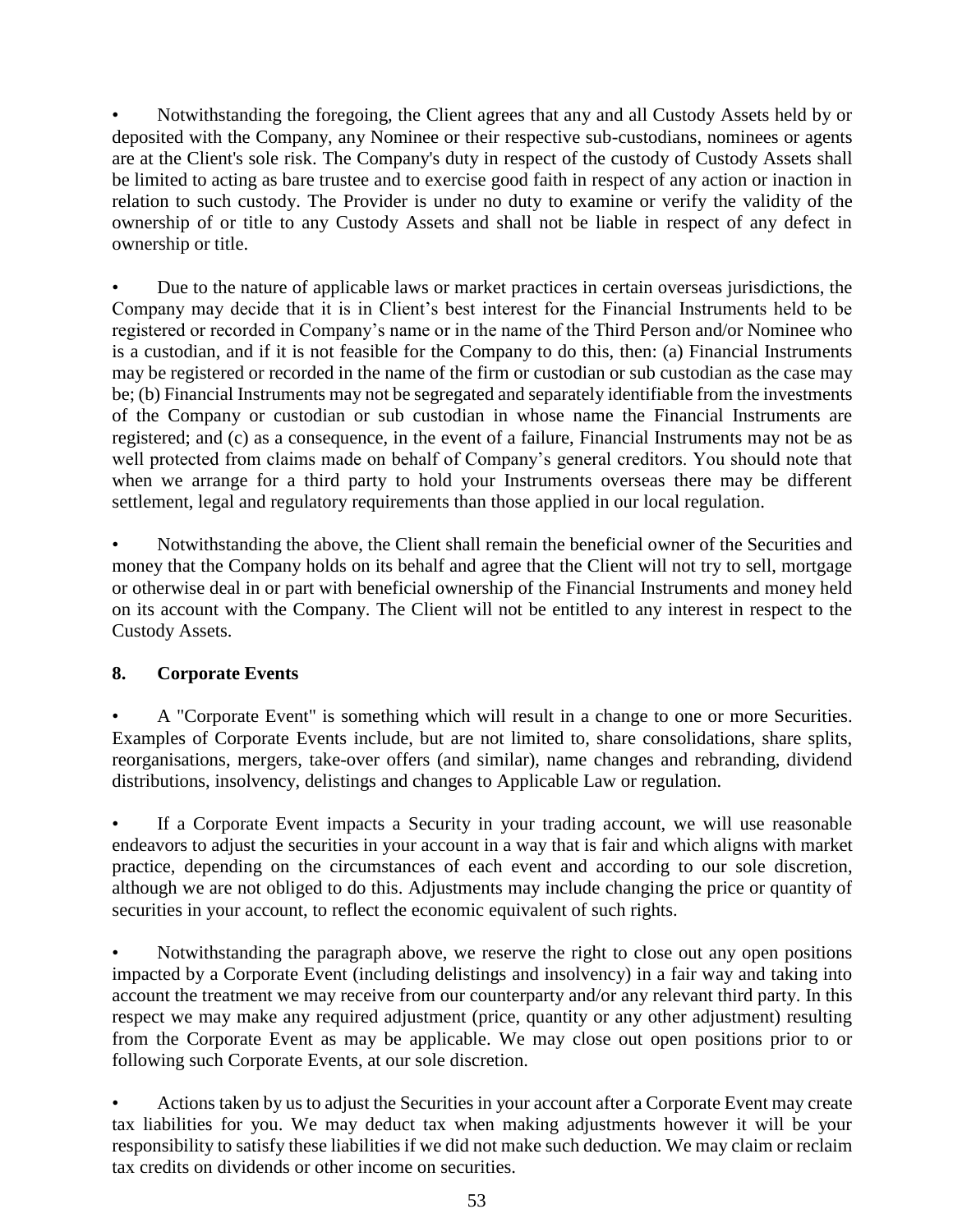- Notwithstanding the foregoing, the Client agrees that any and all Custody Assets held by or deposited with the Company, any Nominee or their respective sub-custodians, nominees or agents are at the Client's sole risk. The Company's duty in respect of the custody of Custody Assets shall be limited to acting as bare trustee and to exercise good faith in respect of any action or inaction in relation to such custody. The Provider is under no duty to examine or verify the validity of the ownership of or title to any Custody Assets and shall not be liable in respect of any defect in ownership or title.

- Due to the nature of applicable laws or market practices in certain overseas jurisdictions, the Company may decide that it is in Client's best interest for the Financial Instruments held to be registered or recorded in Company's name or in the name of the Third Person and/or Nominee who is a custodian, and if it is not feasible for the Company to do this, then: (a) Financial Instruments may be registered or recorded in the name of the firm or custodian or sub custodian as the case may be; (b) Financial Instruments may not be segregated and separately identifiable from the investments of the Company or custodian or sub custodian in whose name the Financial Instruments are registered; and (c) as a consequence, in the event of a failure, Financial Instruments may not be as well protected from claims made on behalf of Company's general creditors. You should note that when we arrange for a third party to hold your Instruments overseas there may be different settlement, legal and regulatory requirements than those applied in our local regulation.

- Notwithstanding the above, the Client shall remain the beneficial owner of the Securities and money that the Company holds on its behalf and agree that the Client will not try to sell, mortgage or otherwise deal in or part with beneficial ownership of the Financial Instruments and money held on its account with the Company. The Client will not be entitled to any interest in respect to the Custody Assets.

## 8. Corporate Events

- A "Corporate Event" is something which will result in a change to one or more Securities. Examples of Corporate Events include, but are not limited to, share consolidations, share splits, reorganisations, mergers, take-over offers (and similar), name changes and rebranding, dividend distributions, insolvency, delistings and changes to Applicable Law or regulation.

- If a Corporate Event impacts a Security in your trading account, we will use reasonable endeavors to adjust the securities in your account in a way that is fair and which aligns with market practice, depending on the circumstances of each event and according to our sole discretion, although we are not obliged to do this. Adjustments may include changing the price or quantity of securities in your account, to reflect the economic equivalent of such rights.

- Notwithstanding the paragraph above, we reserve the right to close out any open positions impacted by a Corporate Event (including delistings and insolvency) in a fair way and taking into account the treatment we may receive from our counterparty and/or any relevant third party. In this respect we may make any required adjustment (price, quantity or any other adjustment) resulting from the Corporate Event as may be applicable. We may close out open positions prior to or following such Corporate Events, at our sole discretion.

- Actions taken by us to adjust the Securities in your account after a Corporate Event may create tax liabilities for you. We may deduct tax when making adjustments however it will be your responsibility to satisfy these liabilities if we did not make such deduction. We may claim or reclaim tax credits on dividends or other income on securities.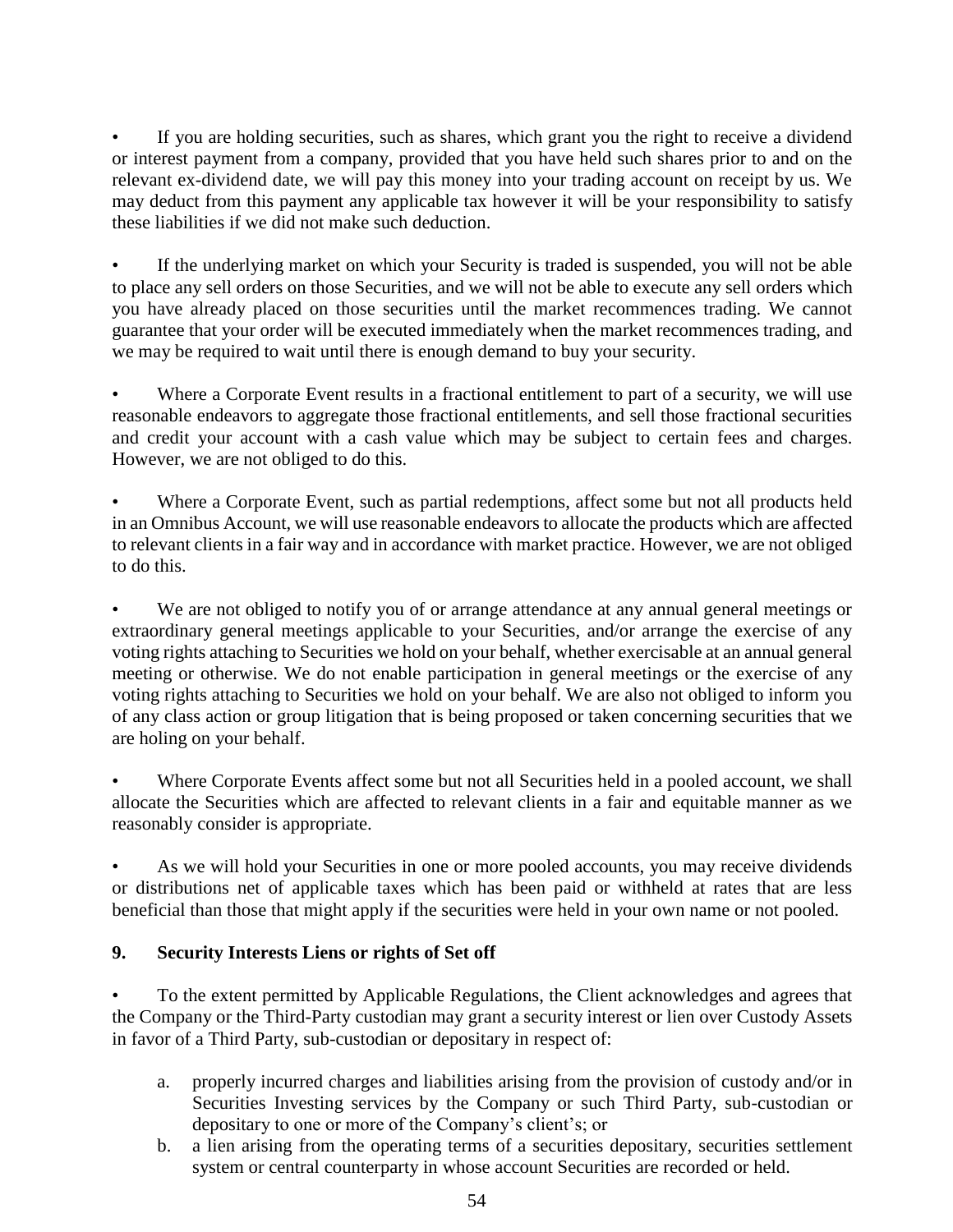- If you are holding securities, such as shares, which grant you the right to receive a dividend or interest payment from a company, provided that you have held such shares prior to and on the relevant ex-dividend date, we will pay this money into your trading account on receipt by us. We may deduct from this payment any applicable tax however it will be your responsibility to satisfy these liabilities if we did not make such deduction.

- If the underlying market on which your Security is traded is suspended, you will not be able to place any sell orders on those Securities, and we will not be able to execute any sell orders which you have already placed on those securities until the market recommences trading. We cannot guarantee that your order will be executed immediately when the market recommences trading, and we may be required to wait until there is enough demand to buy your security.

- Where a Corporate Event results in a fractional entitlement to part of a security, we will use reasonable endeavors to aggregate those fractional entitlements, and sell those fractional securities and credit your account with a cash value which may be subject to certain fees and charges. However, we are not obliged to do this.

- Where a Corporate Event, such as partial redemptions, affect some but not all products held in an Omnibus Account, we will use reasonable endeavors to allocate the products which are affected to relevant clients in a fair way and in accordance with market practice. However, we are not obliged to do this.

- We are not obliged to notify you of or arrange attendance at any annual general meetings or extraordinary general meetings applicable to your Securities, and/or arrange the exercise of any voting rights attaching to Securities we hold on your behalf, whether exercisable at an annual general meeting or otherwise. We do not enable participation in general meetings or the exercise of any voting rights attaching to Securities we hold on your behalf. We are also not obliged to inform you of any class action or group litigation that is being proposed or taken concerning securities that we are holing on your behalf.

- Where Corporate Events affect some but not all Securities held in a pooled account, we shall allocate the Securities which are affected to relevant clients in a fair and equitable manner as we reasonably consider is appropriate.

- As we will hold your Securities in one or more pooled accounts, you may receive dividends or distributions net of applicable taxes which has been paid or withheld at rates that are less beneficial than those that might apply if the securities were held in your own name or not pooled.

## 9. Security Interests Liens or rights of Set off

- To the extent permitted by Applicable Regulations, the Client acknowledges and agrees that the Company or the Third-Party custodian may grant a security interest or lien over Custody Assets in favor of a Third Party, sub-custodian or depositary in respect of:

  a. properly incurred charges and liabilities arising from the provision of custody and/or in Securities Investing services by the Company or such Third Party, sub-custodian or depositary to one or more of the Company's client's; or
  b. a lien arising from the operating terms of a securities depositary, securities settlement system or central counterparty in whose account Securities are recorded or held.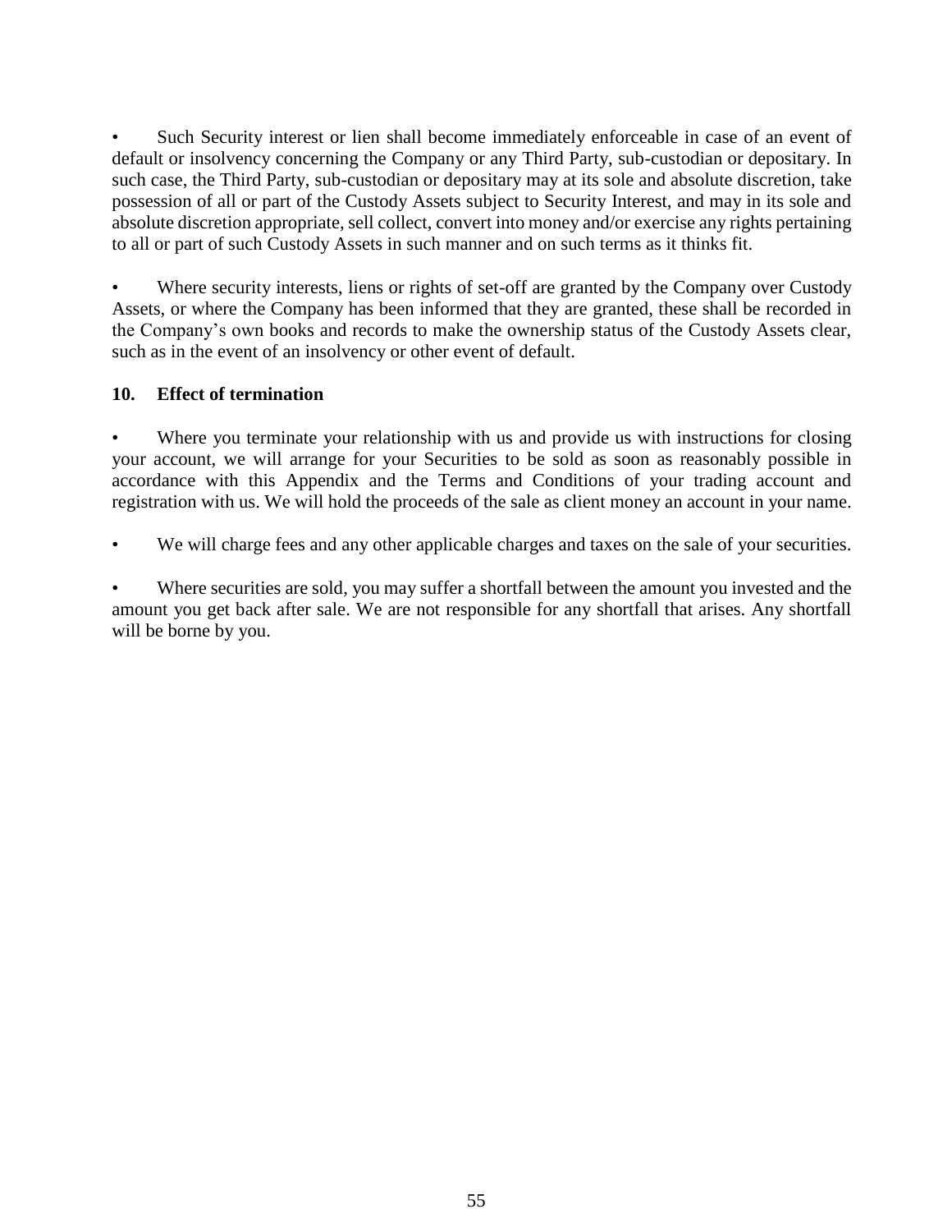- Such Security interest or lien shall become immediately enforceable in case of an event of default or insolvency concerning the Company or any Third Party, sub-custodian or depositary. In such case, the Third Party, sub-custodian or depositary may at its sole and absolute discretion, take possession of all or part of the Custody Assets subject to Security Interest, and may in its sole and absolute discretion appropriate, sell collect, convert into money and/or exercise any rights pertaining to all or part of such Custody Assets in such manner and on such terms as it thinks fit.

- Where security interests, liens or rights of set-off are granted by the Company over Custody Assets, or where the Company has been informed that they are granted, these shall be recorded in the Company's own books and records to make the ownership status of the Custody Assets clear, such as in the event of an insolvency or other event of default.

## 10. Effect of termination

- Where you terminate your relationship with us and provide us with instructions for closing your account, we will arrange for your Securities to be sold as soon as reasonably possible in accordance with this Appendix and the Terms and Conditions of your trading account and registration with us. We will hold the proceeds of the sale as client money an account in your name.

- We will charge fees and any other applicable charges and taxes on the sale of your securities.

- Where securities are sold, you may suffer a shortfall between the amount you invested and the amount you get back after sale. We are not responsible for any shortfall that arises. Any shortfall will be borne by you.